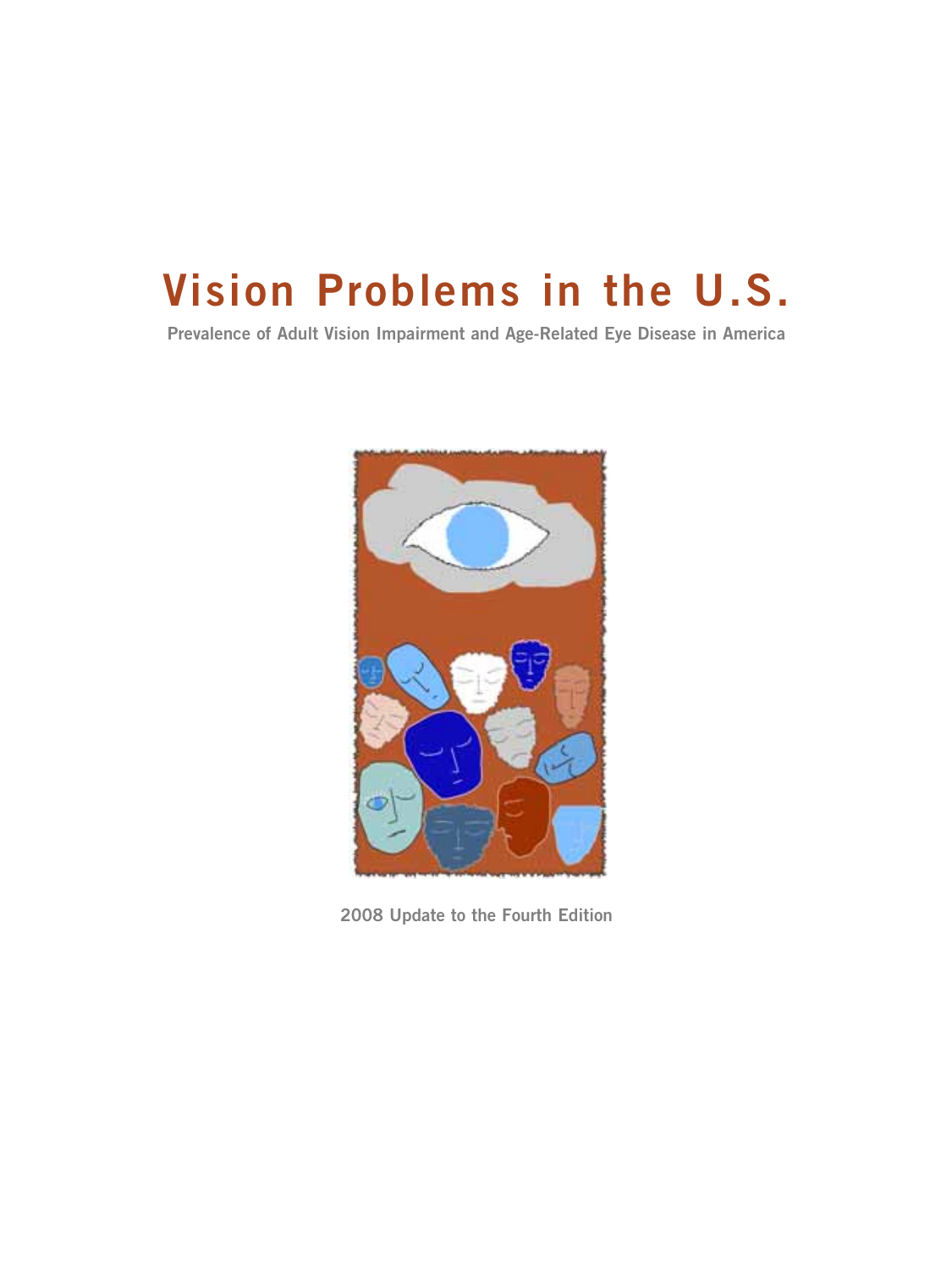# Vision Problems in the U.S.

**Prevalence of Adult Vision Impairment and Age-Related Eye Disease in America**

2008 Update to the Fourth Edition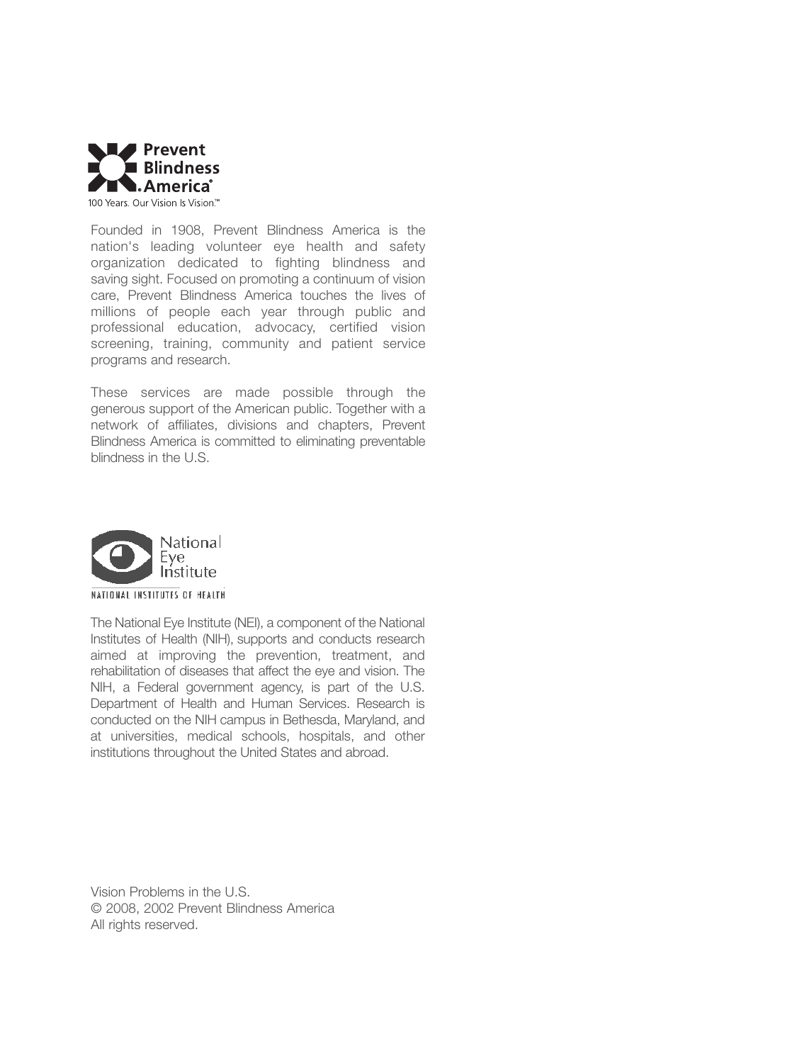**Prevent Blindness America®**

100 Years. Our Vision Is Vision.™

Founded in 1908, Prevent Blindness America is the nation's leading volunteer eye health and safety organization dedicated to fighting blindness and saving sight. Focused on promoting a continuum of vision care, Prevent Blindness America touches the lives of millions of people each year through public and professional education, advocacy, certified vision screening, training, community and patient service programs and research.

These services are made possible through the generous support of the American public. Together with a network of affiliates, divisions and chapters, Prevent Blindness America is committed to eliminating preventable blindness in the U.S.

**National Eye Institute**

NATIONAL INSTITUTES OF HEALTH

The National Eye Institute (NEI), a component of the National Institutes of Health (NIH), supports and conducts research aimed at improving the prevention, treatment, and rehabilitation of diseases that affect the eye and vision. The NIH, a Federal government agency, is part of the U.S. Department of Health and Human Services. Research is conducted on the NIH campus in Bethesda, Maryland, and at universities, medical schools, hospitals, and other institutions throughout the United States and abroad.

Vision Problems in the U.S.
© 2008, 2002 Prevent Blindness America
All rights reserved.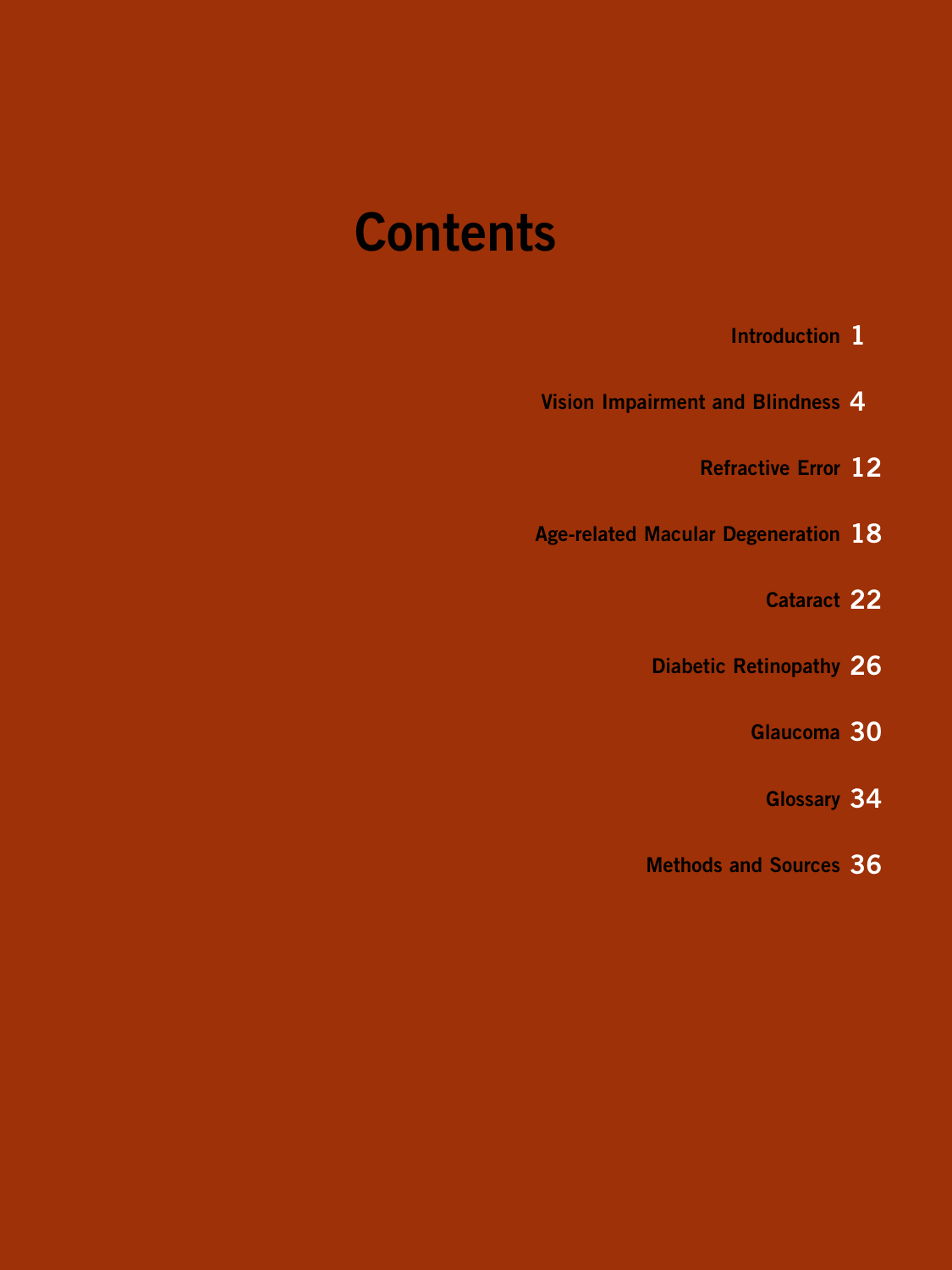# Contents

| | |
|---|---|
| Introduction | 1 |
| Vision Impairment and Blindness | 4 |
| Refractive Error | 12 |
| Age-related Macular Degeneration | 18 |
| Cataract | 22 |
| Diabetic Retinopathy | 26 |
| Glaucoma | 30 |
| Glossary | 34 |
| Methods and Sources | 36 |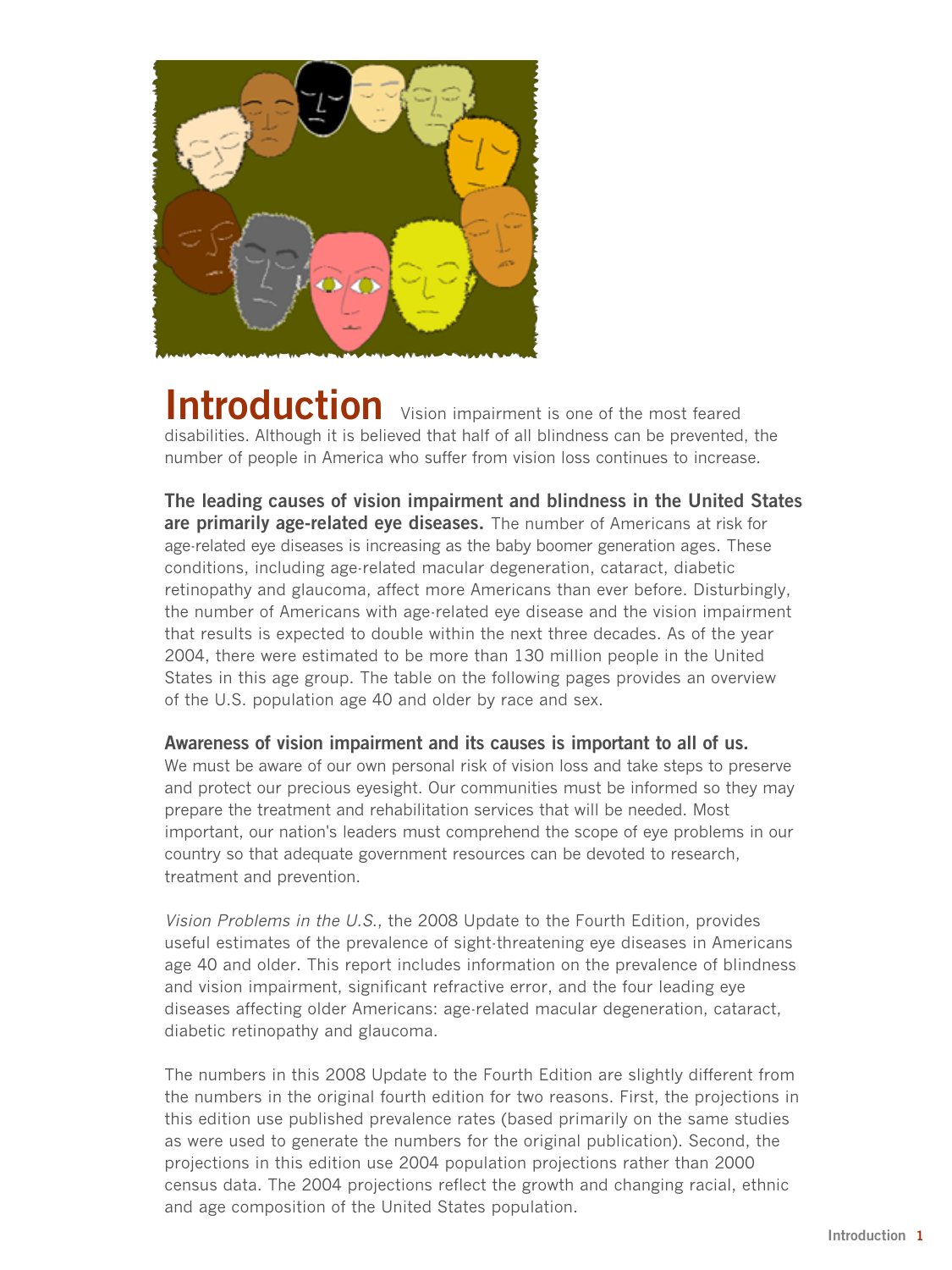# Introduction

Vision impairment is one of the most feared disabilities. Although it is believed that half of all blindness can be prevented, the number of people in America who suffer from vision loss continues to increase.

**The leading causes of vision impairment and blindness in the United States are primarily age-related eye diseases.** The number of Americans at risk for age-related eye diseases is increasing as the baby boomer generation ages. These conditions, including age-related macular degeneration, cataract, diabetic retinopathy and glaucoma, affect more Americans than ever before. Disturbingly, the number of Americans with age-related eye disease and the vision impairment that results is expected to double within the next three decades. As of the year 2004, there were estimated to be more than 130 million people in the United States in this age group. The table on the following pages provides an overview of the U.S. population age 40 and older by race and sex.

**Awareness of vision impairment and its causes is important to all of us.** We must be aware of our own personal risk of vision loss and take steps to preserve and protect our precious eyesight. Our communities must be informed so they may prepare the treatment and rehabilitation services that will be needed. Most important, our nation's leaders must comprehend the scope of eye problems in our country so that adequate government resources can be devoted to research, treatment and prevention.

*Vision Problems in the U.S.*, the 2008 Update to the Fourth Edition, provides useful estimates of the prevalence of sight-threatening eye diseases in Americans age 40 and older. This report includes information on the prevalence of blindness and vision impairment, significant refractive error, and the four leading eye diseases affecting older Americans: age-related macular degeneration, cataract, diabetic retinopathy and glaucoma.

The numbers in this 2008 Update to the Fourth Edition are slightly different from the numbers in the original fourth edition for two reasons. First, the projections in this edition use published prevalence rates (based primarily on the same studies as were used to generate the numbers for the original publication). Second, the projections in this edition use 2004 population projections rather than 2000 census data. The 2004 projections reflect the growth and changing racial, ethnic and age composition of the United States population.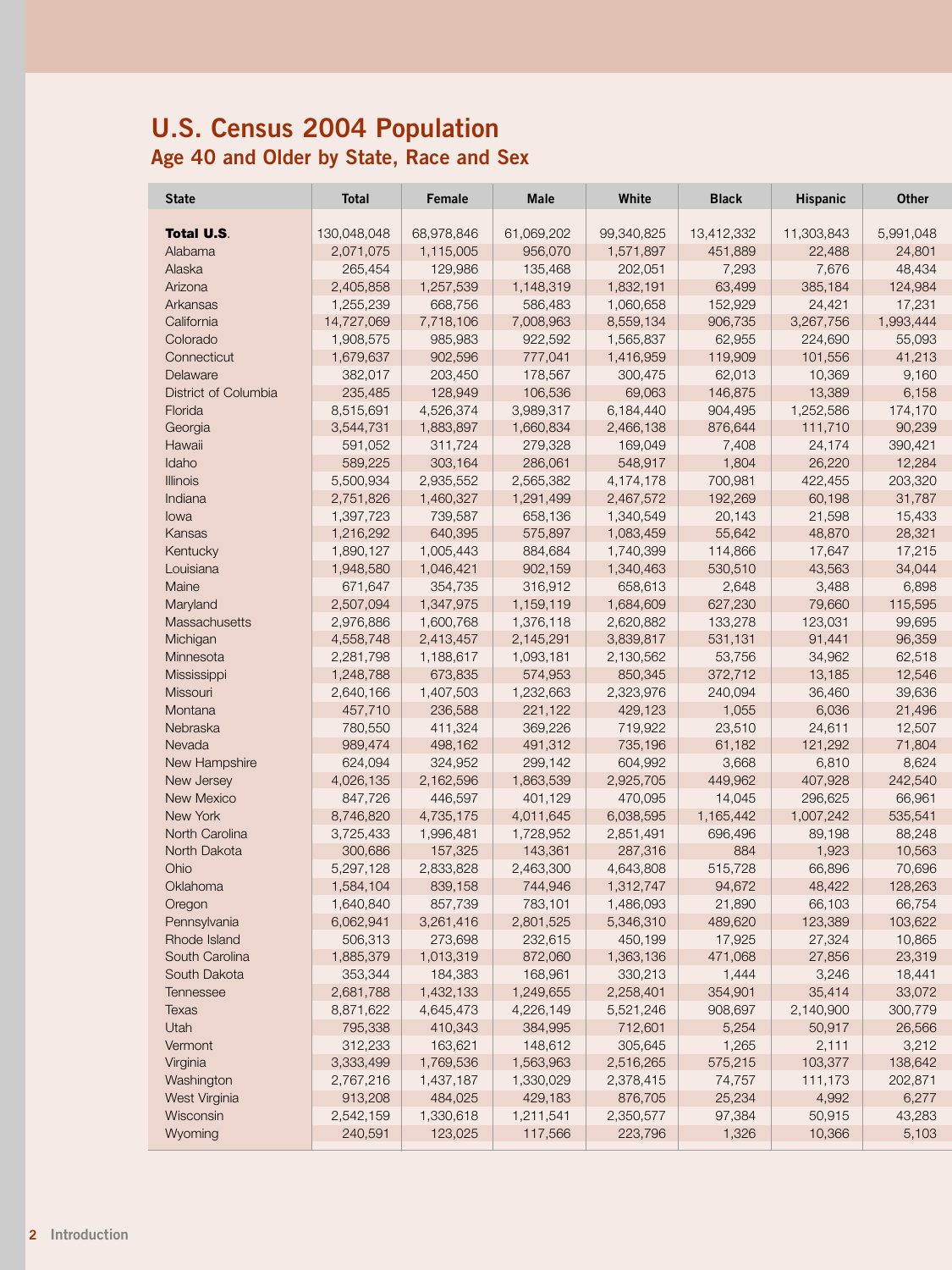# U.S. Census 2004 Population

## Age 40 and Older by State, Race and Sex

| State | Total | Female | Male | White | Black | Hispanic | Other |
|---|---|---|---|---|---|---|---|
| **Total U.S.** | 130,048,048 | 68,978,846 | 61,069,202 | 99,340,825 | 13,412,332 | 11,303,843 | 5,991,048 |
| Alabama | 2,071,075 | 1,115,005 | 956,070 | 1,571,897 | 451,889 | 22,488 | 24,801 |
| Alaska | 265,454 | 129,986 | 135,468 | 202,051 | 7,293 | 7,676 | 48,434 |
| Arizona | 2,405,858 | 1,257,539 | 1,148,319 | 1,832,191 | 63,499 | 385,184 | 124,984 |
| Arkansas | 1,255,239 | 668,756 | 586,483 | 1,060,658 | 152,929 | 24,421 | 17,231 |
| California | 14,727,069 | 7,718,106 | 7,008,963 | 8,559,134 | 906,735 | 3,267,756 | 1,993,444 |
| Colorado | 1,908,575 | 985,983 | 922,592 | 1,565,837 | 62,955 | 224,690 | 55,093 |
| Connecticut | 1,679,637 | 902,596 | 777,041 | 1,416,959 | 119,909 | 101,556 | 41,213 |
| Delaware | 382,017 | 203,450 | 178,567 | 300,475 | 62,013 | 10,369 | 9,160 |
| District of Columbia | 235,485 | 128,949 | 106,536 | 69,063 | 146,875 | 13,389 | 6,158 |
| Florida | 8,515,691 | 4,526,374 | 3,989,317 | 6,184,440 | 904,495 | 1,252,586 | 174,170 |
| Georgia | 3,544,731 | 1,883,897 | 1,660,834 | 2,466,138 | 876,644 | 111,710 | 90,239 |
| Hawaii | 591,052 | 311,724 | 279,328 | 169,049 | 7,408 | 24,174 | 390,421 |
| Idaho | 589,225 | 303,164 | 286,061 | 548,917 | 1,804 | 26,220 | 12,284 |
| Illinois | 5,500,934 | 2,935,552 | 2,565,382 | 4,174,178 | 700,981 | 422,455 | 203,320 |
| Indiana | 2,751,826 | 1,460,327 | 1,291,499 | 2,467,572 | 192,269 | 60,198 | 31,787 |
| Iowa | 1,397,723 | 739,587 | 658,136 | 1,340,549 | 20,143 | 21,598 | 15,433 |
| Kansas | 1,216,292 | 640,395 | 575,897 | 1,083,459 | 55,642 | 48,870 | 28,321 |
| Kentucky | 1,890,127 | 1,005,443 | 884,684 | 1,740,399 | 114,866 | 17,647 | 17,215 |
| Louisiana | 1,948,580 | 1,046,421 | 902,159 | 1,340,463 | 530,510 | 43,563 | 34,044 |
| Maine | 671,647 | 354,735 | 316,912 | 658,613 | 2,648 | 3,488 | 6,898 |
| Maryland | 2,507,094 | 1,347,975 | 1,159,119 | 1,684,609 | 627,230 | 79,660 | 115,595 |
| Massachusetts | 2,976,886 | 1,600,768 | 1,376,118 | 2,620,882 | 133,278 | 123,031 | 99,695 |
| Michigan | 4,558,748 | 2,413,457 | 2,145,291 | 3,839,817 | 531,131 | 91,441 | 96,359 |
| Minnesota | 2,281,798 | 1,188,617 | 1,093,181 | 2,130,562 | 53,756 | 34,962 | 62,518 |
| Mississippi | 1,248,788 | 673,835 | 574,953 | 850,345 | 372,712 | 13,185 | 12,546 |
| Missouri | 2,640,166 | 1,407,503 | 1,232,663 | 2,323,976 | 240,094 | 36,460 | 39,636 |
| Montana | 457,710 | 236,588 | 221,122 | 429,123 | 1,055 | 6,036 | 21,496 |
| Nebraska | 780,550 | 411,324 | 369,226 | 719,922 | 23,510 | 24,611 | 12,507 |
| Nevada | 989,474 | 498,162 | 491,312 | 735,196 | 61,182 | 121,292 | 71,804 |
| New Hampshire | 624,094 | 324,952 | 299,142 | 604,992 | 3,668 | 6,810 | 8,624 |
| New Jersey | 4,026,135 | 2,162,596 | 1,863,539 | 2,925,705 | 449,962 | 407,928 | 242,540 |
| New Mexico | 847,726 | 446,597 | 401,129 | 470,095 | 14,045 | 296,625 | 66,961 |
| New York | 8,746,820 | 4,735,175 | 4,011,645 | 6,038,595 | 1,165,442 | 1,007,242 | 535,541 |
| North Carolina | 3,725,433 | 1,996,481 | 1,728,952 | 2,851,491 | 696,496 | 89,198 | 88,248 |
| North Dakota | 300,686 | 157,325 | 143,361 | 287,316 | 884 | 1,923 | 10,563 |
| Ohio | 5,297,128 | 2,833,828 | 2,463,300 | 4,643,808 | 515,728 | 66,896 | 70,696 |
| Oklahoma | 1,584,104 | 839,158 | 744,946 | 1,312,747 | 94,672 | 48,422 | 128,263 |
| Oregon | 1,640,840 | 857,739 | 783,101 | 1,486,093 | 21,890 | 66,103 | 66,754 |
| Pennsylvania | 6,062,941 | 3,261,416 | 2,801,525 | 5,346,310 | 489,620 | 123,389 | 103,622 |
| Rhode Island | 506,313 | 273,698 | 232,615 | 450,199 | 17,925 | 27,324 | 10,865 |
| South Carolina | 1,885,379 | 1,013,319 | 872,060 | 1,363,136 | 471,068 | 27,856 | 23,319 |
| South Dakota | 353,344 | 184,383 | 168,961 | 330,213 | 1,444 | 3,246 | 18,441 |
| Tennessee | 2,681,788 | 1,432,133 | 1,249,655 | 2,258,401 | 354,901 | 35,414 | 33,072 |
| Texas | 8,871,622 | 4,645,473 | 4,226,149 | 5,521,246 | 908,697 | 2,140,900 | 300,779 |
| Utah | 795,338 | 410,343 | 384,995 | 712,601 | 5,254 | 50,917 | 26,566 |
| Vermont | 312,233 | 163,621 | 148,612 | 305,645 | 1,265 | 2,111 | 3,212 |
| Virginia | 3,333,499 | 1,769,536 | 1,563,963 | 2,516,265 | 575,215 | 103,377 | 138,642 |
| Washington | 2,767,216 | 1,437,187 | 1,330,029 | 2,378,415 | 74,757 | 111,173 | 202,871 |
| West Virginia | 913,208 | 484,025 | 429,183 | 876,705 | 25,234 | 4,992 | 6,277 |
| Wisconsin | 2,542,159 | 1,330,618 | 1,211,541 | 2,350,577 | 97,384 | 50,915 | 43,283 |
| Wyoming | 240,591 | 123,025 | 117,566 | 223,796 | 1,326 | 10,366 | 5,103 |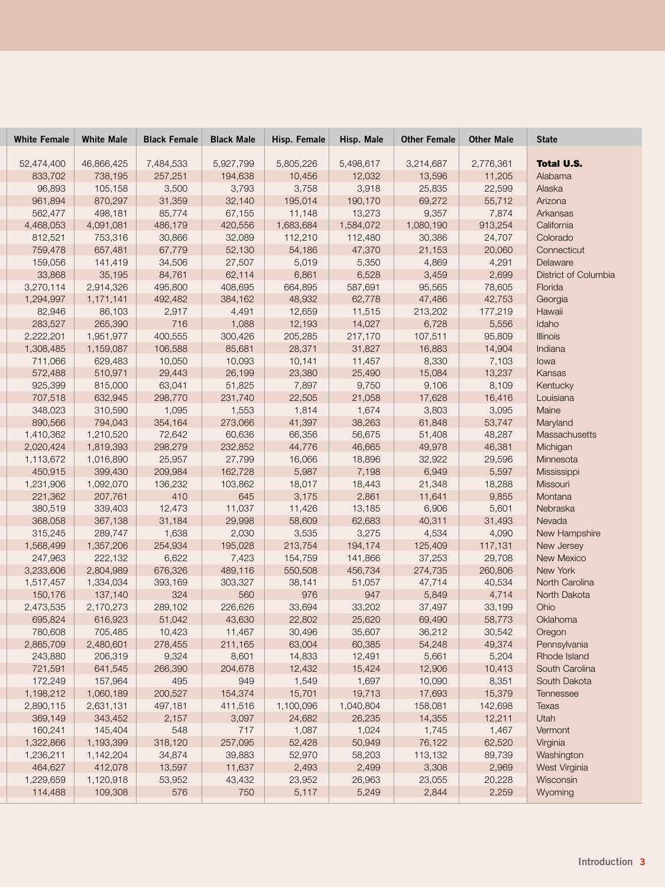| White Female | White Male | Black Female | Black Male | Hisp. Female | Hisp. Male | Other Female | Other Male | State |
|---|---|---|---|---|---|---|---|---|
| 52,474,400 | 46,866,425 | 7,484,533 | 5,927,799 | 5,805,226 | 5,498,617 | 3,214,687 | 2,776,361 | **Total U.S.** |
| 833,702 | 738,195 | 257,251 | 194,638 | 10,456 | 12,032 | 13,596 | 11,205 | Alabama |
| 96,893 | 105,158 | 3,500 | 3,793 | 3,758 | 3,918 | 25,835 | 22,599 | Alaska |
| 961,894 | 870,297 | 31,359 | 32,140 | 195,014 | 190,170 | 69,272 | 55,712 | Arizona |
| 562,477 | 498,181 | 85,774 | 67,155 | 11,148 | 13,273 | 9,357 | 7,874 | Arkansas |
| 4,468,053 | 4,091,081 | 486,179 | 420,556 | 1,683,684 | 1,584,072 | 1,080,190 | 913,254 | California |
| 812,521 | 753,316 | 30,866 | 32,089 | 112,210 | 112,480 | 30,386 | 24,707 | Colorado |
| 759,478 | 657,481 | 67,779 | 52,130 | 54,186 | 47,370 | 21,153 | 20,060 | Connecticut |
| 159,056 | 141,419 | 34,506 | 27,507 | 5,019 | 5,350 | 4,869 | 4,291 | Delaware |
| 33,868 | 35,195 | 84,761 | 62,114 | 6,861 | 6,528 | 3,459 | 2,699 | District of Columbia |
| 3,270,114 | 2,914,326 | 495,800 | 408,695 | 664,895 | 587,691 | 95,565 | 78,605 | Florida |
| 1,294,997 | 1,171,141 | 492,482 | 384,162 | 48,932 | 62,778 | 47,486 | 42,753 | Georgia |
| 82,946 | 86,103 | 2,917 | 4,491 | 12,659 | 11,515 | 213,202 | 177,219 | Hawaii |
| 283,527 | 265,390 | 716 | 1,088 | 12,193 | 14,027 | 6,728 | 5,556 | Idaho |
| 2,222,201 | 1,951,977 | 400,555 | 300,426 | 205,285 | 217,170 | 107,511 | 95,809 | Illinois |
| 1,308,485 | 1,159,087 | 106,588 | 85,681 | 28,371 | 31,827 | 16,883 | 14,904 | Indiana |
| 711,066 | 629,483 | 10,050 | 10,093 | 10,141 | 11,457 | 8,330 | 7,103 | Iowa |
| 572,488 | 510,971 | 29,443 | 26,199 | 23,380 | 25,490 | 15,084 | 13,237 | Kansas |
| 925,399 | 815,000 | 63,041 | 51,825 | 7,897 | 9,750 | 9,106 | 8,109 | Kentucky |
| 707,518 | 632,945 | 298,770 | 231,740 | 22,505 | 21,058 | 17,628 | 16,416 | Louisiana |
| 348,023 | 310,590 | 1,095 | 1,553 | 1,814 | 1,674 | 3,803 | 3,095 | Maine |
| 890,566 | 794,043 | 354,164 | 273,066 | 41,397 | 38,263 | 61,848 | 53,747 | Maryland |
| 1,410,362 | 1,210,520 | 72,642 | 60,636 | 66,356 | 56,675 | 51,408 | 48,287 | Massachusetts |
| 2,020,424 | 1,819,393 | 298,279 | 232,852 | 44,776 | 46,665 | 49,978 | 46,381 | Michigan |
| 1,113,672 | 1,016,890 | 25,957 | 27,799 | 16,066 | 18,896 | 32,922 | 29,596 | Minnesota |
| 450,915 | 399,430 | 209,984 | 162,728 | 5,987 | 7,198 | 6,949 | 5,597 | Mississippi |
| 1,231,906 | 1,092,070 | 136,232 | 103,862 | 18,017 | 18,443 | 21,348 | 18,288 | Missouri |
| 221,362 | 207,761 | 410 | 645 | 3,175 | 2,861 | 11,641 | 9,855 | Montana |
| 380,519 | 339,403 | 12,473 | 11,037 | 11,426 | 13,185 | 6,906 | 5,601 | Nebraska |
| 368,058 | 367,138 | 31,184 | 29,998 | 58,609 | 62,683 | 40,311 | 31,493 | Nevada |
| 315,245 | 289,747 | 1,638 | 2,030 | 3,535 | 3,275 | 4,534 | 4,090 | New Hampshire |
| 1,568,499 | 1,357,206 | 254,934 | 195,028 | 213,754 | 194,174 | 125,409 | 117,131 | New Jersey |
| 247,963 | 222,132 | 6,622 | 7,423 | 154,759 | 141,866 | 37,253 | 29,708 | New Mexico |
| 3,233,606 | 2,804,989 | 676,326 | 489,116 | 550,508 | 456,734 | 274,735 | 260,806 | New York |
| 1,517,457 | 1,334,034 | 393,169 | 303,327 | 38,141 | 51,057 | 47,714 | 40,534 | North Carolina |
| 150,176 | 137,140 | 324 | 560 | 976 | 947 | 5,849 | 4,714 | North Dakota |
| 2,473,535 | 2,170,273 | 289,102 | 226,626 | 33,694 | 33,202 | 37,497 | 33,199 | Ohio |
| 695,824 | 616,923 | 51,042 | 43,630 | 22,802 | 25,620 | 69,490 | 58,773 | Oklahoma |
| 780,608 | 705,485 | 10,423 | 11,467 | 30,496 | 35,607 | 36,212 | 30,542 | Oregon |
| 2,865,709 | 2,480,601 | 278,455 | 211,165 | 63,004 | 60,385 | 54,248 | 49,374 | Pennsylvania |
| 243,880 | 206,319 | 9,324 | 8,601 | 14,833 | 12,491 | 5,661 | 5,204 | Rhode Island |
| 721,591 | 641,545 | 266,390 | 204,678 | 12,432 | 15,424 | 12,906 | 10,413 | South Carolina |
| 172,249 | 157,964 | 495 | 949 | 1,549 | 1,697 | 10,090 | 8,351 | South Dakota |
| 1,198,212 | 1,060,189 | 200,527 | 154,374 | 15,701 | 19,713 | 17,693 | 15,379 | Tennessee |
| 2,890,115 | 2,631,131 | 497,181 | 411,516 | 1,100,096 | 1,040,804 | 158,081 | 142,698 | Texas |
| 369,149 | 343,452 | 2,157 | 3,097 | 24,682 | 26,235 | 14,355 | 12,211 | Utah |
| 160,241 | 145,404 | 548 | 717 | 1,087 | 1,024 | 1,745 | 1,467 | Vermont |
| 1,322,866 | 1,193,399 | 318,120 | 257,095 | 52,428 | 50,949 | 76,122 | 62,520 | Virginia |
| 1,236,211 | 1,142,204 | 34,874 | 39,883 | 52,970 | 58,203 | 113,132 | 89,739 | Washington |
| 464,627 | 412,078 | 13,597 | 11,637 | 2,493 | 2,499 | 3,308 | 2,969 | West Virginia |
| 1,229,659 | 1,120,918 | 53,952 | 43,432 | 23,952 | 26,963 | 23,055 | 20,228 | Wisconsin |
| 114,488 | 109,308 | 576 | 750 | 5,117 | 5,249 | 2,844 | 2,259 | Wyoming |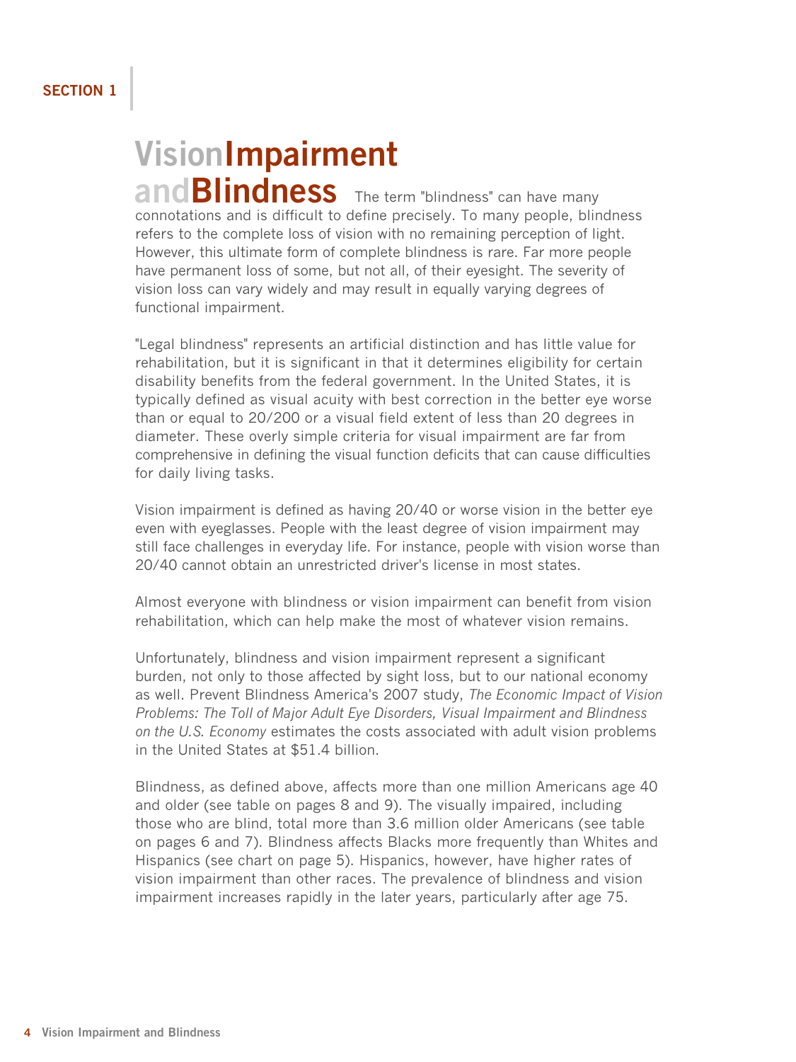SECTION 1

# Vision Impairment and Blindness

The term "blindness" can have many connotations and is difficult to define precisely. To many people, blindness refers to the complete loss of vision with no remaining perception of light. However, this ultimate form of complete blindness is rare. Far more people have permanent loss of some, but not all, of their eyesight. The severity of vision loss can vary widely and may result in equally varying degrees of functional impairment.

"Legal blindness" represents an artificial distinction and has little value for rehabilitation, but it is significant in that it determines eligibility for certain disability benefits from the federal government. In the United States, it is typically defined as visual acuity with best correction in the better eye worse than or equal to 20/200 or a visual field extent of less than 20 degrees in diameter. These overly simple criteria for visual impairment are far from comprehensive in defining the visual function deficits that can cause difficulties for daily living tasks.

Vision impairment is defined as having 20/40 or worse vision in the better eye even with eyeglasses. People with the least degree of vision impairment may still face challenges in everyday life. For instance, people with vision worse than 20/40 cannot obtain an unrestricted driver's license in most states.

Almost everyone with blindness or vision impairment can benefit from vision rehabilitation, which can help make the most of whatever vision remains.

Unfortunately, blindness and vision impairment represent a significant burden, not only to those affected by sight loss, but to our national economy as well. Prevent Blindness America's 2007 study, *The Economic Impact of Vision Problems: The Toll of Major Adult Eye Disorders, Visual Impairment and Blindness on the U.S. Economy* estimates the costs associated with adult vision problems in the United States at $51.4 billion.

Blindness, as defined above, affects more than one million Americans age 40 and older (see table on pages 8 and 9). The visually impaired, including those who are blind, total more than 3.6 million older Americans (see table on pages 6 and 7). Blindness affects Blacks more frequently than Whites and Hispanics (see chart on page 5). Hispanics, however, have higher rates of vision impairment than other races. The prevalence of blindness and vision impairment increases rapidly in the later years, particularly after age 75.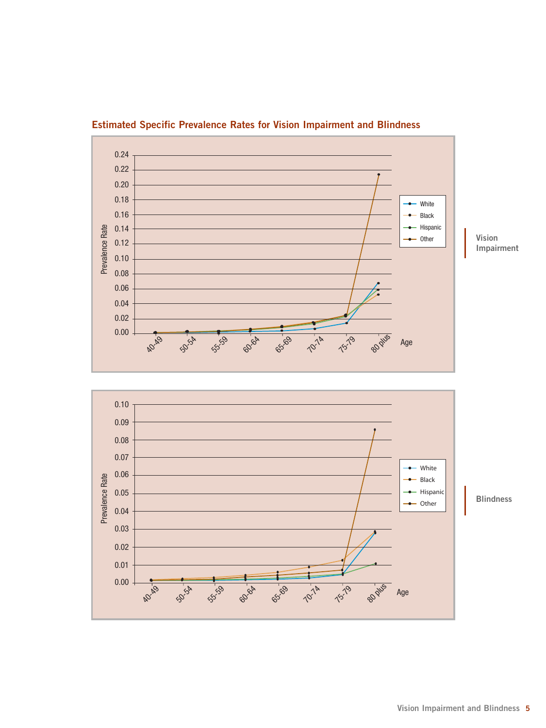## Estimated Specific Prevalence Rates for Vision Impairment and Blindness

Prevalence Rate

0.24
0.22
0.20
0.18
0.16
0.14
0.12
0.10
0.08
0.06
0.04
0.02
0.00

40-49 50-54 55-59 60-64 65-69 70-74 75-79 80 plus Age

White
Black
Hispanic
Other

**Vision Impairment**

Prevalence Rate

0.10
0.09
0.08
0.07
0.06
0.05
0.04
0.03
0.02
0.01
0.00

40-49 50-54 55-59 60-64 65-69 70-74 75-79 80 plus Age

White
Black
Hispanic
Other

**Blindness**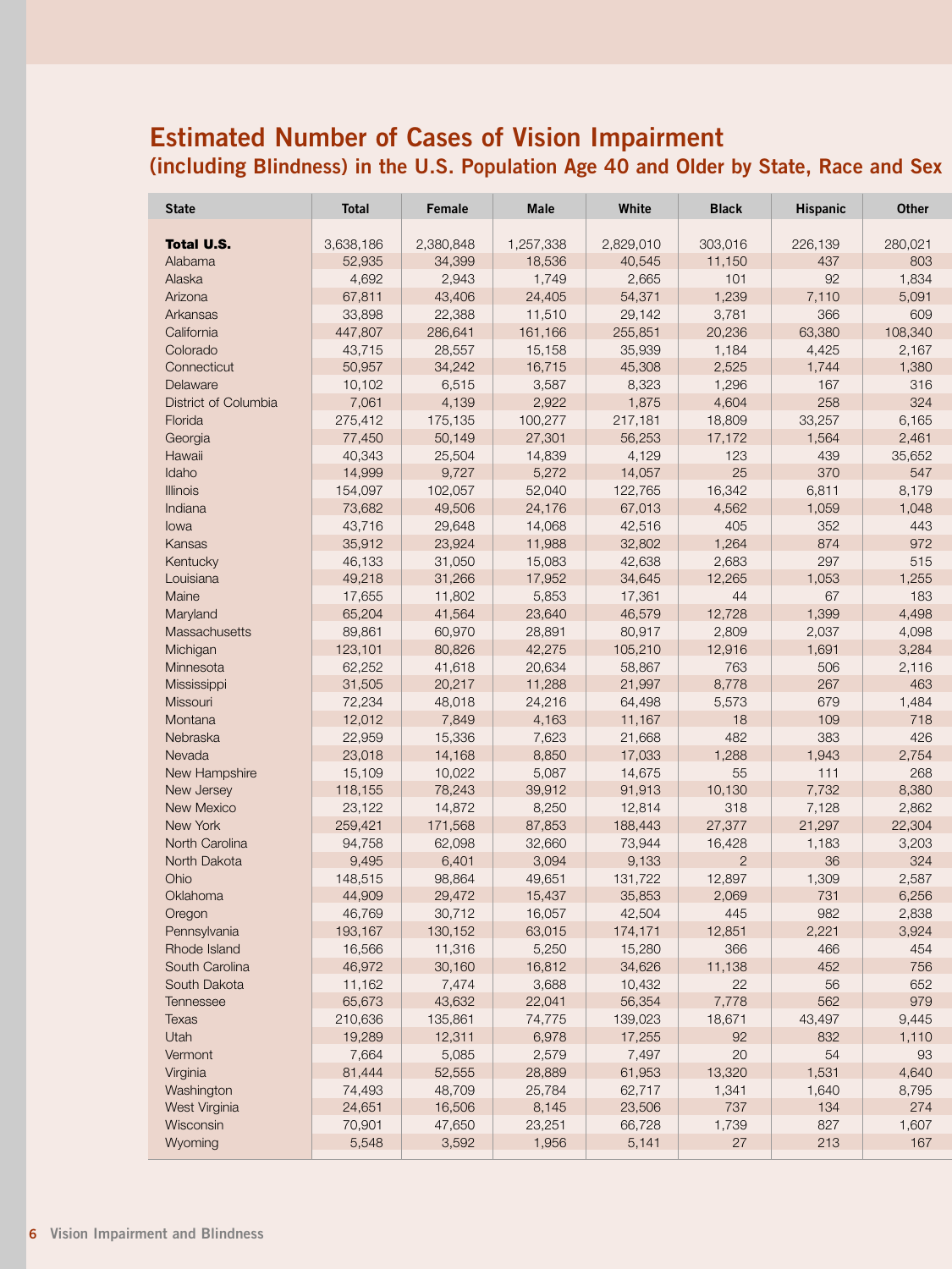# Estimated Number of Cases of Vision Impairment

## (including Blindness) in the U.S. Population Age 40 and Older by State, Race and Sex

| State | Total | Female | Male | White | Black | Hispanic | Other |
|---|---|---|---|---|---|---|---|
| **Total U.S.** | 3,638,186 | 2,380,848 | 1,257,338 | 2,829,010 | 303,016 | 226,139 | 280,021 |
| Alabama | 52,935 | 34,399 | 18,536 | 40,545 | 11,150 | 437 | 803 |
| Alaska | 4,692 | 2,943 | 1,749 | 2,665 | 101 | 92 | 1,834 |
| Arizona | 67,811 | 43,406 | 24,405 | 54,371 | 1,239 | 7,110 | 5,091 |
| Arkansas | 33,898 | 22,388 | 11,510 | 29,142 | 3,781 | 366 | 609 |
| California | 447,807 | 286,641 | 161,166 | 255,851 | 20,236 | 63,380 | 108,340 |
| Colorado | 43,715 | 28,557 | 15,158 | 35,939 | 1,184 | 4,425 | 2,167 |
| Connecticut | 50,957 | 34,242 | 16,715 | 45,308 | 2,525 | 1,744 | 1,380 |
| Delaware | 10,102 | 6,515 | 3,587 | 8,323 | 1,296 | 167 | 316 |
| District of Columbia | 7,061 | 4,139 | 2,922 | 1,875 | 4,604 | 258 | 324 |
| Florida | 275,412 | 175,135 | 100,277 | 217,181 | 18,809 | 33,257 | 6,165 |
| Georgia | 77,450 | 50,149 | 27,301 | 56,253 | 17,172 | 1,564 | 2,461 |
| Hawaii | 40,343 | 25,504 | 14,839 | 4,129 | 123 | 439 | 35,652 |
| Idaho | 14,999 | 9,727 | 5,272 | 14,057 | 25 | 370 | 547 |
| Illinois | 154,097 | 102,057 | 52,040 | 122,765 | 16,342 | 6,811 | 8,179 |
| Indiana | 73,682 | 49,506 | 24,176 | 67,013 | 4,562 | 1,059 | 1,048 |
| Iowa | 43,716 | 29,648 | 14,068 | 42,516 | 405 | 352 | 443 |
| Kansas | 35,912 | 23,924 | 11,988 | 32,802 | 1,264 | 874 | 972 |
| Kentucky | 46,133 | 31,050 | 15,083 | 42,638 | 2,683 | 297 | 515 |
| Louisiana | 49,218 | 31,266 | 17,952 | 34,645 | 12,265 | 1,053 | 1,255 |
| Maine | 17,655 | 11,802 | 5,853 | 17,361 | 44 | 67 | 183 |
| Maryland | 65,204 | 41,564 | 23,640 | 46,579 | 12,728 | 1,399 | 4,498 |
| Massachusetts | 89,861 | 60,970 | 28,891 | 80,917 | 2,809 | 2,037 | 4,098 |
| Michigan | 123,101 | 80,826 | 42,275 | 105,210 | 12,916 | 1,691 | 3,284 |
| Minnesota | 62,252 | 41,618 | 20,634 | 58,867 | 763 | 506 | 2,116 |
| Mississippi | 31,505 | 20,217 | 11,288 | 21,997 | 8,778 | 267 | 463 |
| Missouri | 72,234 | 48,018 | 24,216 | 64,498 | 5,573 | 679 | 1,484 |
| Montana | 12,012 | 7,849 | 4,163 | 11,167 | 18 | 109 | 718 |
| Nebraska | 22,959 | 15,336 | 7,623 | 21,668 | 482 | 383 | 426 |
| Nevada | 23,018 | 14,168 | 8,850 | 17,033 | 1,288 | 1,943 | 2,754 |
| New Hampshire | 15,109 | 10,022 | 5,087 | 14,675 | 55 | 111 | 268 |
| New Jersey | 118,155 | 78,243 | 39,912 | 91,913 | 10,130 | 7,732 | 8,380 |
| New Mexico | 23,122 | 14,872 | 8,250 | 12,814 | 318 | 7,128 | 2,862 |
| New York | 259,421 | 171,568 | 87,853 | 188,443 | 27,377 | 21,297 | 22,304 |
| North Carolina | 94,758 | 62,098 | 32,660 | 73,944 | 16,428 | 1,183 | 3,203 |
| North Dakota | 9,495 | 6,401 | 3,094 | 9,133 | 2 | 36 | 324 |
| Ohio | 148,515 | 98,864 | 49,651 | 131,722 | 12,897 | 1,309 | 2,587 |
| Oklahoma | 44,909 | 29,472 | 15,437 | 35,853 | 2,069 | 731 | 6,256 |
| Oregon | 46,769 | 30,712 | 16,057 | 42,504 | 445 | 982 | 2,838 |
| Pennsylvania | 193,167 | 130,152 | 63,015 | 174,171 | 12,851 | 2,221 | 3,924 |
| Rhode Island | 16,566 | 11,316 | 5,250 | 15,280 | 366 | 466 | 454 |
| South Carolina | 46,972 | 30,160 | 16,812 | 34,626 | 11,138 | 452 | 756 |
| South Dakota | 11,162 | 7,474 | 3,688 | 10,432 | 22 | 56 | 652 |
| Tennessee | 65,673 | 43,632 | 22,041 | 56,354 | 7,778 | 562 | 979 |
| Texas | 210,636 | 135,861 | 74,775 | 139,023 | 18,671 | 43,497 | 9,445 |
| Utah | 19,289 | 12,311 | 6,978 | 17,255 | 92 | 832 | 1,110 |
| Vermont | 7,664 | 5,085 | 2,579 | 7,497 | 20 | 54 | 93 |
| Virginia | 81,444 | 52,555 | 28,889 | 61,953 | 13,320 | 1,531 | 4,640 |
| Washington | 74,493 | 48,709 | 25,784 | 62,717 | 1,341 | 1,640 | 8,795 |
| West Virginia | 24,651 | 16,506 | 8,145 | 23,506 | 737 | 134 | 274 |
| Wisconsin | 70,901 | 47,650 | 23,251 | 66,728 | 1,739 | 827 | 1,607 |
| Wyoming | 5,548 | 3,592 | 1,956 | 5,141 | 27 | 213 | 167 |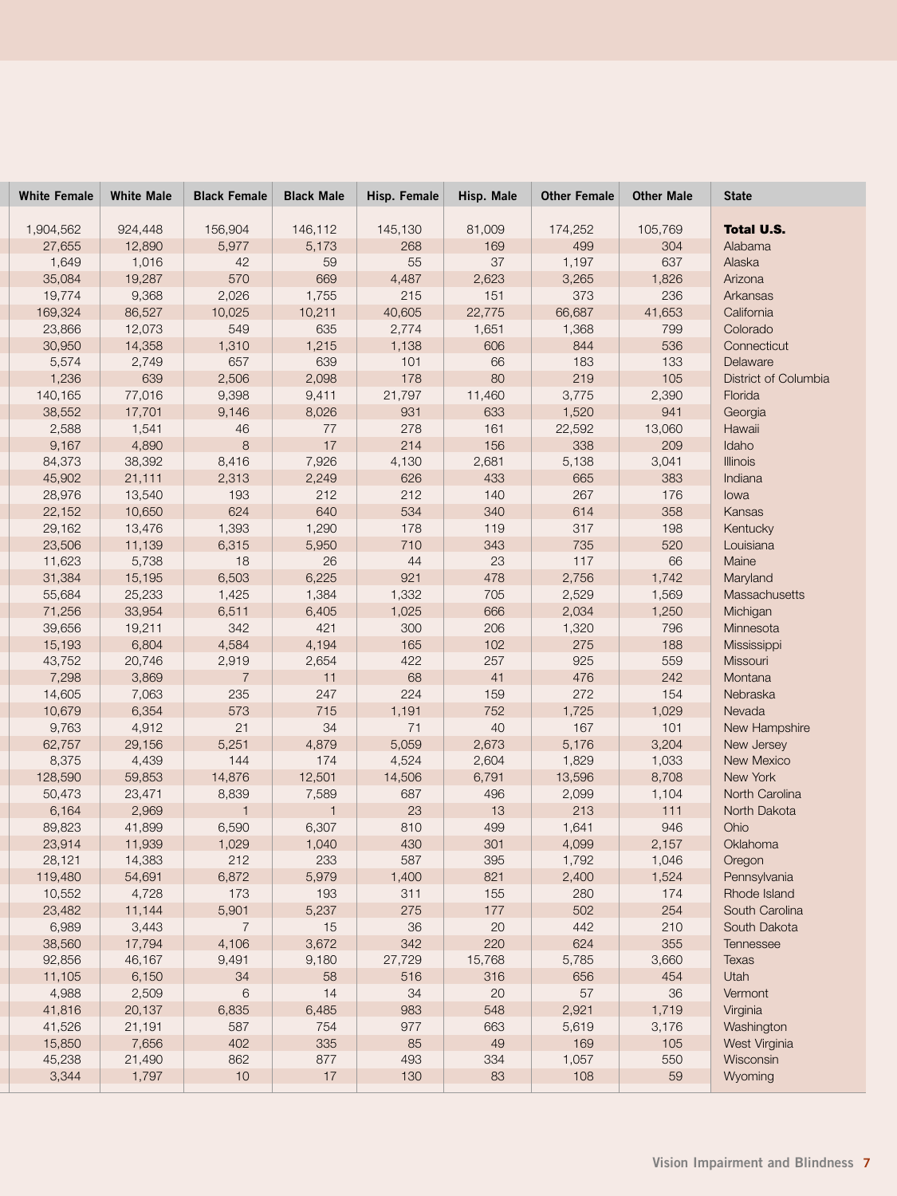| White Female | White Male | Black Female | Black Male | Hisp. Female | Hisp. Male | Other Female | Other Male | State |
|---|---|---|---|---|---|---|---|---|
| 1,904,562 | 924,448 | 156,904 | 146,112 | 145,130 | 81,009 | 174,252 | 105,769 | **Total U.S.** |
| 27,655 | 12,890 | 5,977 | 5,173 | 268 | 169 | 499 | 304 | Alabama |
| 1,649 | 1,016 | 42 | 59 | 55 | 37 | 1,197 | 637 | Alaska |
| 35,084 | 19,287 | 570 | 669 | 4,487 | 2,623 | 3,265 | 1,826 | Arizona |
| 19,774 | 9,368 | 2,026 | 1,755 | 215 | 151 | 373 | 236 | Arkansas |
| 169,324 | 86,527 | 10,025 | 10,211 | 40,605 | 22,775 | 66,687 | 41,653 | California |
| 23,866 | 12,073 | 549 | 635 | 2,774 | 1,651 | 1,368 | 799 | Colorado |
| 30,950 | 14,358 | 1,310 | 1,215 | 1,138 | 606 | 844 | 536 | Connecticut |
| 5,574 | 2,749 | 657 | 639 | 101 | 66 | 183 | 133 | Delaware |
| 1,236 | 639 | 2,506 | 2,098 | 178 | 80 | 219 | 105 | District of Columbia |
| 140,165 | 77,016 | 9,398 | 9,411 | 21,797 | 11,460 | 3,775 | 2,390 | Florida |
| 38,552 | 17,701 | 9,146 | 8,026 | 931 | 633 | 1,520 | 941 | Georgia |
| 2,588 | 1,541 | 46 | 77 | 278 | 161 | 22,592 | 13,060 | Hawaii |
| 9,167 | 4,890 | 8 | 17 | 214 | 156 | 338 | 209 | Idaho |
| 84,373 | 38,392 | 8,416 | 7,926 | 4,130 | 2,681 | 5,138 | 3,041 | Illinois |
| 45,902 | 21,111 | 2,313 | 2,249 | 626 | 433 | 665 | 383 | Indiana |
| 28,976 | 13,540 | 193 | 212 | 212 | 140 | 267 | 176 | Iowa |
| 22,152 | 10,650 | 624 | 640 | 534 | 340 | 614 | 358 | Kansas |
| 29,162 | 13,476 | 1,393 | 1,290 | 178 | 119 | 317 | 198 | Kentucky |
| 23,506 | 11,139 | 6,315 | 5,950 | 710 | 343 | 735 | 520 | Louisiana |
| 11,623 | 5,738 | 18 | 26 | 44 | 23 | 117 | 66 | Maine |
| 31,384 | 15,195 | 6,503 | 6,225 | 921 | 478 | 2,756 | 1,742 | Maryland |
| 55,684 | 25,233 | 1,425 | 1,384 | 1,332 | 705 | 2,529 | 1,569 | Massachusetts |
| 71,256 | 33,954 | 6,511 | 6,405 | 1,025 | 666 | 2,034 | 1,250 | Michigan |
| 39,656 | 19,211 | 342 | 421 | 300 | 206 | 1,320 | 796 | Minnesota |
| 15,193 | 6,804 | 4,584 | 4,194 | 165 | 102 | 275 | 188 | Mississippi |
| 43,752 | 20,746 | 2,919 | 2,654 | 422 | 257 | 925 | 559 | Missouri |
| 7,298 | 3,869 | 7 | 11 | 68 | 41 | 476 | 242 | Montana |
| 14,605 | 7,063 | 235 | 247 | 224 | 159 | 272 | 154 | Nebraska |
| 10,679 | 6,354 | 573 | 715 | 1,191 | 752 | 1,725 | 1,029 | Nevada |
| 9,763 | 4,912 | 21 | 34 | 71 | 40 | 167 | 101 | New Hampshire |
| 62,757 | 29,156 | 5,251 | 4,879 | 5,059 | 2,673 | 5,176 | 3,204 | New Jersey |
| 8,375 | 4,439 | 144 | 174 | 4,524 | 2,604 | 1,829 | 1,033 | New Mexico |
| 128,590 | 59,853 | 14,876 | 12,501 | 14,506 | 6,791 | 13,596 | 8,708 | New York |
| 50,473 | 23,471 | 8,839 | 7,589 | 687 | 496 | 2,099 | 1,104 | North Carolina |
| 6,164 | 2,969 | 1 | 1 | 23 | 13 | 213 | 111 | North Dakota |
| 89,823 | 41,899 | 6,590 | 6,307 | 810 | 499 | 1,641 | 946 | Ohio |
| 23,914 | 11,939 | 1,029 | 1,040 | 430 | 301 | 4,099 | 2,157 | Oklahoma |
| 28,121 | 14,383 | 212 | 233 | 587 | 395 | 1,792 | 1,046 | Oregon |
| 119,480 | 54,691 | 6,872 | 5,979 | 1,400 | 821 | 2,400 | 1,524 | Pennsylvania |
| 10,552 | 4,728 | 173 | 193 | 311 | 155 | 280 | 174 | Rhode Island |
| 23,482 | 11,144 | 5,901 | 5,237 | 275 | 177 | 502 | 254 | South Carolina |
| 6,989 | 3,443 | 7 | 15 | 36 | 20 | 442 | 210 | South Dakota |
| 38,560 | 17,794 | 4,106 | 3,672 | 342 | 220 | 624 | 355 | Tennessee |
| 92,856 | 46,167 | 9,491 | 9,180 | 27,729 | 15,768 | 5,785 | 3,660 | Texas |
| 11,105 | 6,150 | 34 | 58 | 516 | 316 | 656 | 454 | Utah |
| 4,988 | 2,509 | 6 | 14 | 34 | 20 | 57 | 36 | Vermont |
| 41,816 | 20,137 | 6,835 | 6,485 | 983 | 548 | 2,921 | 1,719 | Virginia |
| 41,526 | 21,191 | 587 | 754 | 977 | 663 | 5,619 | 3,176 | Washington |
| 15,850 | 7,656 | 402 | 335 | 85 | 49 | 169 | 105 | West Virginia |
| 45,238 | 21,490 | 862 | 877 | 493 | 334 | 1,057 | 550 | Wisconsin |
| 3,344 | 1,797 | 10 | 17 | 130 | 83 | 108 | 59 | Wyoming |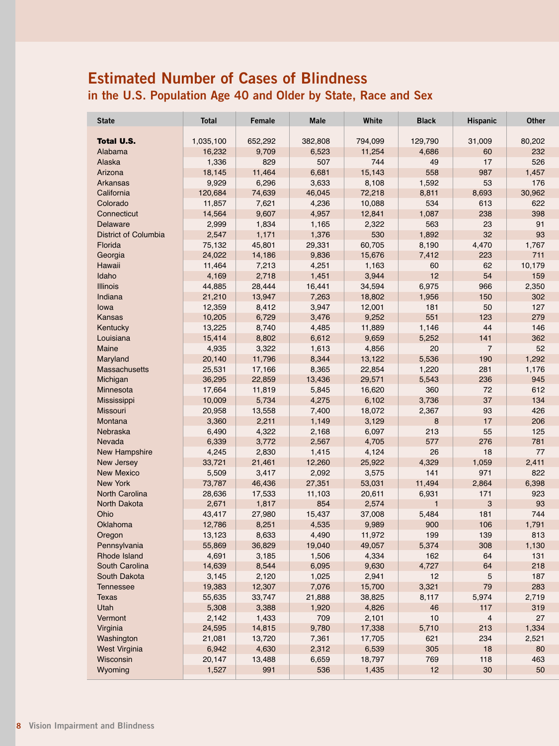# Estimated Number of Cases of Blindness

## in the U.S. Population Age 40 and Older by State, Race and Sex

| State | Total | Female | Male | White | Black | Hispanic | Other |
|---|---|---|---|---|---|---|---|
| **Total U.S.** | 1,035,100 | 652,292 | 382,808 | 794,099 | 129,790 | 31,009 | 80,202 |
| Alabama | 16,232 | 9,709 | 6,523 | 11,254 | 4,686 | 60 | 232 |
| Alaska | 1,336 | 829 | 507 | 744 | 49 | 17 | 526 |
| Arizona | 18,145 | 11,464 | 6,681 | 15,143 | 558 | 987 | 1,457 |
| Arkansas | 9,929 | 6,296 | 3,633 | 8,108 | 1,592 | 53 | 176 |
| California | 120,684 | 74,639 | 46,045 | 72,218 | 8,811 | 8,693 | 30,962 |
| Colorado | 11,857 | 7,621 | 4,236 | 10,088 | 534 | 613 | 622 |
| Connecticut | 14,564 | 9,607 | 4,957 | 12,841 | 1,087 | 238 | 398 |
| Delaware | 2,999 | 1,834 | 1,165 | 2,322 | 563 | 23 | 91 |
| District of Columbia | 2,547 | 1,171 | 1,376 | 530 | 1,892 | 32 | 93 |
| Florida | 75,132 | 45,801 | 29,331 | 60,705 | 8,190 | 4,470 | 1,767 |
| Georgia | 24,022 | 14,186 | 9,836 | 15,676 | 7,412 | 223 | 711 |
| Hawaii | 11,464 | 7,213 | 4,251 | 1,163 | 60 | 62 | 10,179 |
| Idaho | 4,169 | 2,718 | 1,451 | 3,944 | 12 | 54 | 159 |
| Illinois | 44,885 | 28,444 | 16,441 | 34,594 | 6,975 | 966 | 2,350 |
| Indiana | 21,210 | 13,947 | 7,263 | 18,802 | 1,956 | 150 | 302 |
| Iowa | 12,359 | 8,412 | 3,947 | 12,001 | 181 | 50 | 127 |
| Kansas | 10,205 | 6,729 | 3,476 | 9,252 | 551 | 123 | 279 |
| Kentucky | 13,225 | 8,740 | 4,485 | 11,889 | 1,146 | 44 | 146 |
| Louisiana | 15,414 | 8,802 | 6,612 | 9,659 | 5,252 | 141 | 362 |
| Maine | 4,935 | 3,322 | 1,613 | 4,856 | 20 | 7 | 52 |
| Maryland | 20,140 | 11,796 | 8,344 | 13,122 | 5,536 | 190 | 1,292 |
| Massachusetts | 25,531 | 17,166 | 8,365 | 22,854 | 1,220 | 281 | 1,176 |
| Michigan | 36,295 | 22,859 | 13,436 | 29,571 | 5,543 | 236 | 945 |
| Minnesota | 17,664 | 11,819 | 5,845 | 16,620 | 360 | 72 | 612 |
| Mississippi | 10,009 | 5,734 | 4,275 | 6,102 | 3,736 | 37 | 134 |
| Missouri | 20,958 | 13,558 | 7,400 | 18,072 | 2,367 | 93 | 426 |
| Montana | 3,360 | 2,211 | 1,149 | 3,129 | 8 | 17 | 206 |
| Nebraska | 6,490 | 4,322 | 2,168 | 6,097 | 213 | 55 | 125 |
| Nevada | 6,339 | 3,772 | 2,567 | 4,705 | 577 | 276 | 781 |
| New Hampshire | 4,245 | 2,830 | 1,415 | 4,124 | 26 | 18 | 77 |
| New Jersey | 33,721 | 21,461 | 12,260 | 25,922 | 4,329 | 1,059 | 2,411 |
| New Mexico | 5,509 | 3,417 | 2,092 | 3,575 | 141 | 971 | 822 |
| New York | 73,787 | 46,436 | 27,351 | 53,031 | 11,494 | 2,864 | 6,398 |
| North Carolina | 28,636 | 17,533 | 11,103 | 20,611 | 6,931 | 171 | 923 |
| North Dakota | 2,671 | 1,817 | 854 | 2,574 | 1 | 3 | 93 |
| Ohio | 43,417 | 27,980 | 15,437 | 37,008 | 5,484 | 181 | 744 |
| Oklahoma | 12,786 | 8,251 | 4,535 | 9,989 | 900 | 106 | 1,791 |
| Oregon | 13,123 | 8,633 | 4,490 | 11,972 | 199 | 139 | 813 |
| Pennsylvania | 55,869 | 36,829 | 19,040 | 49,057 | 5,374 | 308 | 1,130 |
| Rhode Island | 4,691 | 3,185 | 1,506 | 4,334 | 162 | 64 | 131 |
| South Carolina | 14,639 | 8,544 | 6,095 | 9,630 | 4,727 | 64 | 218 |
| South Dakota | 3,145 | 2,120 | 1,025 | 2,941 | 12 | 5 | 187 |
| Tennessee | 19,383 | 12,307 | 7,076 | 15,700 | 3,321 | 79 | 283 |
| Texas | 55,635 | 33,747 | 21,888 | 38,825 | 8,117 | 5,974 | 2,719 |
| Utah | 5,308 | 3,388 | 1,920 | 4,826 | 46 | 117 | 319 |
| Vermont | 2,142 | 1,433 | 709 | 2,101 | 10 | 4 | 27 |
| Virginia | 24,595 | 14,815 | 9,780 | 17,338 | 5,710 | 213 | 1,334 |
| Washington | 21,081 | 13,720 | 7,361 | 17,705 | 621 | 234 | 2,521 |
| West Virginia | 6,942 | 4,630 | 2,312 | 6,539 | 305 | 18 | 80 |
| Wisconsin | 20,147 | 13,488 | 6,659 | 18,797 | 769 | 118 | 463 |
| Wyoming | 1,527 | 991 | 536 | 1,435 | 12 | 30 | 50 |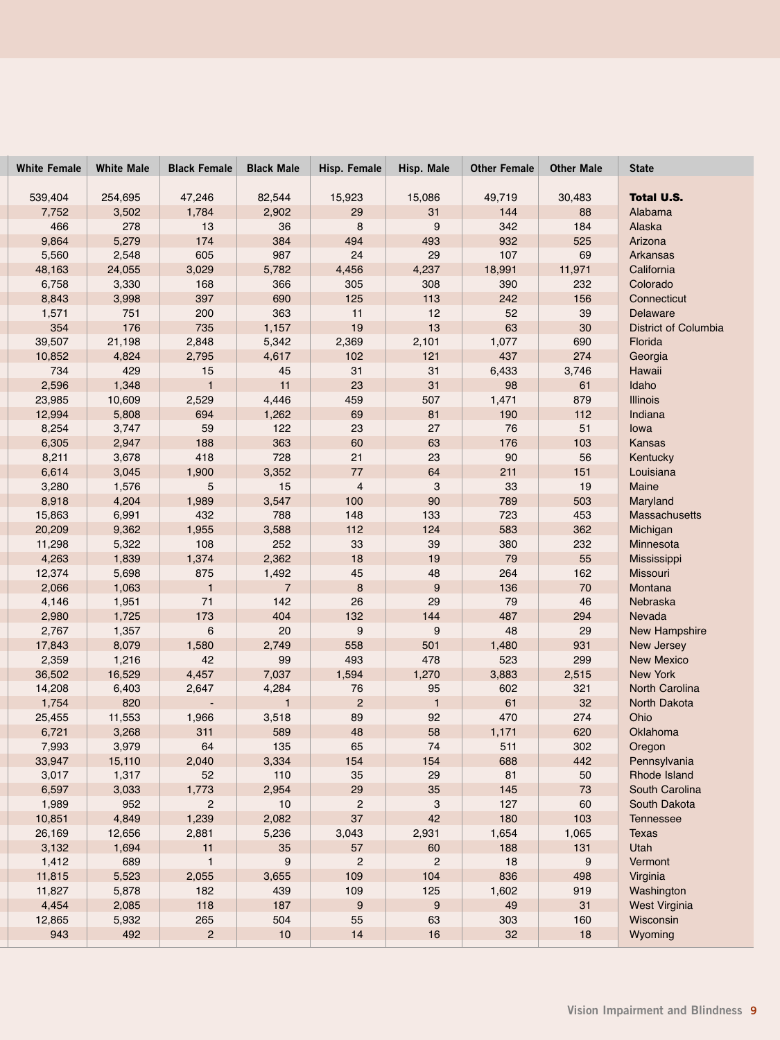| White Female | White Male | Black Female | Black Male | Hisp. Female | Hisp. Male | Other Female | Other Male | State |
|---|---|---|---|---|---|---|---|---|
| 539,404 | 254,695 | 47,246 | 82,544 | 15,923 | 15,086 | 49,719 | 30,483 | **Total U.S.** |
| 7,752 | 3,502 | 1,784 | 2,902 | 29 | 31 | 144 | 88 | Alabama |
| 466 | 278 | 13 | 36 | 8 | 9 | 342 | 184 | Alaska |
| 9,864 | 5,279 | 174 | 384 | 494 | 493 | 932 | 525 | Arizona |
| 5,560 | 2,548 | 605 | 987 | 24 | 29 | 107 | 69 | Arkansas |
| 48,163 | 24,055 | 3,029 | 5,782 | 4,456 | 4,237 | 18,991 | 11,971 | California |
| 6,758 | 3,330 | 168 | 366 | 305 | 308 | 390 | 232 | Colorado |
| 8,843 | 3,998 | 397 | 690 | 125 | 113 | 242 | 156 | Connecticut |
| 1,571 | 751 | 200 | 363 | 11 | 12 | 52 | 39 | Delaware |
| 354 | 176 | 735 | 1,157 | 19 | 13 | 63 | 30 | District of Columbia |
| 39,507 | 21,198 | 2,848 | 5,342 | 2,369 | 2,101 | 1,077 | 690 | Florida |
| 10,852 | 4,824 | 2,795 | 4,617 | 102 | 121 | 437 | 274 | Georgia |
| 734 | 429 | 15 | 45 | 31 | 31 | 6,433 | 3,746 | Hawaii |
| 2,596 | 1,348 | 1 | 11 | 23 | 31 | 98 | 61 | Idaho |
| 23,985 | 10,609 | 2,529 | 4,446 | 459 | 507 | 1,471 | 879 | Illinois |
| 12,994 | 5,808 | 694 | 1,262 | 69 | 81 | 190 | 112 | Indiana |
| 8,254 | 3,747 | 59 | 122 | 23 | 27 | 76 | 51 | Iowa |
| 6,305 | 2,947 | 188 | 363 | 60 | 63 | 176 | 103 | Kansas |
| 8,211 | 3,678 | 418 | 728 | 21 | 23 | 90 | 56 | Kentucky |
| 6,614 | 3,045 | 1,900 | 3,352 | 77 | 64 | 211 | 151 | Louisiana |
| 3,280 | 1,576 | 5 | 15 | 4 | 3 | 33 | 19 | Maine |
| 8,918 | 4,204 | 1,989 | 3,547 | 100 | 90 | 789 | 503 | Maryland |
| 15,863 | 6,991 | 432 | 788 | 148 | 133 | 723 | 453 | Massachusetts |
| 20,209 | 9,362 | 1,955 | 3,588 | 112 | 124 | 583 | 362 | Michigan |
| 11,298 | 5,322 | 108 | 252 | 33 | 39 | 380 | 232 | Minnesota |
| 4,263 | 1,839 | 1,374 | 2,362 | 18 | 19 | 79 | 55 | Mississippi |
| 12,374 | 5,698 | 875 | 1,492 | 45 | 48 | 264 | 162 | Missouri |
| 2,066 | 1,063 | 1 | 7 | 8 | 9 | 136 | 70 | Montana |
| 4,146 | 1,951 | 71 | 142 | 26 | 29 | 79 | 46 | Nebraska |
| 2,980 | 1,725 | 173 | 404 | 132 | 144 | 487 | 294 | Nevada |
| 2,767 | 1,357 | 6 | 20 | 9 | 9 | 48 | 29 | New Hampshire |
| 17,843 | 8,079 | 1,580 | 2,749 | 558 | 501 | 1,480 | 931 | New Jersey |
| 2,359 | 1,216 | 42 | 99 | 493 | 478 | 523 | 299 | New Mexico |
| 36,502 | 16,529 | 4,457 | 7,037 | 1,594 | 1,270 | 3,883 | 2,515 | New York |
| 14,208 | 6,403 | 2,647 | 4,284 | 76 | 95 | 602 | 321 | North Carolina |
| 1,754 | 820 | - | 1 | 2 | 1 | 61 | 32 | North Dakota |
| 25,455 | 11,553 | 1,966 | 3,518 | 89 | 92 | 470 | 274 | Ohio |
| 6,721 | 3,268 | 311 | 589 | 48 | 58 | 1,171 | 620 | Oklahoma |
| 7,993 | 3,979 | 64 | 135 | 65 | 74 | 511 | 302 | Oregon |
| 33,947 | 15,110 | 2,040 | 3,334 | 154 | 154 | 688 | 442 | Pennsylvania |
| 3,017 | 1,317 | 52 | 110 | 35 | 29 | 81 | 50 | Rhode Island |
| 6,597 | 3,033 | 1,773 | 2,954 | 29 | 35 | 145 | 73 | South Carolina |
| 1,989 | 952 | 2 | 10 | 2 | 3 | 127 | 60 | South Dakota |
| 10,851 | 4,849 | 1,239 | 2,082 | 37 | 42 | 180 | 103 | Tennessee |
| 26,169 | 12,656 | 2,881 | 5,236 | 3,043 | 2,931 | 1,654 | 1,065 | Texas |
| 3,132 | 1,694 | 11 | 35 | 57 | 60 | 188 | 131 | Utah |
| 1,412 | 689 | 1 | 9 | 2 | 2 | 18 | 9 | Vermont |
| 11,815 | 5,523 | 2,055 | 3,655 | 109 | 104 | 836 | 498 | Virginia |
| 11,827 | 5,878 | 182 | 439 | 109 | 125 | 1,602 | 919 | Washington |
| 4,454 | 2,085 | 118 | 187 | 9 | 9 | 49 | 31 | West Virginia |
| 12,865 | 5,932 | 265 | 504 | 55 | 63 | 303 | 160 | Wisconsin |
| 943 | 492 | 2 | 10 | 14 | 16 | 32 | 18 | Wyoming |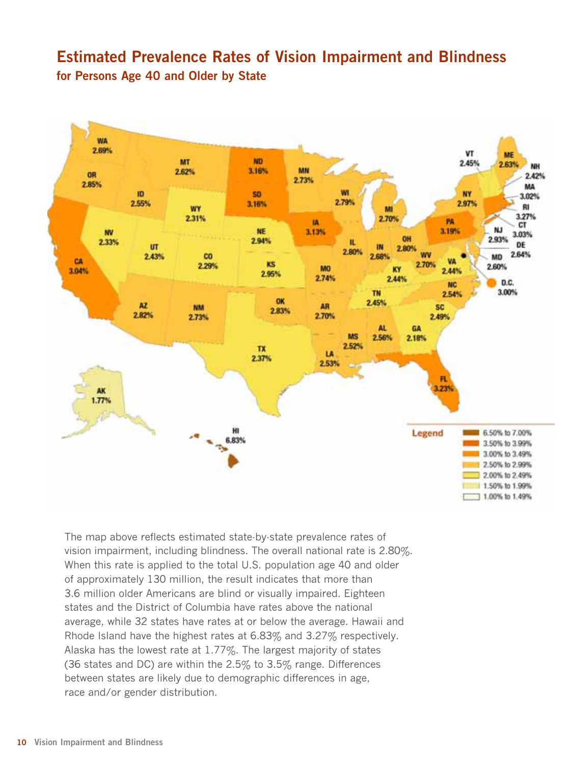# Estimated Prevalence Rates of Vision Impairment and Blindness

## for Persons Age 40 and Older by State

The map above reflects estimated state-by-state prevalence rates of vision impairment, including blindness. The overall national rate is 2.80%. When this rate is applied to the total U.S. population age 40 and older of approximately 130 million, the result indicates that more than 3.6 million older Americans are blind or visually impaired. Eighteen states and the District of Columbia have rates above the national average, while 32 states have rates at or below the average. Hawaii and Rhode Island have the highest rates at 6.83% and 3.27% respectively. Alaska has the lowest rate at 1.77%. The largest majority of states (36 states and DC) are within the 2.5% to 3.5% range. Differences between states are likely due to demographic differences in age, race and/or gender distribution.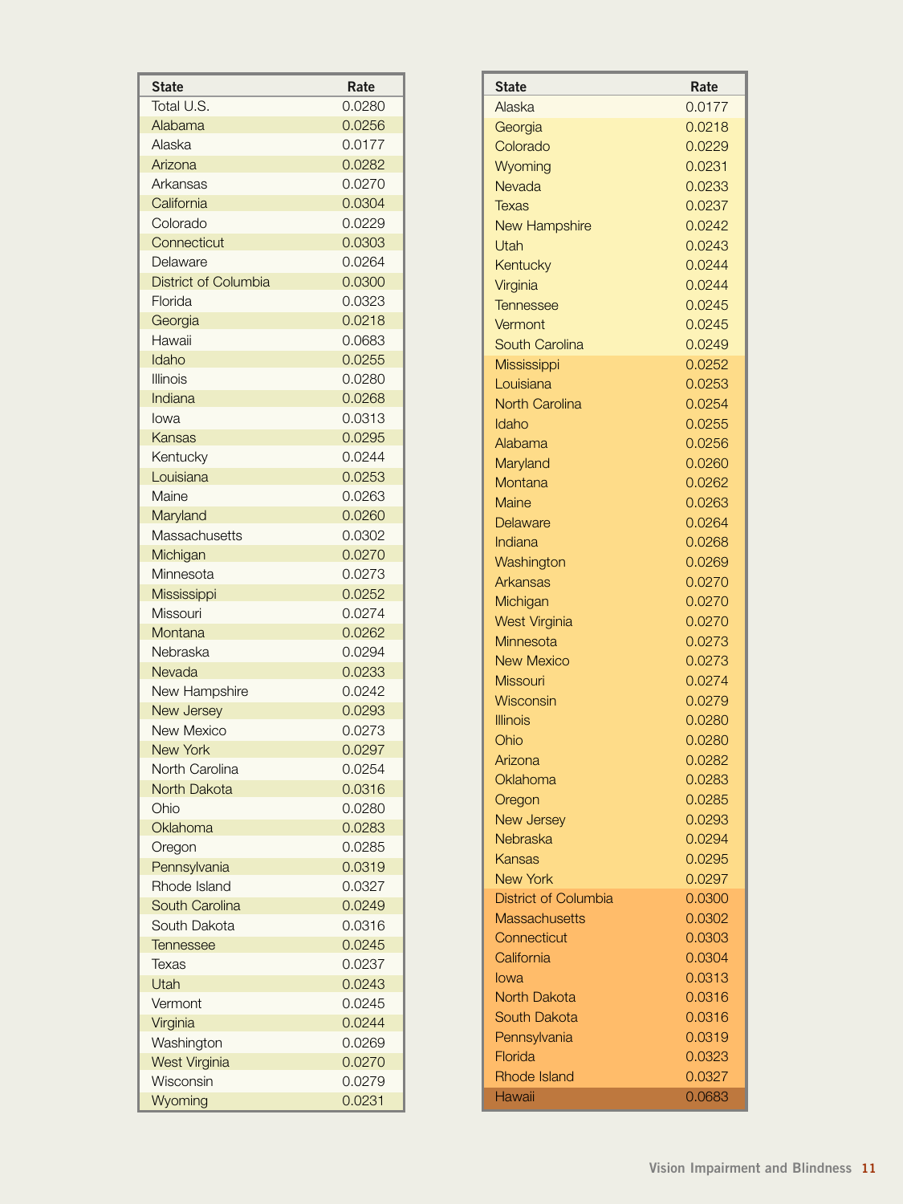| State | Rate |
|---|---|
| Total U.S. | 0.0280 |
| Alabama | 0.0256 |
| Alaska | 0.0177 |
| Arizona | 0.0282 |
| Arkansas | 0.0270 |
| California | 0.0304 |
| Colorado | 0.0229 |
| Connecticut | 0.0303 |
| Delaware | 0.0264 |
| District of Columbia | 0.0300 |
| Florida | 0.0323 |
| Georgia | 0.0218 |
| Hawaii | 0.0683 |
| Idaho | 0.0255 |
| Illinois | 0.0280 |
| Indiana | 0.0268 |
| Iowa | 0.0313 |
| Kansas | 0.0295 |
| Kentucky | 0.0244 |
| Louisiana | 0.0253 |
| Maine | 0.0263 |
| Maryland | 0.0260 |
| Massachusetts | 0.0302 |
| Michigan | 0.0270 |
| Minnesota | 0.0273 |
| Mississippi | 0.0252 |
| Missouri | 0.0274 |
| Montana | 0.0262 |
| Nebraska | 0.0294 |
| Nevada | 0.0233 |
| New Hampshire | 0.0242 |
| New Jersey | 0.0293 |
| New Mexico | 0.0273 |
| New York | 0.0297 |
| North Carolina | 0.0254 |
| North Dakota | 0.0316 |
| Ohio | 0.0280 |
| Oklahoma | 0.0283 |
| Oregon | 0.0285 |
| Pennsylvania | 0.0319 |
| Rhode Island | 0.0327 |
| South Carolina | 0.0249 |
| South Dakota | 0.0316 |
| Tennessee | 0.0245 |
| Texas | 0.0237 |
| Utah | 0.0243 |
| Vermont | 0.0245 |
| Virginia | 0.0244 |
| Washington | 0.0269 |
| West Virginia | 0.0270 |
| Wisconsin | 0.0279 |
| Wyoming | 0.0231 |

| State | Rate |
|---|---|
| Alaska | 0.0177 |
| Georgia | 0.0218 |
| Colorado | 0.0229 |
| Wyoming | 0.0231 |
| Nevada | 0.0233 |
| Texas | 0.0237 |
| New Hampshire | 0.0242 |
| Utah | 0.0243 |
| Kentucky | 0.0244 |
| Virginia | 0.0244 |
| Tennessee | 0.0245 |
| Vermont | 0.0245 |
| South Carolina | 0.0249 |
| Mississippi | 0.0252 |
| Louisiana | 0.0253 |
| North Carolina | 0.0254 |
| Idaho | 0.0255 |
| Alabama | 0.0256 |
| Maryland | 0.0260 |
| Montana | 0.0262 |
| Maine | 0.0263 |
| Delaware | 0.0264 |
| Indiana | 0.0268 |
| Washington | 0.0269 |
| Arkansas | 0.0270 |
| Michigan | 0.0270 |
| West Virginia | 0.0270 |
| Minnesota | 0.0273 |
| New Mexico | 0.0273 |
| Missouri | 0.0274 |
| Wisconsin | 0.0279 |
| Illinois | 0.0280 |
| Ohio | 0.0280 |
| Arizona | 0.0282 |
| Oklahoma | 0.0283 |
| Oregon | 0.0285 |
| New Jersey | 0.0293 |
| Nebraska | 0.0294 |
| Kansas | 0.0295 |
| New York | 0.0297 |
| District of Columbia | 0.0300 |
| Massachusetts | 0.0302 |
| Connecticut | 0.0303 |
| California | 0.0304 |
| Iowa | 0.0313 |
| North Dakota | 0.0316 |
| South Dakota | 0.0316 |
| Pennsylvania | 0.0319 |
| Florida | 0.0323 |
| Rhode Island | 0.0327 |
| Hawaii | 0.0683 |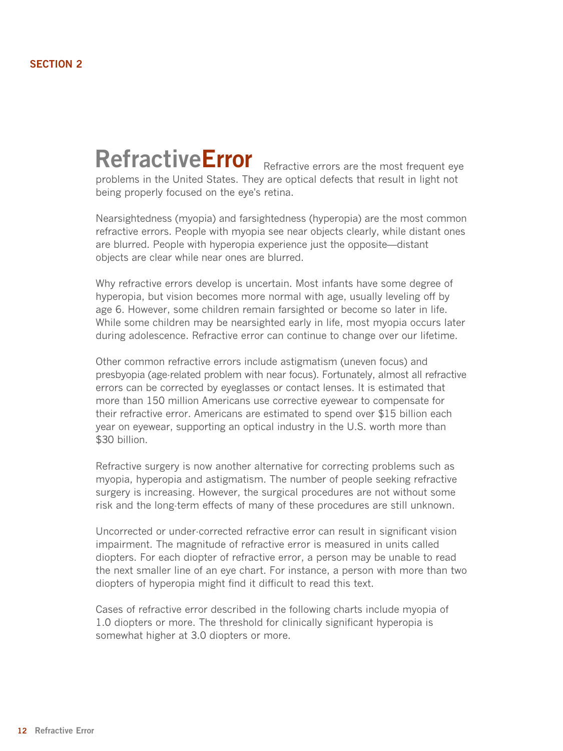## SECTION 2

# Refractive Error

Refractive errors are the most frequent eye problems in the United States. They are optical defects that result in light not being properly focused on the eye's retina.

Nearsightedness (myopia) and farsightedness (hyperopia) are the most common refractive errors. People with myopia see near objects clearly, while distant ones are blurred. People with hyperopia experience just the opposite—distant objects are clear while near ones are blurred.

Why refractive errors develop is uncertain. Most infants have some degree of hyperopia, but vision becomes more normal with age, usually leveling off by age 6. However, some children remain farsighted or become so later in life. While some children may be nearsighted early in life, most myopia occurs later during adolescence. Refractive error can continue to change over our lifetime.

Other common refractive errors include astigmatism (uneven focus) and presbyopia (age-related problem with near focus). Fortunately, almost all refractive errors can be corrected by eyeglasses or contact lenses. It is estimated that more than 150 million Americans use corrective eyewear to compensate for their refractive error. Americans are estimated to spend over $15 billion each year on eyewear, supporting an optical industry in the U.S. worth more than $30 billion.

Refractive surgery is now another alternative for correcting problems such as myopia, hyperopia and astigmatism. The number of people seeking refractive surgery is increasing. However, the surgical procedures are not without some risk and the long-term effects of many of these procedures are still unknown.

Uncorrected or under-corrected refractive error can result in significant vision impairment. The magnitude of refractive error is measured in units called diopters. For each diopter of refractive error, a person may be unable to read the next smaller line of an eye chart. For instance, a person with more than two diopters of hyperopia might find it difficult to read this text.

Cases of refractive error described in the following charts include myopia of 1.0 diopters or more. The threshold for clinically significant hyperopia is somewhat higher at 3.0 diopters or more.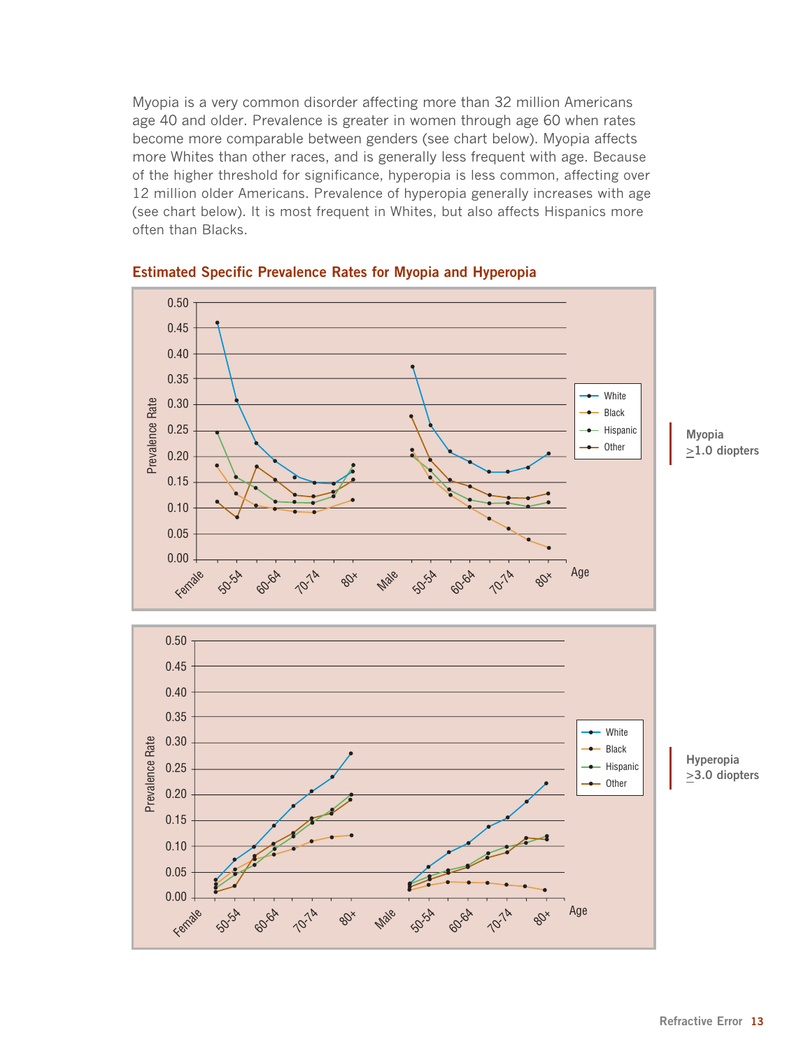Myopia is a very common disorder affecting more than 32 million Americans age 40 and older. Prevalence is greater in women through age 60 when rates become more comparable between genders (see chart below). Myopia affects more Whites than other races, and is generally less frequent with age. Because of the higher threshold for significance, hyperopia is less common, affecting over 12 million older Americans. Prevalence of hyperopia generally increases with age (see chart below). It is most frequent in Whites, but also affects Hispanics more often than Blacks.

## Estimated Specific Prevalence Rates for Myopia and Hyperopia

Myopia ≥1.0 diopters

Hyperopia ≥3.0 diopters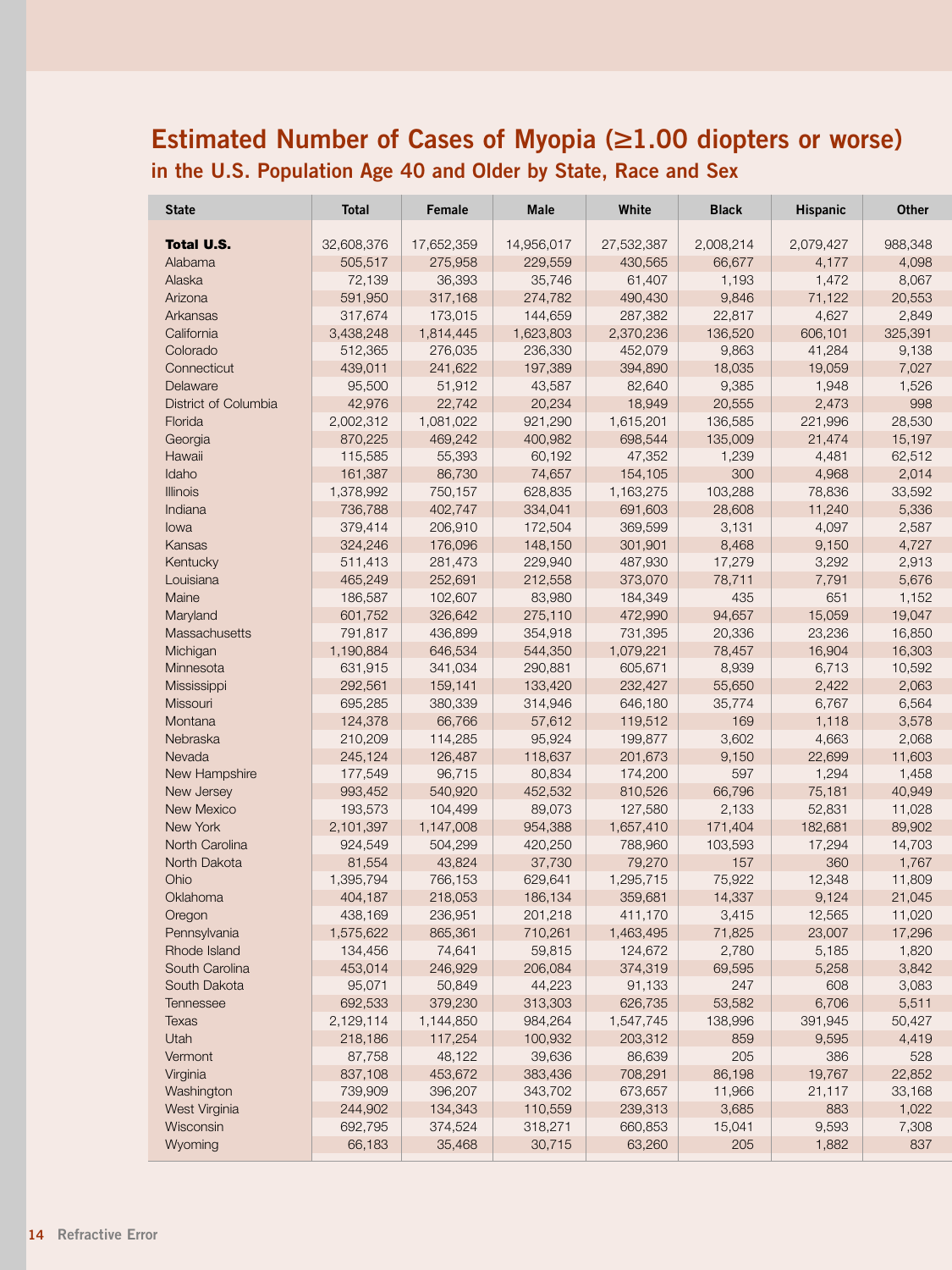# Estimated Number of Cases of Myopia (≥1.00 diopters or worse)

## in the U.S. Population Age 40 and Older by State, Race and Sex

| State | Total | Female | Male | White | Black | Hispanic | Other |
|---|---|---|---|---|---|---|---|
| **Total U.S.** | 32,608,376 | 17,652,359 | 14,956,017 | 27,532,387 | 2,008,214 | 2,079,427 | 988,348 |
| Alabama | 505,517 | 275,958 | 229,559 | 430,565 | 66,677 | 4,177 | 4,098 |
| Alaska | 72,139 | 36,393 | 35,746 | 61,407 | 1,193 | 1,472 | 8,067 |
| Arizona | 591,950 | 317,168 | 274,782 | 490,430 | 9,846 | 71,122 | 20,553 |
| Arkansas | 317,674 | 173,015 | 144,659 | 287,382 | 22,817 | 4,627 | 2,849 |
| California | 3,438,248 | 1,814,445 | 1,623,803 | 2,370,236 | 136,520 | 606,101 | 325,391 |
| Colorado | 512,365 | 276,035 | 236,330 | 452,079 | 9,863 | 41,284 | 9,138 |
| Connecticut | 439,011 | 241,622 | 197,389 | 394,890 | 18,035 | 19,059 | 7,027 |
| Delaware | 95,500 | 51,912 | 43,587 | 82,640 | 9,385 | 1,948 | 1,526 |
| District of Columbia | 42,976 | 22,742 | 20,234 | 18,949 | 20,555 | 2,473 | 998 |
| Florida | 2,002,312 | 1,081,022 | 921,290 | 1,615,201 | 136,585 | 221,996 | 28,530 |
| Georgia | 870,225 | 469,242 | 400,982 | 698,544 | 135,009 | 21,474 | 15,197 |
| Hawaii | 115,585 | 55,393 | 60,192 | 47,352 | 1,239 | 4,481 | 62,512 |
| Idaho | 161,387 | 86,730 | 74,657 | 154,105 | 300 | 4,968 | 2,014 |
| Illinois | 1,378,992 | 750,157 | 628,835 | 1,163,275 | 103,288 | 78,836 | 33,592 |
| Indiana | 736,788 | 402,747 | 334,041 | 691,603 | 28,608 | 11,240 | 5,336 |
| Iowa | 379,414 | 206,910 | 172,504 | 369,599 | 3,131 | 4,097 | 2,587 |
| Kansas | 324,246 | 176,096 | 148,150 | 301,901 | 8,468 | 9,150 | 4,727 |
| Kentucky | 511,413 | 281,473 | 229,940 | 487,930 | 17,279 | 3,292 | 2,913 |
| Louisiana | 465,249 | 252,691 | 212,558 | 373,070 | 78,711 | 7,791 | 5,676 |
| Maine | 186,587 | 102,607 | 83,980 | 184,349 | 435 | 651 | 1,152 |
| Maryland | 601,752 | 326,642 | 275,110 | 472,990 | 94,657 | 15,059 | 19,047 |
| Massachusetts | 791,817 | 436,899 | 354,918 | 731,395 | 20,336 | 23,236 | 16,850 |
| Michigan | 1,190,884 | 646,534 | 544,350 | 1,079,221 | 78,457 | 16,904 | 16,303 |
| Minnesota | 631,915 | 341,034 | 290,881 | 605,671 | 8,939 | 6,713 | 10,592 |
| Mississippi | 292,561 | 159,141 | 133,420 | 232,427 | 55,650 | 2,422 | 2,063 |
| Missouri | 695,285 | 380,339 | 314,946 | 646,180 | 35,774 | 6,767 | 6,564 |
| Montana | 124,378 | 66,766 | 57,612 | 119,512 | 169 | 1,118 | 3,578 |
| Nebraska | 210,209 | 114,285 | 95,924 | 199,877 | 3,602 | 4,663 | 2,068 |
| Nevada | 245,124 | 126,487 | 118,637 | 201,673 | 9,150 | 22,699 | 11,603 |
| New Hampshire | 177,549 | 96,715 | 80,834 | 174,200 | 597 | 1,294 | 1,458 |
| New Jersey | 993,452 | 540,920 | 452,532 | 810,526 | 66,796 | 75,181 | 40,949 |
| New Mexico | 193,573 | 104,499 | 89,073 | 127,580 | 2,133 | 52,831 | 11,028 |
| New York | 2,101,397 | 1,147,008 | 954,388 | 1,657,410 | 171,404 | 182,681 | 89,902 |
| North Carolina | 924,549 | 504,299 | 420,250 | 788,960 | 103,593 | 17,294 | 14,703 |
| North Dakota | 81,554 | 43,824 | 37,730 | 79,270 | 157 | 360 | 1,767 |
| Ohio | 1,395,794 | 766,153 | 629,641 | 1,295,715 | 75,922 | 12,348 | 11,809 |
| Oklahoma | 404,187 | 218,053 | 186,134 | 359,681 | 14,337 | 9,124 | 21,045 |
| Oregon | 438,169 | 236,951 | 201,218 | 411,170 | 3,415 | 12,565 | 11,020 |
| Pennsylvania | 1,575,622 | 865,361 | 710,261 | 1,463,495 | 71,825 | 23,007 | 17,296 |
| Rhode Island | 134,456 | 74,641 | 59,815 | 124,672 | 2,780 | 5,185 | 1,820 |
| South Carolina | 453,014 | 246,929 | 206,084 | 374,319 | 69,595 | 5,258 | 3,842 |
| South Dakota | 95,071 | 50,849 | 44,223 | 91,133 | 247 | 608 | 3,083 |
| Tennessee | 692,533 | 379,230 | 313,303 | 626,735 | 53,582 | 6,706 | 5,511 |
| Texas | 2,129,114 | 1,144,850 | 984,264 | 1,547,745 | 138,996 | 391,945 | 50,427 |
| Utah | 218,186 | 117,254 | 100,932 | 203,312 | 859 | 9,595 | 4,419 |
| Vermont | 87,758 | 48,122 | 39,636 | 86,639 | 205 | 386 | 528 |
| Virginia | 837,108 | 453,672 | 383,436 | 708,291 | 86,198 | 19,767 | 22,852 |
| Washington | 739,909 | 396,207 | 343,702 | 673,657 | 11,966 | 21,117 | 33,168 |
| West Virginia | 244,902 | 134,343 | 110,559 | 239,313 | 3,685 | 883 | 1,022 |
| Wisconsin | 692,795 | 374,524 | 318,271 | 660,853 | 15,041 | 9,593 | 7,308 |
| Wyoming | 66,183 | 35,468 | 30,715 | 63,260 | 205 | 1,882 | 837 |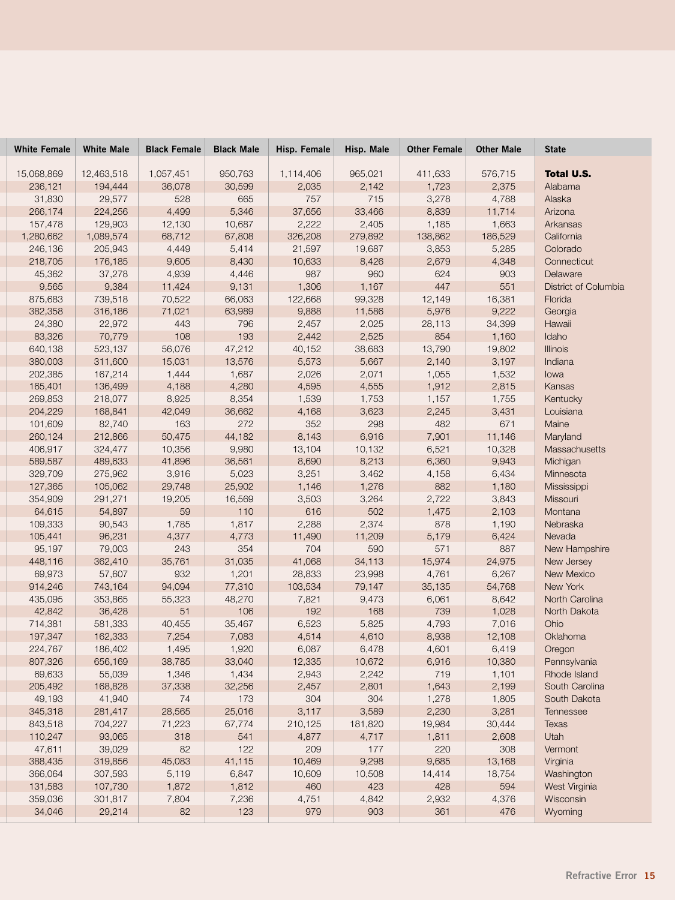| White Female | White Male | Black Female | Black Male | Hisp. Female | Hisp. Male | Other Female | Other Male | State |
|---|---|---|---|---|---|---|---|---|
| 15,068,869 | 12,463,518 | 1,057,451 | 950,763 | 1,114,406 | 965,021 | 411,633 | 576,715 | **Total U.S.** |
| 236,121 | 194,444 | 36,078 | 30,599 | 2,035 | 2,142 | 1,723 | 2,375 | Alabama |
| 31,830 | 29,577 | 528 | 665 | 757 | 715 | 3,278 | 4,788 | Alaska |
| 266,174 | 224,256 | 4,499 | 5,346 | 37,656 | 33,466 | 8,839 | 11,714 | Arizona |
| 157,478 | 129,903 | 12,130 | 10,687 | 2,222 | 2,405 | 1,185 | 1,663 | Arkansas |
| 1,280,662 | 1,089,574 | 68,712 | 67,808 | 326,208 | 279,892 | 138,862 | 186,529 | California |
| 246,136 | 205,943 | 4,449 | 5,414 | 21,597 | 19,687 | 3,853 | 5,285 | Colorado |
| 218,705 | 176,185 | 9,605 | 8,430 | 10,633 | 8,426 | 2,679 | 4,348 | Connecticut |
| 45,362 | 37,278 | 4,939 | 4,446 | 987 | 960 | 624 | 903 | Delaware |
| 9,565 | 9,384 | 11,424 | 9,131 | 1,306 | 1,167 | 447 | 551 | District of Columbia |
| 875,683 | 739,518 | 70,522 | 66,063 | 122,668 | 99,328 | 12,149 | 16,381 | Florida |
| 382,358 | 316,186 | 71,021 | 63,989 | 9,888 | 11,586 | 5,976 | 9,222 | Georgia |
| 24,380 | 22,972 | 443 | 796 | 2,457 | 2,025 | 28,113 | 34,399 | Hawaii |
| 83,326 | 70,779 | 108 | 193 | 2,442 | 2,525 | 854 | 1,160 | Idaho |
| 640,138 | 523,137 | 56,076 | 47,212 | 40,152 | 38,683 | 13,790 | 19,802 | Illinois |
| 380,003 | 311,600 | 15,031 | 13,576 | 5,573 | 5,667 | 2,140 | 3,197 | Indiana |
| 202,385 | 167,214 | 1,444 | 1,687 | 2,026 | 2,071 | 1,055 | 1,532 | Iowa |
| 165,401 | 136,499 | 4,188 | 4,280 | 4,595 | 4,555 | 1,912 | 2,815 | Kansas |
| 269,853 | 218,077 | 8,925 | 8,354 | 1,539 | 1,753 | 1,157 | 1,755 | Kentucky |
| 204,229 | 168,841 | 42,049 | 36,662 | 4,168 | 3,623 | 2,245 | 3,431 | Louisiana |
| 101,609 | 82,740 | 163 | 272 | 352 | 298 | 482 | 671 | Maine |
| 260,124 | 212,866 | 50,475 | 44,182 | 8,143 | 6,916 | 7,901 | 11,146 | Maryland |
| 406,917 | 324,477 | 10,356 | 9,980 | 13,104 | 10,132 | 6,521 | 10,328 | Massachusetts |
| 589,587 | 489,633 | 41,896 | 36,561 | 8,690 | 8,213 | 6,360 | 9,943 | Michigan |
| 329,709 | 275,962 | 3,916 | 5,023 | 3,251 | 3,462 | 4,158 | 6,434 | Minnesota |
| 127,365 | 105,062 | 29,748 | 25,902 | 1,146 | 1,276 | 882 | 1,180 | Mississippi |
| 354,909 | 291,271 | 19,205 | 16,569 | 3,503 | 3,264 | 2,722 | 3,843 | Missouri |
| 64,615 | 54,897 | 59 | 110 | 616 | 502 | 1,475 | 2,103 | Montana |
| 109,333 | 90,543 | 1,785 | 1,817 | 2,288 | 2,374 | 878 | 1,190 | Nebraska |
| 105,441 | 96,231 | 4,377 | 4,773 | 11,490 | 11,209 | 5,179 | 6,424 | Nevada |
| 95,197 | 79,003 | 243 | 354 | 704 | 590 | 571 | 887 | New Hampshire |
| 448,116 | 362,410 | 35,761 | 31,035 | 41,068 | 34,113 | 15,974 | 24,975 | New Jersey |
| 69,973 | 57,607 | 932 | 1,201 | 28,833 | 23,998 | 4,761 | 6,267 | New Mexico |
| 914,246 | 743,164 | 94,094 | 77,310 | 103,534 | 79,147 | 35,135 | 54,768 | New York |
| 435,095 | 353,865 | 55,323 | 48,270 | 7,821 | 9,473 | 6,061 | 8,642 | North Carolina |
| 42,842 | 36,428 | 51 | 106 | 192 | 168 | 739 | 1,028 | North Dakota |
| 714,381 | 581,333 | 40,455 | 35,467 | 6,523 | 5,825 | 4,793 | 7,016 | Ohio |
| 197,347 | 162,333 | 7,254 | 7,083 | 4,514 | 4,610 | 8,938 | 12,108 | Oklahoma |
| 224,767 | 186,402 | 1,495 | 1,920 | 6,087 | 6,478 | 4,601 | 6,419 | Oregon |
| 807,326 | 656,169 | 38,785 | 33,040 | 12,335 | 10,672 | 6,916 | 10,380 | Pennsylvania |
| 69,633 | 55,039 | 1,346 | 1,434 | 2,943 | 2,242 | 719 | 1,101 | Rhode Island |
| 205,492 | 168,828 | 37,338 | 32,256 | 2,457 | 2,801 | 1,643 | 2,199 | South Carolina |
| 49,193 | 41,940 | 74 | 173 | 304 | 304 | 1,278 | 1,805 | South Dakota |
| 345,318 | 281,417 | 28,565 | 25,016 | 3,117 | 3,589 | 2,230 | 3,281 | Tennessee |
| 843,518 | 704,227 | 71,223 | 67,774 | 210,125 | 181,820 | 19,984 | 30,444 | Texas |
| 110,247 | 93,065 | 318 | 541 | 4,877 | 4,717 | 1,811 | 2,608 | Utah |
| 47,611 | 39,029 | 82 | 122 | 209 | 177 | 220 | 308 | Vermont |
| 388,435 | 319,856 | 45,083 | 41,115 | 10,469 | 9,298 | 9,685 | 13,168 | Virginia |
| 366,064 | 307,593 | 5,119 | 6,847 | 10,609 | 10,508 | 14,414 | 18,754 | Washington |
| 131,583 | 107,730 | 1,872 | 1,812 | 460 | 423 | 428 | 594 | West Virginia |
| 359,036 | 301,817 | 7,804 | 7,236 | 4,751 | 4,842 | 2,932 | 4,376 | Wisconsin |
| 34,046 | 29,214 | 82 | 123 | 979 | 903 | 361 | 476 | Wyoming |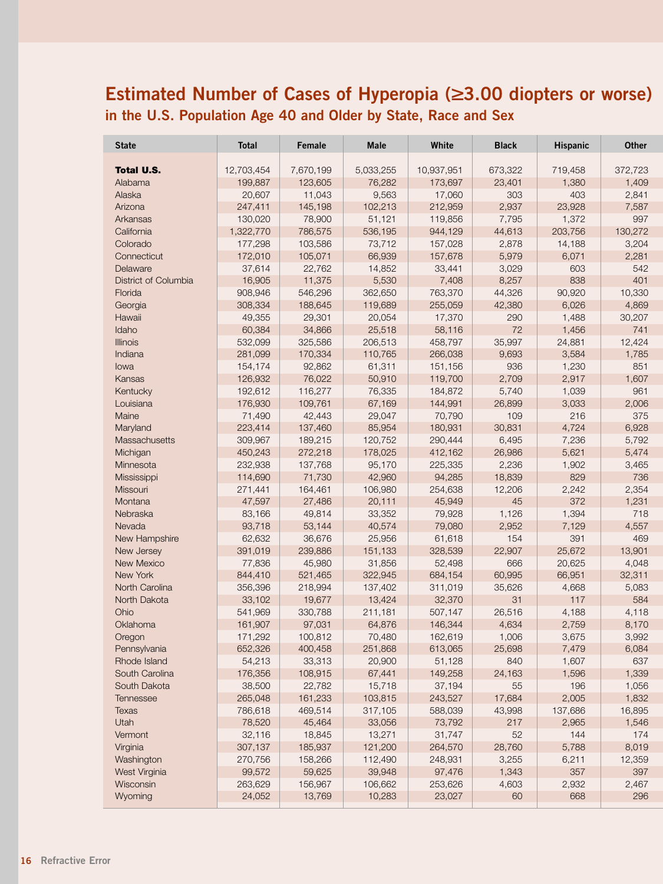# Estimated Number of Cases of Hyperopia (≥3.00 diopters or worse)

## in the U.S. Population Age 40 and Older by State, Race and Sex

| State | Total | Female | Male | White | Black | Hispanic | Other |
|---|---|---|---|---|---|---|---|
| **Total U.S.** | 12,703,454 | 7,670,199 | 5,033,255 | 10,937,951 | 673,322 | 719,458 | 372,723 |
| Alabama | 199,887 | 123,605 | 76,282 | 173,697 | 23,401 | 1,380 | 1,409 |
| Alaska | 20,607 | 11,043 | 9,563 | 17,060 | 303 | 403 | 2,841 |
| Arizona | 247,411 | 145,198 | 102,213 | 212,959 | 2,937 | 23,928 | 7,587 |
| Arkansas | 130,020 | 78,900 | 51,121 | 119,856 | 7,795 | 1,372 | 997 |
| California | 1,322,770 | 786,575 | 536,195 | 944,129 | 44,613 | 203,756 | 130,272 |
| Colorado | 177,298 | 103,586 | 73,712 | 157,028 | 2,878 | 14,188 | 3,204 |
| Connecticut | 172,010 | 105,071 | 66,939 | 157,678 | 5,979 | 6,071 | 2,281 |
| Delaware | 37,614 | 22,762 | 14,852 | 33,441 | 3,029 | 603 | 542 |
| District of Columbia | 16,905 | 11,375 | 5,530 | 7,408 | 8,257 | 838 | 401 |
| Florida | 908,946 | 546,296 | 362,650 | 763,370 | 44,326 | 90,920 | 10,330 |
| Georgia | 308,334 | 188,645 | 119,689 | 255,059 | 42,380 | 6,026 | 4,869 |
| Hawaii | 49,355 | 29,301 | 20,054 | 17,370 | 290 | 1,488 | 30,207 |
| Idaho | 60,384 | 34,866 | 25,518 | 58,116 | 72 | 1,456 | 741 |
| Illinois | 532,099 | 325,586 | 206,513 | 458,797 | 35,997 | 24,881 | 12,424 |
| Indiana | 281,099 | 170,334 | 110,765 | 266,038 | 9,693 | 3,584 | 1,785 |
| Iowa | 154,174 | 92,862 | 61,311 | 151,156 | 936 | 1,230 | 851 |
| Kansas | 126,932 | 76,022 | 50,910 | 119,700 | 2,709 | 2,917 | 1,607 |
| Kentucky | 192,612 | 116,277 | 76,335 | 184,872 | 5,740 | 1,039 | 961 |
| Louisiana | 176,930 | 109,761 | 67,169 | 144,991 | 26,899 | 3,033 | 2,006 |
| Maine | 71,490 | 42,443 | 29,047 | 70,790 | 109 | 216 | 375 |
| Maryland | 223,414 | 137,460 | 85,954 | 180,931 | 30,831 | 4,724 | 6,928 |
| Massachusetts | 309,967 | 189,215 | 120,752 | 290,444 | 6,495 | 7,236 | 5,792 |
| Michigan | 450,243 | 272,218 | 178,025 | 412,162 | 26,986 | 5,621 | 5,474 |
| Minnesota | 232,938 | 137,768 | 95,170 | 225,335 | 2,236 | 1,902 | 3,465 |
| Mississippi | 114,690 | 71,730 | 42,960 | 94,285 | 18,839 | 829 | 736 |
| Missouri | 271,441 | 164,461 | 106,980 | 254,638 | 12,206 | 2,242 | 2,354 |
| Montana | 47,597 | 27,486 | 20,111 | 45,949 | 45 | 372 | 1,231 |
| Nebraska | 83,166 | 49,814 | 33,352 | 79,928 | 1,126 | 1,394 | 718 |
| Nevada | 93,718 | 53,144 | 40,574 | 79,080 | 2,952 | 7,129 | 4,557 |
| New Hampshire | 62,632 | 36,676 | 25,956 | 61,618 | 154 | 391 | 469 |
| New Jersey | 391,019 | 239,886 | 151,133 | 328,539 | 22,907 | 25,672 | 13,901 |
| New Mexico | 77,836 | 45,980 | 31,856 | 52,498 | 666 | 20,625 | 4,048 |
| New York | 844,410 | 521,465 | 322,945 | 684,154 | 60,995 | 66,951 | 32,311 |
| North Carolina | 356,396 | 218,994 | 137,402 | 311,019 | 35,626 | 4,668 | 5,083 |
| North Dakota | 33,102 | 19,677 | 13,424 | 32,370 | 31 | 117 | 584 |
| Ohio | 541,969 | 330,788 | 211,181 | 507,147 | 26,516 | 4,188 | 4,118 |
| Oklahoma | 161,907 | 97,031 | 64,876 | 146,344 | 4,634 | 2,759 | 8,170 |
| Oregon | 171,292 | 100,812 | 70,480 | 162,619 | 1,006 | 3,675 | 3,992 |
| Pennsylvania | 652,326 | 400,458 | 251,868 | 613,065 | 25,698 | 7,479 | 6,084 |
| Rhode Island | 54,213 | 33,313 | 20,900 | 51,128 | 840 | 1,607 | 637 |
| South Carolina | 176,356 | 108,915 | 67,441 | 149,258 | 24,163 | 1,596 | 1,339 |
| South Dakota | 38,500 | 22,782 | 15,718 | 37,194 | 55 | 196 | 1,056 |
| Tennessee | 265,048 | 161,233 | 103,815 | 243,527 | 17,684 | 2,005 | 1,832 |
| Texas | 786,618 | 469,514 | 317,105 | 588,039 | 43,998 | 137,686 | 16,895 |
| Utah | 78,520 | 45,464 | 33,056 | 73,792 | 217 | 2,965 | 1,546 |
| Vermont | 32,116 | 18,845 | 13,271 | 31,747 | 52 | 144 | 174 |
| Virginia | 307,137 | 185,937 | 121,200 | 264,570 | 28,760 | 5,788 | 8,019 |
| Washington | 270,756 | 158,266 | 112,490 | 248,931 | 3,255 | 6,211 | 12,359 |
| West Virginia | 99,572 | 59,625 | 39,948 | 97,476 | 1,343 | 357 | 397 |
| Wisconsin | 263,629 | 156,967 | 106,662 | 253,626 | 4,603 | 2,932 | 2,467 |
| Wyoming | 24,052 | 13,769 | 10,283 | 23,027 | 60 | 668 | 296 |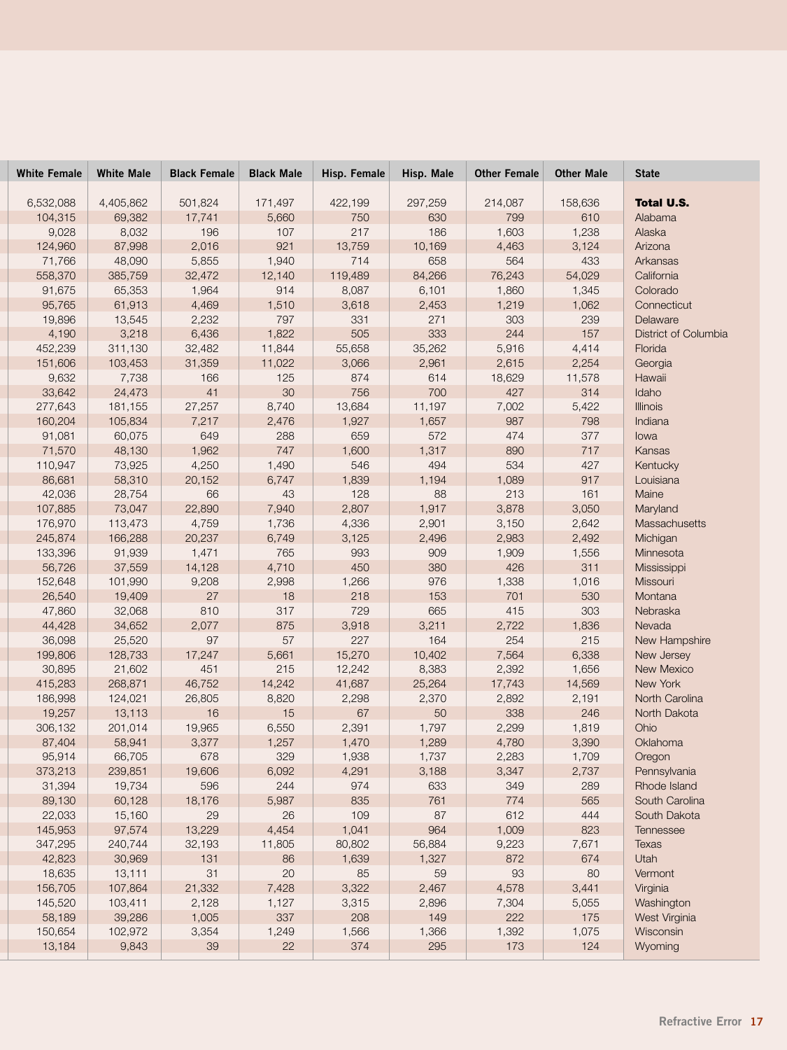| White Female | White Male | Black Female | Black Male | Hisp. Female | Hisp. Male | Other Female | Other Male | State |
|---|---|---|---|---|---|---|---|---|
| 6,532,088 | 4,405,862 | 501,824 | 171,497 | 422,199 | 297,259 | 214,087 | 158,636 | **Total U.S.** |
| 104,315 | 69,382 | 17,741 | 5,660 | 750 | 630 | 799 | 610 | Alabama |
| 9,028 | 8,032 | 196 | 107 | 217 | 186 | 1,603 | 1,238 | Alaska |
| 124,960 | 87,998 | 2,016 | 921 | 13,759 | 10,169 | 4,463 | 3,124 | Arizona |
| 71,766 | 48,090 | 5,855 | 1,940 | 714 | 658 | 564 | 433 | Arkansas |
| 558,370 | 385,759 | 32,472 | 12,140 | 119,489 | 84,266 | 76,243 | 54,029 | California |
| 91,675 | 65,353 | 1,964 | 914 | 8,087 | 6,101 | 1,860 | 1,345 | Colorado |
| 95,765 | 61,913 | 4,469 | 1,510 | 3,618 | 2,453 | 1,219 | 1,062 | Connecticut |
| 19,896 | 13,545 | 2,232 | 797 | 331 | 271 | 303 | 239 | Delaware |
| 4,190 | 3,218 | 6,436 | 1,822 | 505 | 333 | 244 | 157 | District of Columbia |
| 452,239 | 311,130 | 32,482 | 11,844 | 55,658 | 35,262 | 5,916 | 4,414 | Florida |
| 151,606 | 103,453 | 31,359 | 11,022 | 3,066 | 2,961 | 2,615 | 2,254 | Georgia |
| 9,632 | 7,738 | 166 | 125 | 874 | 614 | 18,629 | 11,578 | Hawaii |
| 33,642 | 24,473 | 41 | 30 | 756 | 700 | 427 | 314 | Idaho |
| 277,643 | 181,155 | 27,257 | 8,740 | 13,684 | 11,197 | 7,002 | 5,422 | Illinois |
| 160,204 | 105,834 | 7,217 | 2,476 | 1,927 | 1,657 | 987 | 798 | Indiana |
| 91,081 | 60,075 | 649 | 288 | 659 | 572 | 474 | 377 | Iowa |
| 71,570 | 48,130 | 1,962 | 747 | 1,600 | 1,317 | 890 | 717 | Kansas |
| 110,947 | 73,925 | 4,250 | 1,490 | 546 | 494 | 534 | 427 | Kentucky |
| 86,681 | 58,310 | 20,152 | 6,747 | 1,839 | 1,194 | 1,089 | 917 | Louisiana |
| 42,036 | 28,754 | 66 | 43 | 128 | 88 | 213 | 161 | Maine |
| 107,885 | 73,047 | 22,890 | 7,940 | 2,807 | 1,917 | 3,878 | 3,050 | Maryland |
| 176,970 | 113,473 | 4,759 | 1,736 | 4,336 | 2,901 | 3,150 | 2,642 | Massachusetts |
| 245,874 | 166,288 | 20,237 | 6,749 | 3,125 | 2,496 | 2,983 | 2,492 | Michigan |
| 133,396 | 91,939 | 1,471 | 765 | 993 | 909 | 1,909 | 1,556 | Minnesota |
| 56,726 | 37,559 | 14,128 | 4,710 | 450 | 380 | 426 | 311 | Mississippi |
| 152,648 | 101,990 | 9,208 | 2,998 | 1,266 | 976 | 1,338 | 1,016 | Missouri |
| 26,540 | 19,409 | 27 | 18 | 218 | 153 | 701 | 530 | Montana |
| 47,860 | 32,068 | 810 | 317 | 729 | 665 | 415 | 303 | Nebraska |
| 44,428 | 34,652 | 2,077 | 875 | 3,918 | 3,211 | 2,722 | 1,836 | Nevada |
| 36,098 | 25,520 | 97 | 57 | 227 | 164 | 254 | 215 | New Hampshire |
| 199,806 | 128,733 | 17,247 | 5,661 | 15,270 | 10,402 | 7,564 | 6,338 | New Jersey |
| 30,895 | 21,602 | 451 | 215 | 12,242 | 8,383 | 2,392 | 1,656 | New Mexico |
| 415,283 | 268,871 | 46,752 | 14,242 | 41,687 | 25,264 | 17,743 | 14,569 | New York |
| 186,998 | 124,021 | 26,805 | 8,820 | 2,298 | 2,370 | 2,892 | 2,191 | North Carolina |
| 19,257 | 13,113 | 16 | 15 | 67 | 50 | 338 | 246 | North Dakota |
| 306,132 | 201,014 | 19,965 | 6,550 | 2,391 | 1,797 | 2,299 | 1,819 | Ohio |
| 87,404 | 58,941 | 3,377 | 1,257 | 1,470 | 1,289 | 4,780 | 3,390 | Oklahoma |
| 95,914 | 66,705 | 678 | 329 | 1,938 | 1,737 | 2,283 | 1,709 | Oregon |
| 373,213 | 239,851 | 19,606 | 6,092 | 4,291 | 3,188 | 3,347 | 2,737 | Pennsylvania |
| 31,394 | 19,734 | 596 | 244 | 974 | 633 | 349 | 289 | Rhode Island |
| 89,130 | 60,128 | 18,176 | 5,987 | 835 | 761 | 774 | 565 | South Carolina |
| 22,033 | 15,160 | 29 | 26 | 109 | 87 | 612 | 444 | South Dakota |
| 145,953 | 97,574 | 13,229 | 4,454 | 1,041 | 964 | 1,009 | 823 | Tennessee |
| 347,295 | 240,744 | 32,193 | 11,805 | 80,802 | 56,884 | 9,223 | 7,671 | Texas |
| 42,823 | 30,969 | 131 | 86 | 1,639 | 1,327 | 872 | 674 | Utah |
| 18,635 | 13,111 | 31 | 20 | 85 | 59 | 93 | 80 | Vermont |
| 156,705 | 107,864 | 21,332 | 7,428 | 3,322 | 2,467 | 4,578 | 3,441 | Virginia |
| 145,520 | 103,411 | 2,128 | 1,127 | 3,315 | 2,896 | 7,304 | 5,055 | Washington |
| 58,189 | 39,286 | 1,005 | 337 | 208 | 149 | 222 | 175 | West Virginia |
| 150,654 | 102,972 | 3,354 | 1,249 | 1,566 | 1,366 | 1,392 | 1,075 | Wisconsin |
| 13,184 | 9,843 | 39 | 22 | 374 | 295 | 173 | 124 | Wyoming |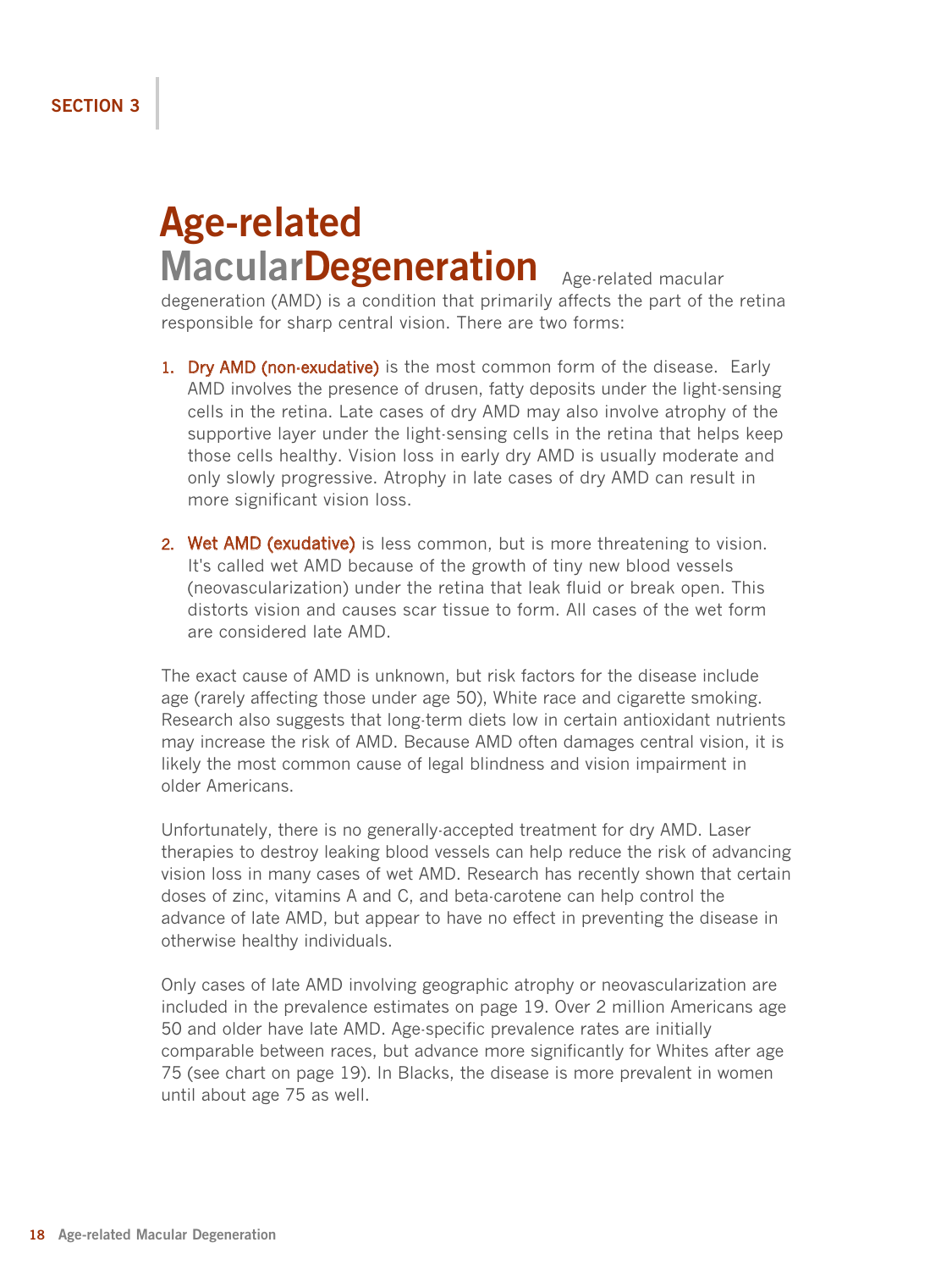SECTION 3

# Age-related Macular Degeneration

Age-related macular degeneration (AMD) is a condition that primarily affects the part of the retina responsible for sharp central vision. There are two forms:

1. **Dry AMD (non-exudative)** is the most common form of the disease. Early AMD involves the presence of drusen, fatty deposits under the light-sensing cells in the retina. Late cases of dry AMD may also involve atrophy of the supportive layer under the light-sensing cells in the retina that helps keep those cells healthy. Vision loss in early dry AMD is usually moderate and only slowly progressive. Atrophy in late cases of dry AMD can result in more significant vision loss.

2. **Wet AMD (exudative)** is less common, but is more threatening to vision. It's called wet AMD because of the growth of tiny new blood vessels (neovascularization) under the retina that leak fluid or break open. This distorts vision and causes scar tissue to form. All cases of the wet form are considered late AMD.

The exact cause of AMD is unknown, but risk factors for the disease include age (rarely affecting those under age 50), White race and cigarette smoking. Research also suggests that long-term diets low in certain antioxidant nutrients may increase the risk of AMD. Because AMD often damages central vision, it is likely the most common cause of legal blindness and vision impairment in older Americans.

Unfortunately, there is no generally-accepted treatment for dry AMD. Laser therapies to destroy leaking blood vessels can help reduce the risk of advancing vision loss in many cases of wet AMD. Research has recently shown that certain doses of zinc, vitamins A and C, and beta-carotene can help control the advance of late AMD, but appear to have no effect in preventing the disease in otherwise healthy individuals.

Only cases of late AMD involving geographic atrophy or neovascularization are included in the prevalence estimates on page 19. Over 2 million Americans age 50 and older have late AMD. Age-specific prevalence rates are initially comparable between races, but advance more significantly for Whites after age 75 (see chart on page 19). In Blacks, the disease is more prevalent in women until about age 75 as well.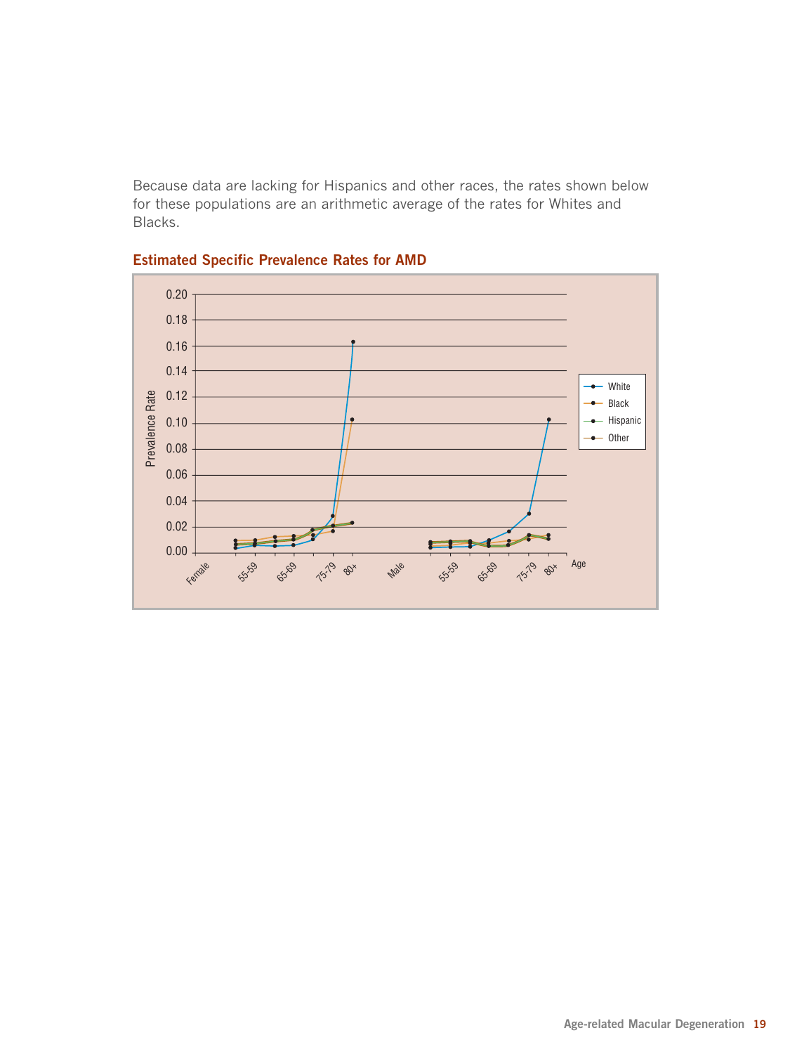Because data are lacking for Hispanics and other races, the rates shown below for these populations are an arithmetic average of the rates for Whites and Blacks.

**Estimated Specific Prevalence Rates for AMD**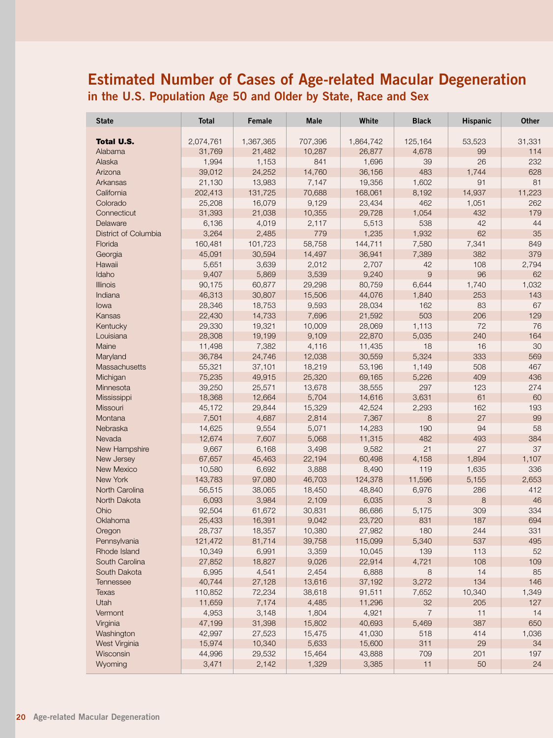# Estimated Number of Cases of Age-related Macular Degeneration

## in the U.S. Population Age 50 and Older by State, Race and Sex

| State | Total | Female | Male | White | Black | Hispanic | Other |
|---|---|---|---|---|---|---|---|
| **Total U.S.** | 2,074,761 | 1,367,365 | 707,396 | 1,864,742 | 125,164 | 53,523 | 31,331 |
| Alabama | 31,769 | 21,482 | 10,287 | 26,877 | 4,678 | 99 | 114 |
| Alaska | 1,994 | 1,153 | 841 | 1,696 | 39 | 26 | 232 |
| Arizona | 39,012 | 24,252 | 14,760 | 36,156 | 483 | 1,744 | 628 |
| Arkansas | 21,130 | 13,983 | 7,147 | 19,356 | 1,602 | 91 | 81 |
| California | 202,413 | 131,725 | 70,688 | 168,061 | 8,192 | 14,937 | 11,223 |
| Colorado | 25,208 | 16,079 | 9,129 | 23,434 | 462 | 1,051 | 262 |
| Connecticut | 31,393 | 21,038 | 10,355 | 29,728 | 1,054 | 432 | 179 |
| Delaware | 6,136 | 4,019 | 2,117 | 5,513 | 538 | 42 | 44 |
| District of Columbia | 3,264 | 2,485 | 779 | 1,235 | 1,932 | 62 | 35 |
| Florida | 160,481 | 101,723 | 58,758 | 144,711 | 7,580 | 7,341 | 849 |
| Georgia | 45,091 | 30,594 | 14,497 | 36,941 | 7,389 | 382 | 379 |
| Hawaii | 5,651 | 3,639 | 2,012 | 2,707 | 42 | 108 | 2,794 |
| Idaho | 9,407 | 5,869 | 3,539 | 9,240 | 9 | 96 | 62 |
| Illinois | 90,175 | 60,877 | 29,298 | 80,759 | 6,644 | 1,740 | 1,032 |
| Indiana | 46,313 | 30,807 | 15,506 | 44,076 | 1,840 | 253 | 143 |
| Iowa | 28,346 | 18,753 | 9,593 | 28,034 | 162 | 83 | 67 |
| Kansas | 22,430 | 14,733 | 7,696 | 21,592 | 503 | 206 | 129 |
| Kentucky | 29,330 | 19,321 | 10,009 | 28,069 | 1,113 | 72 | 76 |
| Louisiana | 28,308 | 19,199 | 9,109 | 22,870 | 5,035 | 240 | 164 |
| Maine | 11,498 | 7,382 | 4,116 | 11,435 | 18 | 16 | 30 |
| Maryland | 36,784 | 24,746 | 12,038 | 30,559 | 5,324 | 333 | 569 |
| Massachusetts | 55,321 | 37,101 | 18,219 | 53,196 | 1,149 | 508 | 467 |
| Michigan | 75,235 | 49,915 | 25,320 | 69,165 | 5,226 | 409 | 436 |
| Minnesota | 39,250 | 25,571 | 13,678 | 38,555 | 297 | 123 | 274 |
| Mississippi | 18,368 | 12,664 | 5,704 | 14,616 | 3,631 | 61 | 60 |
| Missouri | 45,172 | 29,844 | 15,329 | 42,524 | 2,293 | 162 | 193 |
| Montana | 7,501 | 4,687 | 2,814 | 7,367 | 8 | 27 | 99 |
| Nebraska | 14,625 | 9,554 | 5,071 | 14,283 | 190 | 94 | 58 |
| Nevada | 12,674 | 7,607 | 5,068 | 11,315 | 482 | 493 | 384 |
| New Hampshire | 9,667 | 6,168 | 3,498 | 9,582 | 21 | 27 | 37 |
| New Jersey | 67,657 | 45,463 | 22,194 | 60,498 | 4,158 | 1,894 | 1,107 |
| New Mexico | 10,580 | 6,692 | 3,888 | 8,490 | 119 | 1,635 | 336 |
| New York | 143,783 | 97,080 | 46,703 | 124,378 | 11,596 | 5,155 | 2,653 |
| North Carolina | 56,515 | 38,065 | 18,450 | 48,840 | 6,976 | 286 | 412 |
| North Dakota | 6,093 | 3,984 | 2,109 | 6,035 | 3 | 8 | 46 |
| Ohio | 92,504 | 61,672 | 30,831 | 86,686 | 5,175 | 309 | 334 |
| Oklahoma | 25,433 | 16,391 | 9,042 | 23,720 | 831 | 187 | 694 |
| Oregon | 28,737 | 18,357 | 10,380 | 27,982 | 180 | 244 | 331 |
| Pennsylvania | 121,472 | 81,714 | 39,758 | 115,099 | 5,340 | 537 | 495 |
| Rhode Island | 10,349 | 6,991 | 3,359 | 10,045 | 139 | 113 | 52 |
| South Carolina | 27,852 | 18,827 | 9,026 | 22,914 | 4,721 | 108 | 109 |
| South Dakota | 6,995 | 4,541 | 2,454 | 6,888 | 8 | 14 | 85 |
| Tennessee | 40,744 | 27,128 | 13,616 | 37,192 | 3,272 | 134 | 146 |
| Texas | 110,852 | 72,234 | 38,618 | 91,511 | 7,652 | 10,340 | 1,349 |
| Utah | 11,659 | 7,174 | 4,485 | 11,296 | 32 | 205 | 127 |
| Vermont | 4,953 | 3,148 | 1,804 | 4,921 | 7 | 11 | 14 |
| Virginia | 47,199 | 31,398 | 15,802 | 40,693 | 5,469 | 387 | 650 |
| Washington | 42,997 | 27,523 | 15,475 | 41,030 | 518 | 414 | 1,036 |
| West Virginia | 15,974 | 10,340 | 5,633 | 15,600 | 311 | 29 | 34 |
| Wisconsin | 44,996 | 29,532 | 15,464 | 43,888 | 709 | 201 | 197 |
| Wyoming | 3,471 | 2,142 | 1,329 | 3,385 | 11 | 50 | 24 |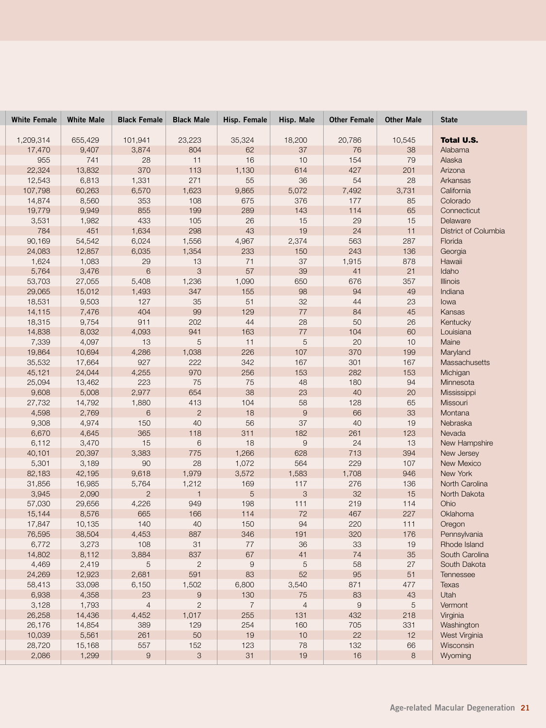| White Female | White Male | Black Female | Black Male | Hisp. Female | Hisp. Male | Other Female | Other Male | State |
|---|---|---|---|---|---|---|---|---|
| 1,209,314 | 655,429 | 101,941 | 23,223 | 35,324 | 18,200 | 20,786 | 10,545 | **Total U.S.** |
| 17,470 | 9,407 | 3,874 | 804 | 62 | 37 | 76 | 38 | Alabama |
| 955 | 741 | 28 | 11 | 16 | 10 | 154 | 79 | Alaska |
| 22,324 | 13,832 | 370 | 113 | 1,130 | 614 | 427 | 201 | Arizona |
| 12,543 | 6,813 | 1,331 | 271 | 55 | 36 | 54 | 28 | Arkansas |
| 107,798 | 60,263 | 6,570 | 1,623 | 9,865 | 5,072 | 7,492 | 3,731 | California |
| 14,874 | 8,560 | 353 | 108 | 675 | 376 | 177 | 85 | Colorado |
| 19,779 | 9,949 | 855 | 199 | 289 | 143 | 114 | 65 | Connecticut |
| 3,531 | 1,982 | 433 | 105 | 26 | 15 | 29 | 15 | Delaware |
| 784 | 451 | 1,634 | 298 | 43 | 19 | 24 | 11 | District of Columbia |
| 90,169 | 54,542 | 6,024 | 1,556 | 4,967 | 2,374 | 563 | 287 | Florida |
| 24,083 | 12,857 | 6,035 | 1,354 | 233 | 150 | 243 | 136 | Georgia |
| 1,624 | 1,083 | 29 | 13 | 71 | 37 | 1,915 | 878 | Hawaii |
| 5,764 | 3,476 | 6 | 3 | 57 | 39 | 41 | 21 | Idaho |
| 53,703 | 27,055 | 5,408 | 1,236 | 1,090 | 650 | 676 | 357 | Illinois |
| 29,065 | 15,012 | 1,493 | 347 | 155 | 98 | 94 | 49 | Indiana |
| 18,531 | 9,503 | 127 | 35 | 51 | 32 | 44 | 23 | Iowa |
| 14,115 | 7,476 | 404 | 99 | 129 | 77 | 84 | 45 | Kansas |
| 18,315 | 9,754 | 911 | 202 | 44 | 28 | 50 | 26 | Kentucky |
| 14,838 | 8,032 | 4,093 | 941 | 163 | 77 | 104 | 60 | Louisiana |
| 7,339 | 4,097 | 13 | 5 | 11 | 5 | 20 | 10 | Maine |
| 19,864 | 10,694 | 4,286 | 1,038 | 226 | 107 | 370 | 199 | Maryland |
| 35,532 | 17,664 | 927 | 222 | 342 | 167 | 301 | 167 | Massachusetts |
| 45,121 | 24,044 | 4,255 | 970 | 256 | 153 | 282 | 153 | Michigan |
| 25,094 | 13,462 | 223 | 75 | 75 | 48 | 180 | 94 | Minnesota |
| 9,608 | 5,008 | 2,977 | 654 | 38 | 23 | 40 | 20 | Mississippi |
| 27,732 | 14,792 | 1,880 | 413 | 104 | 58 | 128 | 65 | Missouri |
| 4,598 | 2,769 | 6 | 2 | 18 | 9 | 66 | 33 | Montana |
| 9,308 | 4,974 | 150 | 40 | 56 | 37 | 40 | 19 | Nebraska |
| 6,670 | 4,645 | 365 | 118 | 311 | 182 | 261 | 123 | Nevada |
| 6,112 | 3,470 | 15 | 6 | 18 | 9 | 24 | 13 | New Hampshire |
| 40,101 | 20,397 | 3,383 | 775 | 1,266 | 628 | 713 | 394 | New Jersey |
| 5,301 | 3,189 | 90 | 28 | 1,072 | 564 | 229 | 107 | New Mexico |
| 82,183 | 42,195 | 9,618 | 1,979 | 3,572 | 1,583 | 1,708 | 946 | New York |
| 31,856 | 16,985 | 5,764 | 1,212 | 169 | 117 | 276 | 136 | North Carolina |
| 3,945 | 2,090 | 2 | 1 | 5 | 3 | 32 | 15 | North Dakota |
| 57,030 | 29,656 | 4,226 | 949 | 198 | 111 | 219 | 114 | Ohio |
| 15,144 | 8,576 | 665 | 166 | 114 | 72 | 467 | 227 | Oklahoma |
| 17,847 | 10,135 | 140 | 40 | 150 | 94 | 220 | 111 | Oregon |
| 76,595 | 38,504 | 4,453 | 887 | 346 | 191 | 320 | 176 | Pennsylvania |
| 6,772 | 3,273 | 108 | 31 | 77 | 36 | 33 | 19 | Rhode Island |
| 14,802 | 8,112 | 3,884 | 837 | 67 | 41 | 74 | 35 | South Carolina |
| 4,469 | 2,419 | 5 | 2 | 9 | 5 | 58 | 27 | South Dakota |
| 24,269 | 12,923 | 2,681 | 591 | 83 | 52 | 95 | 51 | Tennessee |
| 58,413 | 33,098 | 6,150 | 1,502 | 6,800 | 3,540 | 871 | 477 | Texas |
| 6,938 | 4,358 | 23 | 9 | 130 | 75 | 83 | 43 | Utah |
| 3,128 | 1,793 | 4 | 2 | 7 | 4 | 9 | 5 | Vermont |
| 26,258 | 14,436 | 4,452 | 1,017 | 255 | 131 | 432 | 218 | Virginia |
| 26,176 | 14,854 | 389 | 129 | 254 | 160 | 705 | 331 | Washington |
| 10,039 | 5,561 | 261 | 50 | 19 | 10 | 22 | 12 | West Virginia |
| 28,720 | 15,168 | 557 | 152 | 123 | 78 | 132 | 66 | Wisconsin |
| 2,086 | 1,299 | 9 | 3 | 31 | 19 | 16 | 8 | Wyoming |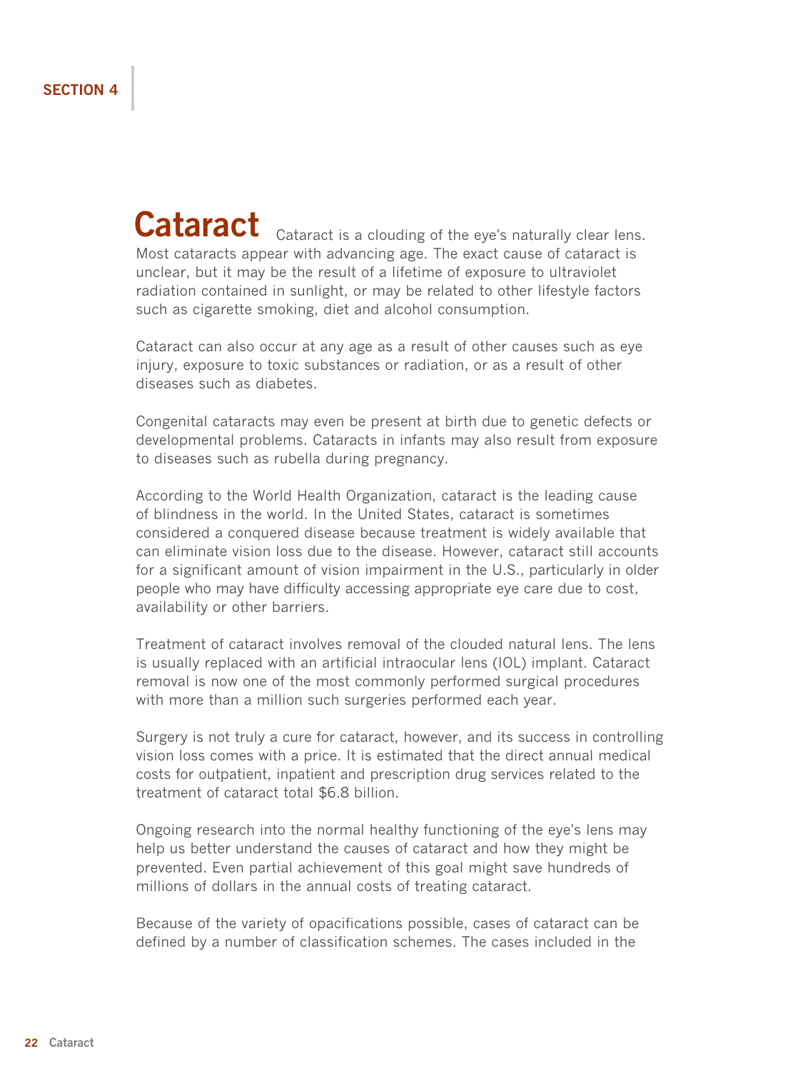SECTION 4

# Cataract

Cataract is a clouding of the eye's naturally clear lens. Most cataracts appear with advancing age. The exact cause of cataract is unclear, but it may be the result of a lifetime of exposure to ultraviolet radiation contained in sunlight, or may be related to other lifestyle factors such as cigarette smoking, diet and alcohol consumption.

Cataract can also occur at any age as a result of other causes such as eye injury, exposure to toxic substances or radiation, or as a result of other diseases such as diabetes.

Congenital cataracts may even be present at birth due to genetic defects or developmental problems. Cataracts in infants may also result from exposure to diseases such as rubella during pregnancy.

According to the World Health Organization, cataract is the leading cause of blindness in the world. In the United States, cataract is sometimes considered a conquered disease because treatment is widely available that can eliminate vision loss due to the disease. However, cataract still accounts for a significant amount of vision impairment in the U.S., particularly in older people who may have difficulty accessing appropriate eye care due to cost, availability or other barriers.

Treatment of cataract involves removal of the clouded natural lens. The lens is usually replaced with an artificial intraocular lens (IOL) implant. Cataract removal is now one of the most commonly performed surgical procedures with more than a million such surgeries performed each year.

Surgery is not truly a cure for cataract, however, and its success in controlling vision loss comes with a price. It is estimated that the direct annual medical costs for outpatient, inpatient and prescription drug services related to the treatment of cataract total $6.8 billion.

Ongoing research into the normal healthy functioning of the eye's lens may help us better understand the causes of cataract and how they might be prevented. Even partial achievement of this goal might save hundreds of millions of dollars in the annual costs of treating cataract.

Because of the variety of opacifications possible, cases of cataract can be defined by a number of classification schemes. The cases included in the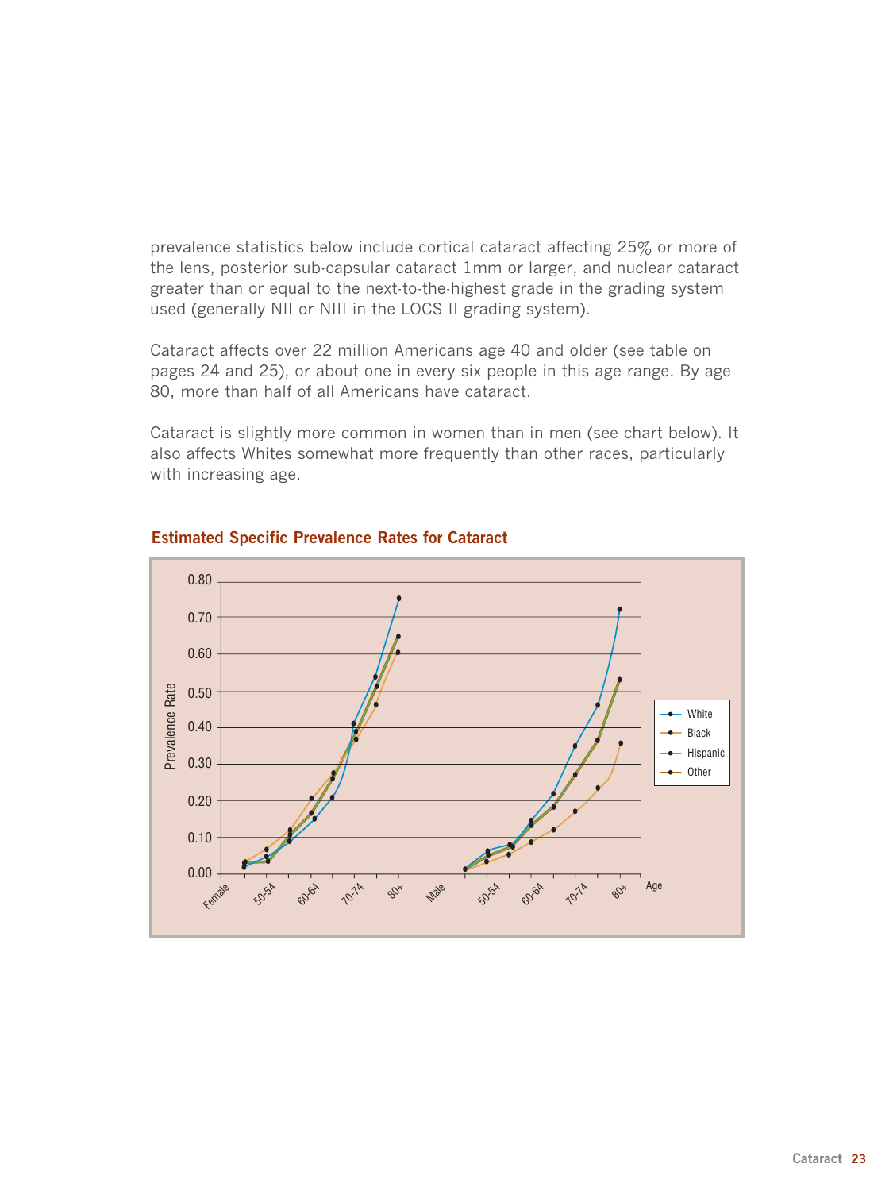prevalence statistics below include cortical cataract affecting 25% or more of the lens, posterior sub-capsular cataract 1mm or larger, and nuclear cataract greater than or equal to the next-to-the-highest grade in the grading system used (generally NII or NIII in the LOCS II grading system).

Cataract affects over 22 million Americans age 40 and older (see table on pages 24 and 25), or about one in every six people in this age range. By age 80, more than half of all Americans have cataract.

Cataract is slightly more common in women than in men (see chart below). It also affects Whites somewhat more frequently than other races, particularly with increasing age.

## Estimated Specific Prevalence Rates for Cataract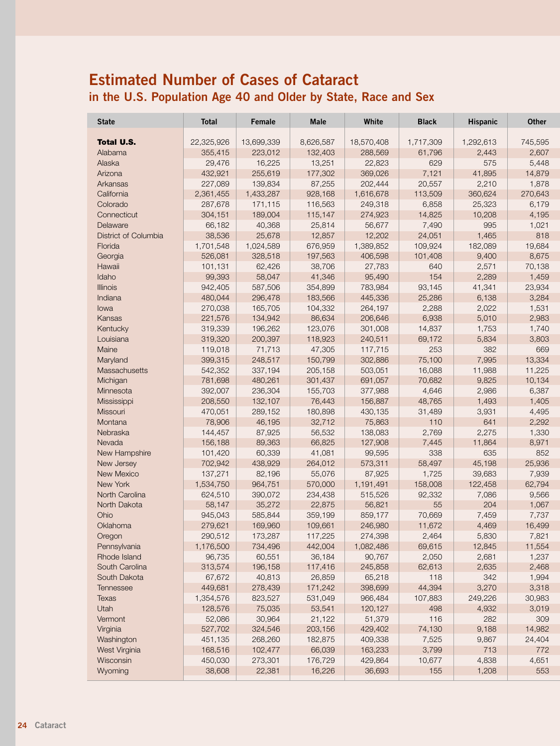# Estimated Number of Cases of Cataract

## in the U.S. Population Age 40 and Older by State, Race and Sex

| State | Total | Female | Male | White | Black | Hispanic | Other |
|---|---|---|---|---|---|---|---|
| **Total U.S.** | 22,325,926 | 13,699,339 | 8,626,587 | 18,570,408 | 1,717,309 | 1,292,613 | 745,595 |
| Alabama | 355,415 | 223,012 | 132,403 | 288,569 | 61,796 | 2,443 | 2,607 |
| Alaska | 29,476 | 16,225 | 13,251 | 22,823 | 629 | 575 | 5,448 |
| Arizona | 432,921 | 255,619 | 177,302 | 369,026 | 7,121 | 41,895 | 14,879 |
| Arkansas | 227,089 | 139,834 | 87,255 | 202,444 | 20,557 | 2,210 | 1,878 |
| California | 2,361,455 | 1,433,287 | 928,168 | 1,616,678 | 113,509 | 360,624 | 270,643 |
| Colorado | 287,678 | 171,115 | 116,563 | 249,318 | 6,858 | 25,323 | 6,179 |
| Connecticut | 304,151 | 189,004 | 115,147 | 274,923 | 14,825 | 10,208 | 4,195 |
| Delaware | 66,182 | 40,368 | 25,814 | 56,677 | 7,490 | 995 | 1,021 |
| District of Columbia | 38,536 | 25,678 | 12,857 | 12,202 | 24,051 | 1,465 | 818 |
| Florida | 1,701,548 | 1,024,589 | 676,959 | 1,389,852 | 109,924 | 182,089 | 19,684 |
| Georgia | 526,081 | 328,518 | 197,563 | 406,598 | 101,408 | 9,400 | 8,675 |
| Hawaii | 101,131 | 62,426 | 38,706 | 27,783 | 640 | 2,571 | 70,138 |
| Idaho | 99,393 | 58,047 | 41,346 | 95,490 | 154 | 2,289 | 1,459 |
| Illinois | 942,405 | 587,506 | 354,899 | 783,984 | 93,145 | 41,341 | 23,934 |
| Indiana | 480,044 | 296,478 | 183,566 | 445,336 | 25,286 | 6,138 | 3,284 |
| Iowa | 270,038 | 165,705 | 104,332 | 264,197 | 2,288 | 2,022 | 1,531 |
| Kansas | 221,576 | 134,942 | 86,634 | 206,646 | 6,938 | 5,010 | 2,983 |
| Kentucky | 319,339 | 196,262 | 123,076 | 301,008 | 14,837 | 1,753 | 1,740 |
| Louisiana | 319,320 | 200,397 | 118,923 | 240,511 | 69,172 | 5,834 | 3,803 |
| Maine | 119,018 | 71,713 | 47,305 | 117,715 | 253 | 382 | 669 |
| Maryland | 399,315 | 248,517 | 150,799 | 302,886 | 75,100 | 7,995 | 13,334 |
| Massachusetts | 542,352 | 337,194 | 205,158 | 503,051 | 16,088 | 11,988 | 11,225 |
| Michigan | 781,698 | 480,261 | 301,437 | 691,057 | 70,682 | 9,825 | 10,134 |
| Minnesota | 392,007 | 236,304 | 155,703 | 377,988 | 4,646 | 2,986 | 6,387 |
| Mississippi | 208,550 | 132,107 | 76,443 | 156,887 | 48,765 | 1,493 | 1,405 |
| Missouri | 470,051 | 289,152 | 180,898 | 430,135 | 31,489 | 3,931 | 4,495 |
| Montana | 78,906 | 46,195 | 32,712 | 75,863 | 110 | 641 | 2,292 |
| Nebraska | 144,457 | 87,925 | 56,532 | 138,083 | 2,769 | 2,275 | 1,330 |
| Nevada | 156,188 | 89,363 | 66,825 | 127,908 | 7,445 | 11,864 | 8,971 |
| New Hampshire | 101,420 | 60,339 | 41,081 | 99,595 | 338 | 635 | 852 |
| New Jersey | 702,942 | 438,929 | 264,012 | 573,311 | 58,497 | 45,198 | 25,936 |
| New Mexico | 137,271 | 82,196 | 55,076 | 87,925 | 1,725 | 39,683 | 7,939 |
| New York | 1,534,750 | 964,751 | 570,000 | 1,191,491 | 158,008 | 122,458 | 62,794 |
| North Carolina | 624,510 | 390,072 | 234,438 | 515,526 | 92,332 | 7,086 | 9,566 |
| North Dakota | 58,147 | 35,272 | 22,875 | 56,821 | 55 | 204 | 1,067 |
| Ohio | 945,043 | 585,844 | 359,199 | 859,177 | 70,669 | 7,459 | 7,737 |
| Oklahoma | 279,621 | 169,960 | 109,661 | 246,980 | 11,672 | 4,469 | 16,499 |
| Oregon | 290,512 | 173,287 | 117,225 | 274,398 | 2,464 | 5,830 | 7,821 |
| Pennsylvania | 1,176,500 | 734,496 | 442,004 | 1,082,486 | 69,615 | 12,845 | 11,554 |
| Rhode Island | 96,735 | 60,551 | 36,184 | 90,767 | 2,050 | 2,681 | 1,237 |
| South Carolina | 313,574 | 196,158 | 117,416 | 245,858 | 62,613 | 2,635 | 2,468 |
| South Dakota | 67,672 | 40,813 | 26,859 | 65,218 | 118 | 342 | 1,994 |
| Tennessee | 449,681 | 278,439 | 171,242 | 398,699 | 44,394 | 3,270 | 3,318 |
| Texas | 1,354,576 | 823,527 | 531,049 | 966,484 | 107,883 | 249,226 | 30,983 |
| Utah | 128,576 | 75,035 | 53,541 | 120,127 | 498 | 4,932 | 3,019 |
| Vermont | 52,086 | 30,964 | 21,122 | 51,379 | 116 | 282 | 309 |
| Virginia | 527,702 | 324,546 | 203,156 | 429,402 | 74,130 | 9,188 | 14,982 |
| Washington | 451,135 | 268,260 | 182,875 | 409,338 | 7,525 | 9,867 | 24,404 |
| West Virginia | 168,516 | 102,477 | 66,039 | 163,233 | 3,799 | 713 | 772 |
| Wisconsin | 450,030 | 273,301 | 176,729 | 429,864 | 10,677 | 4,838 | 4,651 |
| Wyoming | 38,608 | 22,381 | 16,226 | 36,693 | 155 | 1,208 | 553 |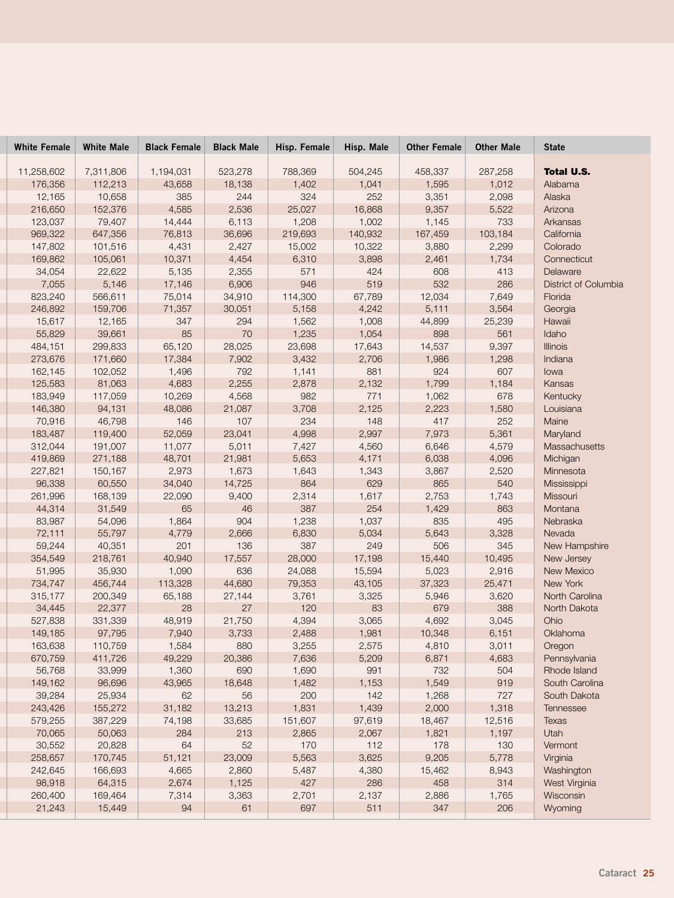| White Female | White Male | Black Female | Black Male | Hisp. Female | Hisp. Male | Other Female | Other Male | State |
|---|---|---|---|---|---|---|---|---|
| 11,258,602 | 7,311,806 | 1,194,031 | 523,278 | 788,369 | 504,245 | 458,337 | 287,258 | **Total U.S.** |
| 176,356 | 112,213 | 43,658 | 18,138 | 1,402 | 1,041 | 1,595 | 1,012 | Alabama |
| 12,165 | 10,658 | 385 | 244 | 324 | 252 | 3,351 | 2,098 | Alaska |
| 216,650 | 152,376 | 4,585 | 2,536 | 25,027 | 16,868 | 9,357 | 5,522 | Arizona |
| 123,037 | 79,407 | 14,444 | 6,113 | 1,208 | 1,002 | 1,145 | 733 | Arkansas |
| 969,322 | 647,356 | 76,813 | 36,696 | 219,693 | 140,932 | 167,459 | 103,184 | California |
| 147,802 | 101,516 | 4,431 | 2,427 | 15,002 | 10,322 | 3,880 | 2,299 | Colorado |
| 169,862 | 105,061 | 10,371 | 4,454 | 6,310 | 3,898 | 2,461 | 1,734 | Connecticut |
| 34,054 | 22,622 | 5,135 | 2,355 | 571 | 424 | 608 | 413 | Delaware |
| 7,055 | 5,146 | 17,146 | 6,906 | 946 | 519 | 532 | 286 | District of Columbia |
| 823,240 | 566,611 | 75,014 | 34,910 | 114,300 | 67,789 | 12,034 | 7,649 | Florida |
| 246,892 | 159,706 | 71,357 | 30,051 | 5,158 | 4,242 | 5,111 | 3,564 | Georgia |
| 15,617 | 12,165 | 347 | 294 | 1,562 | 1,008 | 44,899 | 25,239 | Hawaii |
| 55,829 | 39,661 | 85 | 70 | 1,235 | 1,054 | 898 | 561 | Idaho |
| 484,151 | 299,833 | 65,120 | 28,025 | 23,698 | 17,643 | 14,537 | 9,397 | Illinois |
| 273,676 | 171,660 | 17,384 | 7,902 | 3,432 | 2,706 | 1,986 | 1,298 | Indiana |
| 162,145 | 102,052 | 1,496 | 792 | 1,141 | 881 | 924 | 607 | Iowa |
| 125,583 | 81,063 | 4,683 | 2,255 | 2,878 | 2,132 | 1,799 | 1,184 | Kansas |
| 183,949 | 117,059 | 10,269 | 4,568 | 982 | 771 | 1,062 | 678 | Kentucky |
| 146,380 | 94,131 | 48,086 | 21,087 | 3,708 | 2,125 | 2,223 | 1,580 | Louisiana |
| 70,916 | 46,798 | 146 | 107 | 234 | 148 | 417 | 252 | Maine |
| 183,487 | 119,400 | 52,059 | 23,041 | 4,998 | 2,997 | 7,973 | 5,361 | Maryland |
| 312,044 | 191,007 | 11,077 | 5,011 | 7,427 | 4,560 | 6,646 | 4,579 | Massachusetts |
| 419,869 | 271,188 | 48,701 | 21,981 | 5,653 | 4,171 | 6,038 | 4,096 | Michigan |
| 227,821 | 150,167 | 2,973 | 1,673 | 1,643 | 1,343 | 3,867 | 2,520 | Minnesota |
| 96,338 | 60,550 | 34,040 | 14,725 | 864 | 629 | 865 | 540 | Mississippi |
| 261,996 | 168,139 | 22,090 | 9,400 | 2,314 | 1,617 | 2,753 | 1,743 | Missouri |
| 44,314 | 31,549 | 65 | 46 | 387 | 254 | 1,429 | 863 | Montana |
| 83,987 | 54,096 | 1,864 | 904 | 1,238 | 1,037 | 835 | 495 | Nebraska |
| 72,111 | 55,797 | 4,779 | 2,666 | 6,830 | 5,034 | 5,643 | 3,328 | Nevada |
| 59,244 | 40,351 | 201 | 136 | 387 | 249 | 506 | 345 | New Hampshire |
| 354,549 | 218,761 | 40,940 | 17,557 | 28,000 | 17,198 | 15,440 | 10,495 | New Jersey |
| 51,995 | 35,930 | 1,090 | 636 | 24,088 | 15,594 | 5,023 | 2,916 | New Mexico |
| 734,747 | 456,744 | 113,328 | 44,680 | 79,353 | 43,105 | 37,323 | 25,471 | New York |
| 315,177 | 200,349 | 65,188 | 27,144 | 3,761 | 3,325 | 5,946 | 3,620 | North Carolina |
| 34,445 | 22,377 | 28 | 27 | 120 | 83 | 679 | 388 | North Dakota |
| 527,838 | 331,339 | 48,919 | 21,750 | 4,394 | 3,065 | 4,692 | 3,045 | Ohio |
| 149,185 | 97,795 | 7,940 | 3,733 | 2,488 | 1,981 | 10,348 | 6,151 | Oklahoma |
| 163,638 | 110,759 | 1,584 | 880 | 3,255 | 2,575 | 4,810 | 3,011 | Oregon |
| 670,759 | 411,726 | 49,229 | 20,386 | 7,636 | 5,209 | 6,871 | 4,683 | Pennsylvania |
| 56,768 | 33,999 | 1,360 | 690 | 1,690 | 991 | 732 | 504 | Rhode Island |
| 149,162 | 96,696 | 43,965 | 18,648 | 1,482 | 1,153 | 1,549 | 919 | South Carolina |
| 39,284 | 25,934 | 62 | 56 | 200 | 142 | 1,268 | 727 | South Dakota |
| 243,426 | 155,272 | 31,182 | 13,213 | 1,831 | 1,439 | 2,000 | 1,318 | Tennessee |
| 579,255 | 387,229 | 74,198 | 33,685 | 151,607 | 97,619 | 18,467 | 12,516 | Texas |
| 70,065 | 50,063 | 284 | 213 | 2,865 | 2,067 | 1,821 | 1,197 | Utah |
| 30,552 | 20,828 | 64 | 52 | 170 | 112 | 178 | 130 | Vermont |
| 258,657 | 170,745 | 51,121 | 23,009 | 5,563 | 3,625 | 9,205 | 5,778 | Virginia |
| 242,645 | 166,693 | 4,665 | 2,860 | 5,487 | 4,380 | 15,462 | 8,943 | Washington |
| 98,918 | 64,315 | 2,674 | 1,125 | 427 | 286 | 458 | 314 | West Virginia |
| 260,400 | 169,464 | 7,314 | 3,363 | 2,701 | 2,137 | 2,886 | 1,765 | Wisconsin |
| 21,243 | 15,449 | 94 | 61 | 697 | 511 | 347 | 206 | Wyoming |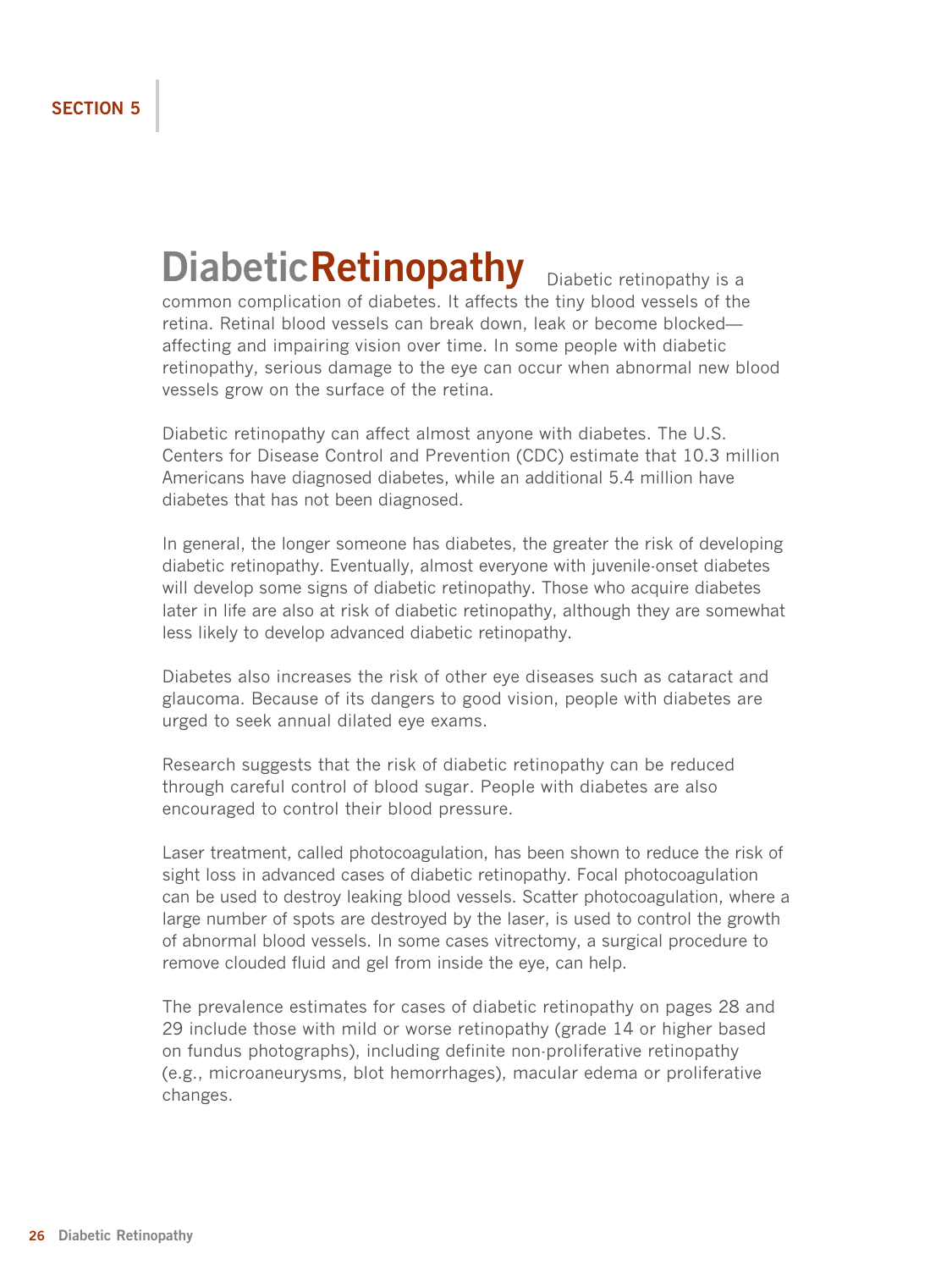SECTION 5

# Diabetic Retinopathy

Diabetic retinopathy is a common complication of diabetes. It affects the tiny blood vessels of the retina. Retinal blood vessels can break down, leak or become blocked—affecting and impairing vision over time. In some people with diabetic retinopathy, serious damage to the eye can occur when abnormal new blood vessels grow on the surface of the retina.

Diabetic retinopathy can affect almost anyone with diabetes. The U.S. Centers for Disease Control and Prevention (CDC) estimate that 10.3 million Americans have diagnosed diabetes, while an additional 5.4 million have diabetes that has not been diagnosed.

In general, the longer someone has diabetes, the greater the risk of developing diabetic retinopathy. Eventually, almost everyone with juvenile-onset diabetes will develop some signs of diabetic retinopathy. Those who acquire diabetes later in life are also at risk of diabetic retinopathy, although they are somewhat less likely to develop advanced diabetic retinopathy.

Diabetes also increases the risk of other eye diseases such as cataract and glaucoma. Because of its dangers to good vision, people with diabetes are urged to seek annual dilated eye exams.

Research suggests that the risk of diabetic retinopathy can be reduced through careful control of blood sugar. People with diabetes are also encouraged to control their blood pressure.

Laser treatment, called photocoagulation, has been shown to reduce the risk of sight loss in advanced cases of diabetic retinopathy. Focal photocoagulation can be used to destroy leaking blood vessels. Scatter photocoagulation, where a large number of spots are destroyed by the laser, is used to control the growth of abnormal blood vessels. In some cases vitrectomy, a surgical procedure to remove clouded fluid and gel from inside the eye, can help.

The prevalence estimates for cases of diabetic retinopathy on pages 28 and 29 include those with mild or worse retinopathy (grade 14 or higher based on fundus photographs), including definite non-proliferative retinopathy (e.g., microaneurysms, blot hemorrhages), macular edema or proliferative changes.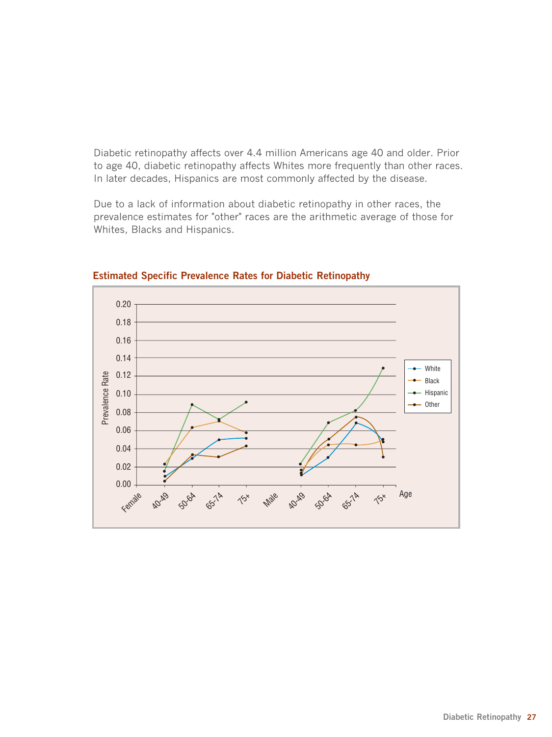Diabetic retinopathy affects over 4.4 million Americans age 40 and older. Prior to age 40, diabetic retinopathy affects Whites more frequently than other races. In later decades, Hispanics are most commonly affected by the disease.

Due to a lack of information about diabetic retinopathy in other races, the prevalence estimates for "other" races are the arithmetic average of those for Whites, Blacks and Hispanics.

**Estimated Specific Prevalence Rates for Diabetic Retinopathy**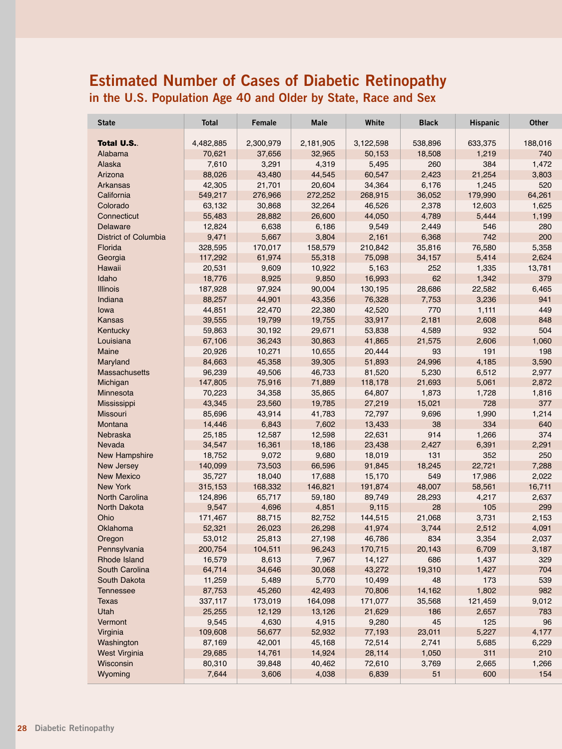# Estimated Number of Cases of Diabetic Retinopathy

## in the U.S. Population Age 40 and Older by State, Race and Sex

| State | Total | Female | Male | White | Black | Hispanic | Other |
|---|---|---|---|---|---|---|---|
| **Total U.S.** | 4,482,885 | 2,300,979 | 2,181,905 | 3,122,598 | 538,896 | 633,375 | 188,016 |
| Alabama | 70,621 | 37,656 | 32,965 | 50,153 | 18,508 | 1,219 | 740 |
| Alaska | 7,610 | 3,291 | 4,319 | 5,495 | 260 | 384 | 1,472 |
| Arizona | 88,026 | 43,480 | 44,545 | 60,547 | 2,423 | 21,254 | 3,803 |
| Arkansas | 42,305 | 21,701 | 20,604 | 34,364 | 6,176 | 1,245 | 520 |
| California | 549,217 | 276,966 | 272,252 | 268,915 | 36,052 | 179,990 | 64,261 |
| Colorado | 63,132 | 30,868 | 32,264 | 46,526 | 2,378 | 12,603 | 1,625 |
| Connecticut | 55,483 | 28,882 | 26,600 | 44,050 | 4,789 | 5,444 | 1,199 |
| Delaware | 12,824 | 6,638 | 6,186 | 9,549 | 2,449 | 546 | 280 |
| District of Columbia | 9,471 | 5,667 | 3,804 | 2,161 | 6,368 | 742 | 200 |
| Florida | 328,595 | 170,017 | 158,579 | 210,842 | 35,816 | 76,580 | 5,358 |
| Georgia | 117,292 | 61,974 | 55,318 | 75,098 | 34,157 | 5,414 | 2,624 |
| Hawaii | 20,531 | 9,609 | 10,922 | 5,163 | 252 | 1,335 | 13,781 |
| Idaho | 18,776 | 8,925 | 9,850 | 16,993 | 62 | 1,342 | 379 |
| Illinois | 187,928 | 97,924 | 90,004 | 130,195 | 28,686 | 22,582 | 6,465 |
| Indiana | 88,257 | 44,901 | 43,356 | 76,328 | 7,753 | 3,236 | 941 |
| Iowa | 44,851 | 22,470 | 22,380 | 42,520 | 770 | 1,111 | 449 |
| Kansas | 39,555 | 19,799 | 19,755 | 33,917 | 2,181 | 2,608 | 848 |
| Kentucky | 59,863 | 30,192 | 29,671 | 53,838 | 4,589 | 932 | 504 |
| Louisiana | 67,106 | 36,243 | 30,863 | 41,865 | 21,575 | 2,606 | 1,060 |
| Maine | 20,926 | 10,271 | 10,655 | 20,444 | 93 | 191 | 198 |
| Maryland | 84,663 | 45,358 | 39,305 | 51,893 | 24,996 | 4,185 | 3,590 |
| Massachusetts | 96,239 | 49,506 | 46,733 | 81,520 | 5,230 | 6,512 | 2,977 |
| Michigan | 147,805 | 75,916 | 71,889 | 118,178 | 21,693 | 5,061 | 2,872 |
| Minnesota | 70,223 | 34,358 | 35,865 | 64,807 | 1,873 | 1,728 | 1,816 |
| Mississippi | 43,345 | 23,560 | 19,785 | 27,219 | 15,021 | 728 | 377 |
| Missouri | 85,696 | 43,914 | 41,783 | 72,797 | 9,696 | 1,990 | 1,214 |
| Montana | 14,446 | 6,843 | 7,602 | 13,433 | 38 | 334 | 640 |
| Nebraska | 25,185 | 12,587 | 12,598 | 22,631 | 914 | 1,266 | 374 |
| Nevada | 34,547 | 16,361 | 18,186 | 23,438 | 2,427 | 6,391 | 2,291 |
| New Hampshire | 18,752 | 9,072 | 9,680 | 18,019 | 131 | 352 | 250 |
| New Jersey | 140,099 | 73,503 | 66,596 | 91,845 | 18,245 | 22,721 | 7,288 |
| New Mexico | 35,727 | 18,040 | 17,688 | 15,170 | 549 | 17,986 | 2,022 |
| New York | 315,153 | 168,332 | 146,821 | 191,874 | 48,007 | 58,561 | 16,711 |
| North Carolina | 124,896 | 65,717 | 59,180 | 89,749 | 28,293 | 4,217 | 2,637 |
| North Dakota | 9,547 | 4,696 | 4,851 | 9,115 | 28 | 105 | 299 |
| Ohio | 171,467 | 88,715 | 82,752 | 144,515 | 21,068 | 3,731 | 2,153 |
| Oklahoma | 52,321 | 26,023 | 26,298 | 41,974 | 3,744 | 2,512 | 4,091 |
| Oregon | 53,012 | 25,813 | 27,198 | 46,786 | 834 | 3,354 | 2,037 |
| Pennsylvania | 200,754 | 104,511 | 96,243 | 170,715 | 20,143 | 6,709 | 3,187 |
| Rhode Island | 16,579 | 8,613 | 7,967 | 14,127 | 686 | 1,437 | 329 |
| South Carolina | 64,714 | 34,646 | 30,068 | 43,272 | 19,310 | 1,427 | 704 |
| South Dakota | 11,259 | 5,489 | 5,770 | 10,499 | 48 | 173 | 539 |
| Tennessee | 87,753 | 45,260 | 42,493 | 70,806 | 14,162 | 1,802 | 982 |
| Texas | 337,117 | 173,019 | 164,098 | 171,077 | 35,568 | 121,459 | 9,012 |
| Utah | 25,255 | 12,129 | 13,126 | 21,629 | 186 | 2,657 | 783 |
| Vermont | 9,545 | 4,630 | 4,915 | 9,280 | 45 | 125 | 96 |
| Virginia | 109,608 | 56,677 | 52,932 | 77,193 | 23,011 | 5,227 | 4,177 |
| Washington | 87,169 | 42,001 | 45,168 | 72,514 | 2,741 | 5,685 | 6,229 |
| West Virginia | 29,685 | 14,761 | 14,924 | 28,114 | 1,050 | 311 | 210 |
| Wisconsin | 80,310 | 39,848 | 40,462 | 72,610 | 3,769 | 2,665 | 1,266 |
| Wyoming | 7,644 | 3,606 | 4,038 | 6,839 | 51 | 600 | 154 |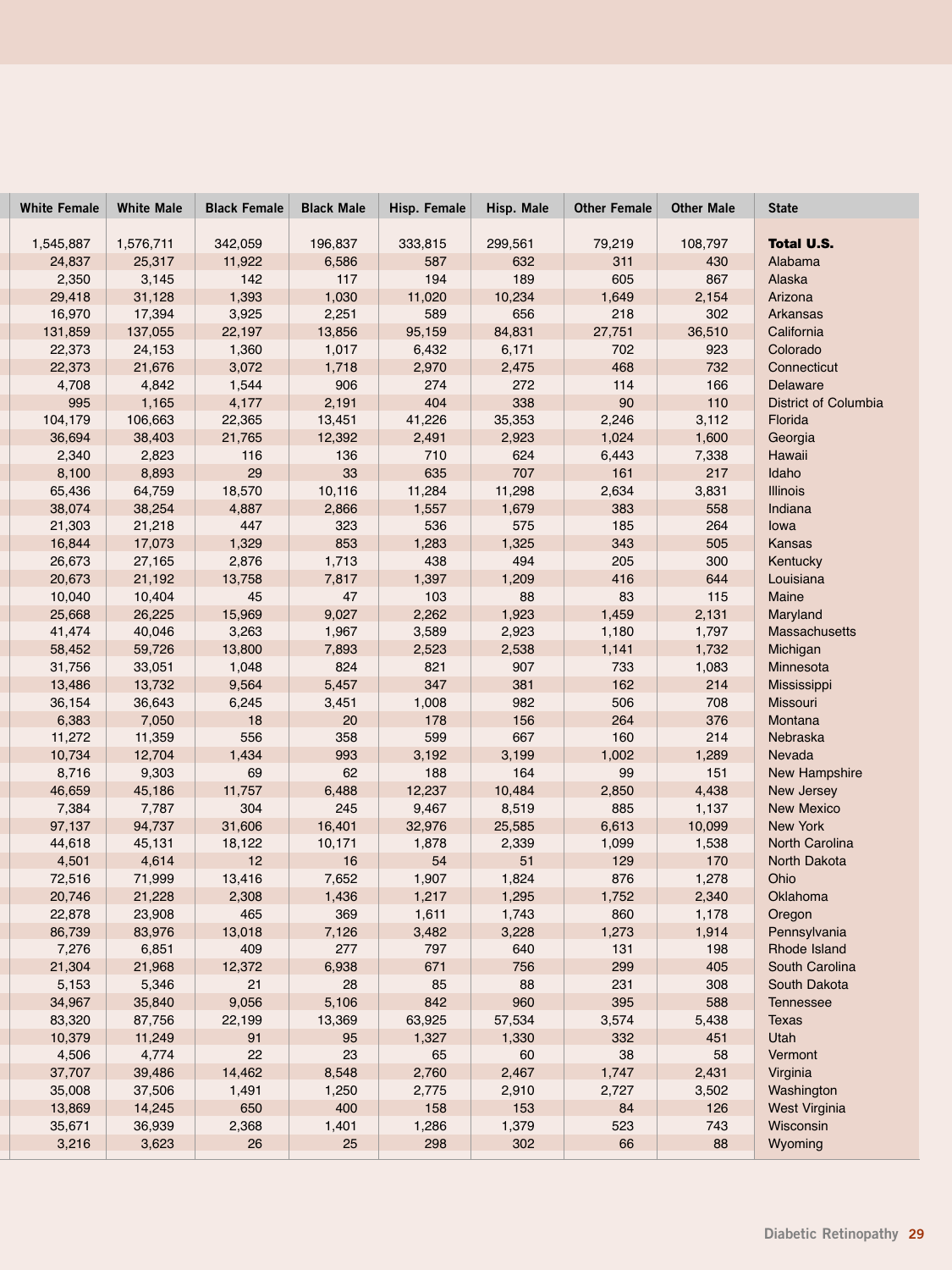| White Female | White Male | Black Female | Black Male | Hisp. Female | Hisp. Male | Other Female | Other Male | State |
|---|---|---|---|---|---|---|---|---|
| 1,545,887 | 1,576,711 | 342,059 | 196,837 | 333,815 | 299,561 | 79,219 | 108,797 | **Total U.S.** |
| 24,837 | 25,317 | 11,922 | 6,586 | 587 | 632 | 311 | 430 | Alabama |
| 2,350 | 3,145 | 142 | 117 | 194 | 189 | 605 | 867 | Alaska |
| 29,418 | 31,128 | 1,393 | 1,030 | 11,020 | 10,234 | 1,649 | 2,154 | Arizona |
| 16,970 | 17,394 | 3,925 | 2,251 | 589 | 656 | 218 | 302 | Arkansas |
| 131,859 | 137,055 | 22,197 | 13,856 | 95,159 | 84,831 | 27,751 | 36,510 | California |
| 22,373 | 24,153 | 1,360 | 1,017 | 6,432 | 6,171 | 702 | 923 | Colorado |
| 22,373 | 21,676 | 3,072 | 1,718 | 2,970 | 2,475 | 468 | 732 | Connecticut |
| 4,708 | 4,842 | 1,544 | 906 | 274 | 272 | 114 | 166 | Delaware |
| 995 | 1,165 | 4,177 | 2,191 | 404 | 338 | 90 | 110 | District of Columbia |
| 104,179 | 106,663 | 22,365 | 13,451 | 41,226 | 35,353 | 2,246 | 3,112 | Florida |
| 36,694 | 38,403 | 21,765 | 12,392 | 2,491 | 2,923 | 1,024 | 1,600 | Georgia |
| 2,340 | 2,823 | 116 | 136 | 710 | 624 | 6,443 | 7,338 | Hawaii |
| 8,100 | 8,893 | 29 | 33 | 635 | 707 | 161 | 217 | Idaho |
| 65,436 | 64,759 | 18,570 | 10,116 | 11,284 | 11,298 | 2,634 | 3,831 | Illinois |
| 38,074 | 38,254 | 4,887 | 2,866 | 1,557 | 1,679 | 383 | 558 | Indiana |
| 21,303 | 21,218 | 447 | 323 | 536 | 575 | 185 | 264 | Iowa |
| 16,844 | 17,073 | 1,329 | 853 | 1,283 | 1,325 | 343 | 505 | Kansas |
| 26,673 | 27,165 | 2,876 | 1,713 | 438 | 494 | 205 | 300 | Kentucky |
| 20,673 | 21,192 | 13,758 | 7,817 | 1,397 | 1,209 | 416 | 644 | Louisiana |
| 10,040 | 10,404 | 45 | 47 | 103 | 88 | 83 | 115 | Maine |
| 25,668 | 26,225 | 15,969 | 9,027 | 2,262 | 1,923 | 1,459 | 2,131 | Maryland |
| 41,474 | 40,046 | 3,263 | 1,967 | 3,589 | 2,923 | 1,180 | 1,797 | Massachusetts |
| 58,452 | 59,726 | 13,800 | 7,893 | 2,523 | 2,538 | 1,141 | 1,732 | Michigan |
| 31,756 | 33,051 | 1,048 | 824 | 821 | 907 | 733 | 1,083 | Minnesota |
| 13,486 | 13,732 | 9,564 | 5,457 | 347 | 381 | 162 | 214 | Mississippi |
| 36,154 | 36,643 | 6,245 | 3,451 | 1,008 | 982 | 506 | 708 | Missouri |
| 6,383 | 7,050 | 18 | 20 | 178 | 156 | 264 | 376 | Montana |
| 11,272 | 11,359 | 556 | 358 | 599 | 667 | 160 | 214 | Nebraska |
| 10,734 | 12,704 | 1,434 | 993 | 3,192 | 3,199 | 1,002 | 1,289 | Nevada |
| 8,716 | 9,303 | 69 | 62 | 188 | 164 | 99 | 151 | New Hampshire |
| 46,659 | 45,186 | 11,757 | 6,488 | 12,237 | 10,484 | 2,850 | 4,438 | New Jersey |
| 7,384 | 7,787 | 304 | 245 | 9,467 | 8,519 | 885 | 1,137 | New Mexico |
| 97,137 | 94,737 | 31,606 | 16,401 | 32,976 | 25,585 | 6,613 | 10,099 | New York |
| 44,618 | 45,131 | 18,122 | 10,171 | 1,878 | 2,339 | 1,099 | 1,538 | North Carolina |
| 4,501 | 4,614 | 12 | 16 | 54 | 51 | 129 | 170 | North Dakota |
| 72,516 | 71,999 | 13,416 | 7,652 | 1,907 | 1,824 | 876 | 1,278 | Ohio |
| 20,746 | 21,228 | 2,308 | 1,436 | 1,217 | 1,295 | 1,752 | 2,340 | Oklahoma |
| 22,878 | 23,908 | 465 | 369 | 1,611 | 1,743 | 860 | 1,178 | Oregon |
| 86,739 | 83,976 | 13,018 | 7,126 | 3,482 | 3,228 | 1,273 | 1,914 | Pennsylvania |
| 7,276 | 6,851 | 409 | 277 | 797 | 640 | 131 | 198 | Rhode Island |
| 21,304 | 21,968 | 12,372 | 6,938 | 671 | 756 | 299 | 405 | South Carolina |
| 5,153 | 5,346 | 21 | 28 | 85 | 88 | 231 | 308 | South Dakota |
| 34,967 | 35,840 | 9,056 | 5,106 | 842 | 960 | 395 | 588 | Tennessee |
| 83,320 | 87,756 | 22,199 | 13,369 | 63,925 | 57,534 | 3,574 | 5,438 | Texas |
| 10,379 | 11,249 | 91 | 95 | 1,327 | 1,330 | 332 | 451 | Utah |
| 4,506 | 4,774 | 22 | 23 | 65 | 60 | 38 | 58 | Vermont |
| 37,707 | 39,486 | 14,462 | 8,548 | 2,760 | 2,467 | 1,747 | 2,431 | Virginia |
| 35,008 | 37,506 | 1,491 | 1,250 | 2,775 | 2,910 | 2,727 | 3,502 | Washington |
| 13,869 | 14,245 | 650 | 400 | 158 | 153 | 84 | 126 | West Virginia |
| 35,671 | 36,939 | 2,368 | 1,401 | 1,286 | 1,379 | 523 | 743 | Wisconsin |
| 3,216 | 3,623 | 26 | 25 | 298 | 302 | 66 | 88 | Wyoming |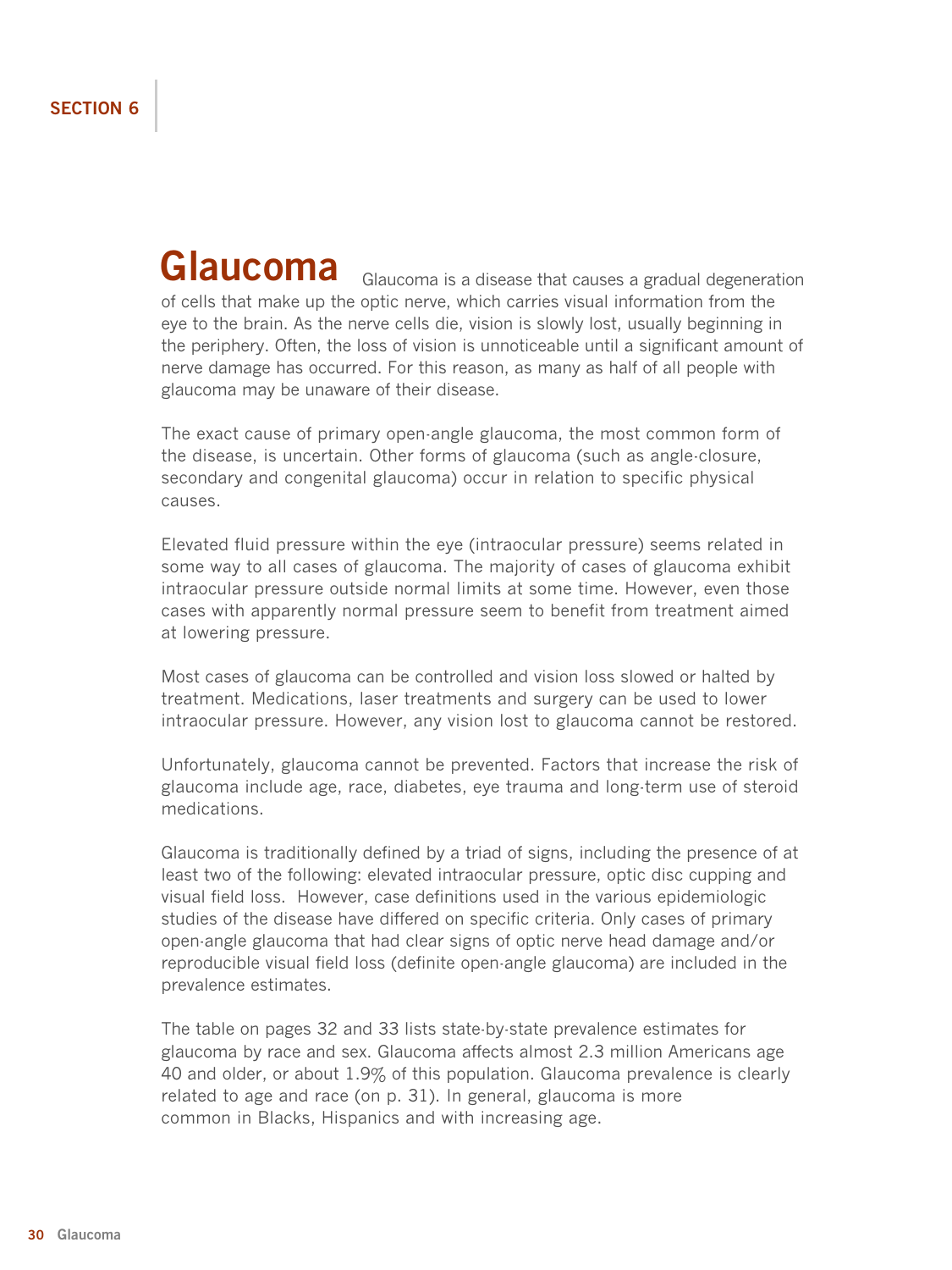# Glaucoma

Glaucoma is a disease that causes a gradual degeneration of cells that make up the optic nerve, which carries visual information from the eye to the brain. As the nerve cells die, vision is slowly lost, usually beginning in the periphery. Often, the loss of vision is unnoticeable until a significant amount of nerve damage has occurred. For this reason, as many as half of all people with glaucoma may be unaware of their disease.

The exact cause of primary open-angle glaucoma, the most common form of the disease, is uncertain. Other forms of glaucoma (such as angle-closure, secondary and congenital glaucoma) occur in relation to specific physical causes.

Elevated fluid pressure within the eye (intraocular pressure) seems related in some way to all cases of glaucoma. The majority of cases of glaucoma exhibit intraocular pressure outside normal limits at some time. However, even those cases with apparently normal pressure seem to benefit from treatment aimed at lowering pressure.

Most cases of glaucoma can be controlled and vision loss slowed or halted by treatment. Medications, laser treatments and surgery can be used to lower intraocular pressure. However, any vision lost to glaucoma cannot be restored.

Unfortunately, glaucoma cannot be prevented. Factors that increase the risk of glaucoma include age, race, diabetes, eye trauma and long-term use of steroid medications.

Glaucoma is traditionally defined by a triad of signs, including the presence of at least two of the following: elevated intraocular pressure, optic disc cupping and visual field loss. However, case definitions used in the various epidemiologic studies of the disease have differed on specific criteria. Only cases of primary open-angle glaucoma that had clear signs of optic nerve head damage and/or reproducible visual field loss (definite open-angle glaucoma) are included in the prevalence estimates.

The table on pages 32 and 33 lists state-by-state prevalence estimates for glaucoma by race and sex. Glaucoma affects almost 2.3 million Americans age 40 and older, or about 1.9% of this population. Glaucoma prevalence is clearly related to age and race (on p. 31). In general, glaucoma is more common in Blacks, Hispanics and with increasing age.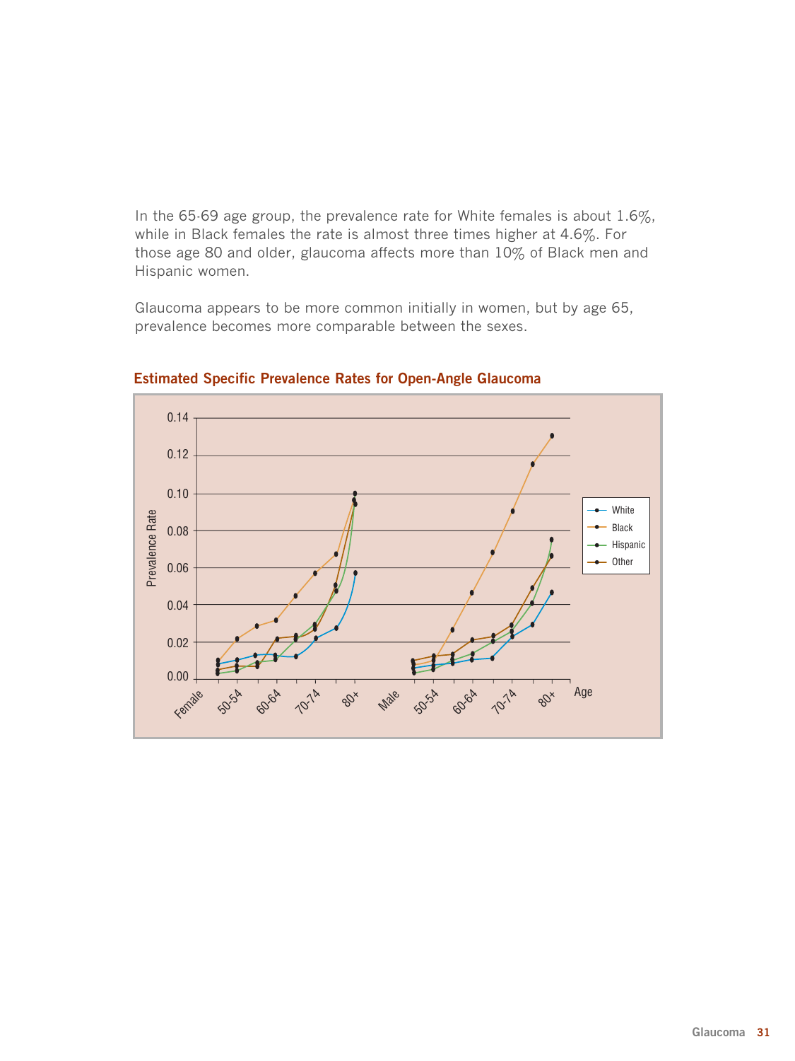In the 65-69 age group, the prevalence rate for White females is about 1.6%, while in Black females the rate is almost three times higher at 4.6%. For those age 80 and older, glaucoma affects more than 10% of Black men and Hispanic women.

Glaucoma appears to be more common initially in women, but by age 65, prevalence becomes more comparable between the sexes.

**Estimated Specific Prevalence Rates for Open-Angle Glaucoma**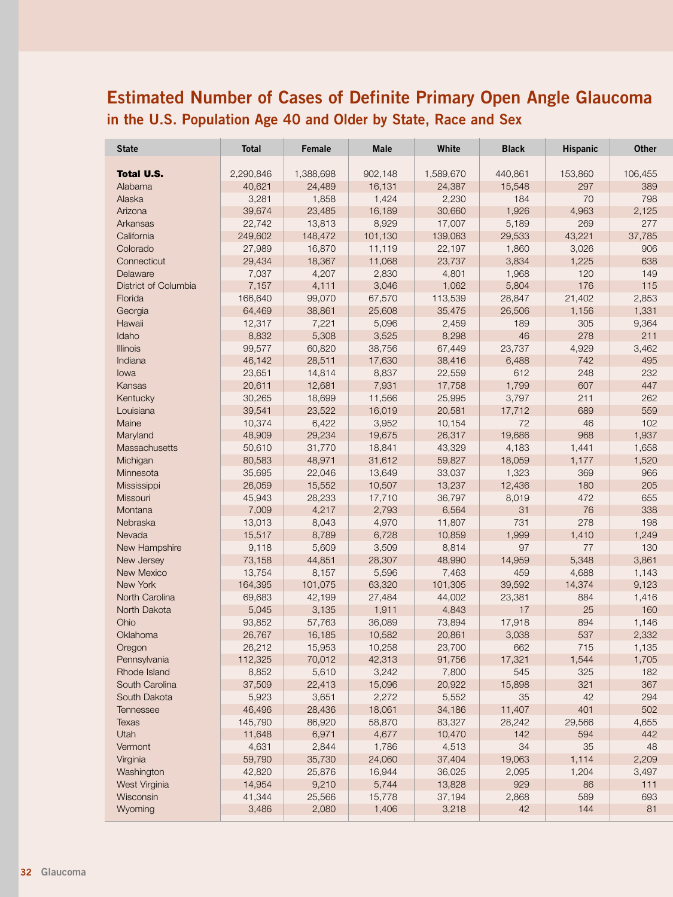# Estimated Number of Cases of Definite Primary Open Angle Glaucoma

## in the U.S. Population Age 40 and Older by State, Race and Sex

| State | Total | Female | Male | White | Black | Hispanic | Other |
|---|---|---|---|---|---|---|---|
| **Total U.S.** | 2,290,846 | 1,388,698 | 902,148 | 1,589,670 | 440,861 | 153,860 | 106,455 |
| Alabama | 40,621 | 24,489 | 16,131 | 24,387 | 15,548 | 297 | 389 |
| Alaska | 3,281 | 1,858 | 1,424 | 2,230 | 184 | 70 | 798 |
| Arizona | 39,674 | 23,485 | 16,189 | 30,660 | 1,926 | 4,963 | 2,125 |
| Arkansas | 22,742 | 13,813 | 8,929 | 17,007 | 5,189 | 269 | 277 |
| California | 249,602 | 148,472 | 101,130 | 139,063 | 29,533 | 43,221 | 37,785 |
| Colorado | 27,989 | 16,870 | 11,119 | 22,197 | 1,860 | 3,026 | 906 |
| Connecticut | 29,434 | 18,367 | 11,068 | 23,737 | 3,834 | 1,225 | 638 |
| Delaware | 7,037 | 4,207 | 2,830 | 4,801 | 1,968 | 120 | 149 |
| District of Columbia | 7,157 | 4,111 | 3,046 | 1,062 | 5,804 | 176 | 115 |
| Florida | 166,640 | 99,070 | 67,570 | 113,539 | 28,847 | 21,402 | 2,853 |
| Georgia | 64,469 | 38,861 | 25,608 | 35,475 | 26,506 | 1,156 | 1,331 |
| Hawaii | 12,317 | 7,221 | 5,096 | 2,459 | 189 | 305 | 9,364 |
| Idaho | 8,832 | 5,308 | 3,525 | 8,298 | 46 | 278 | 211 |
| Illinois | 99,577 | 60,820 | 38,756 | 67,449 | 23,737 | 4,929 | 3,462 |
| Indiana | 46,142 | 28,511 | 17,630 | 38,416 | 6,488 | 742 | 495 |
| Iowa | 23,651 | 14,814 | 8,837 | 22,559 | 612 | 248 | 232 |
| Kansas | 20,611 | 12,681 | 7,931 | 17,758 | 1,799 | 607 | 447 |
| Kentucky | 30,265 | 18,699 | 11,566 | 25,995 | 3,797 | 211 | 262 |
| Louisiana | 39,541 | 23,522 | 16,019 | 20,581 | 17,712 | 689 | 559 |
| Maine | 10,374 | 6,422 | 3,952 | 10,154 | 72 | 46 | 102 |
| Maryland | 48,909 | 29,234 | 19,675 | 26,317 | 19,686 | 968 | 1,937 |
| Massachusetts | 50,610 | 31,770 | 18,841 | 43,329 | 4,183 | 1,441 | 1,658 |
| Michigan | 80,583 | 48,971 | 31,612 | 59,827 | 18,059 | 1,177 | 1,520 |
| Minnesota | 35,695 | 22,046 | 13,649 | 33,037 | 1,323 | 369 | 966 |
| Mississippi | 26,059 | 15,552 | 10,507 | 13,237 | 12,436 | 180 | 205 |
| Missouri | 45,943 | 28,233 | 17,710 | 36,797 | 8,019 | 472 | 655 |
| Montana | 7,009 | 4,217 | 2,793 | 6,564 | 31 | 76 | 338 |
| Nebraska | 13,013 | 8,043 | 4,970 | 11,807 | 731 | 278 | 198 |
| Nevada | 15,517 | 8,789 | 6,728 | 10,859 | 1,999 | 1,410 | 1,249 |
| New Hampshire | 9,118 | 5,609 | 3,509 | 8,814 | 97 | 77 | 130 |
| New Jersey | 73,158 | 44,851 | 28,307 | 48,990 | 14,959 | 5,348 | 3,861 |
| New Mexico | 13,754 | 8,157 | 5,596 | 7,463 | 459 | 4,688 | 1,143 |
| New York | 164,395 | 101,075 | 63,320 | 101,305 | 39,592 | 14,374 | 9,123 |
| North Carolina | 69,683 | 42,199 | 27,484 | 44,002 | 23,381 | 884 | 1,416 |
| North Dakota | 5,045 | 3,135 | 1,911 | 4,843 | 17 | 25 | 160 |
| Ohio | 93,852 | 57,763 | 36,089 | 73,894 | 17,918 | 894 | 1,146 |
| Oklahoma | 26,767 | 16,185 | 10,582 | 20,861 | 3,038 | 537 | 2,332 |
| Oregon | 26,212 | 15,953 | 10,258 | 23,700 | 662 | 715 | 1,135 |
| Pennsylvania | 112,325 | 70,012 | 42,313 | 91,756 | 17,321 | 1,544 | 1,705 |
| Rhode Island | 8,852 | 5,610 | 3,242 | 7,800 | 545 | 325 | 182 |
| South Carolina | 37,509 | 22,413 | 15,096 | 20,922 | 15,898 | 321 | 367 |
| South Dakota | 5,923 | 3,651 | 2,272 | 5,552 | 35 | 42 | 294 |
| Tennessee | 46,496 | 28,436 | 18,061 | 34,186 | 11,407 | 401 | 502 |
| Texas | 145,790 | 86,920 | 58,870 | 83,327 | 28,242 | 29,566 | 4,655 |
| Utah | 11,648 | 6,971 | 4,677 | 10,470 | 142 | 594 | 442 |
| Vermont | 4,631 | 2,844 | 1,786 | 4,513 | 34 | 35 | 48 |
| Virginia | 59,790 | 35,730 | 24,060 | 37,404 | 19,063 | 1,114 | 2,209 |
| Washington | 42,820 | 25,876 | 16,944 | 36,025 | 2,095 | 1,204 | 3,497 |
| West Virginia | 14,954 | 9,210 | 5,744 | 13,828 | 929 | 86 | 111 |
| Wisconsin | 41,344 | 25,566 | 15,778 | 37,194 | 2,868 | 589 | 693 |
| Wyoming | 3,486 | 2,080 | 1,406 | 3,218 | 42 | 144 | 81 |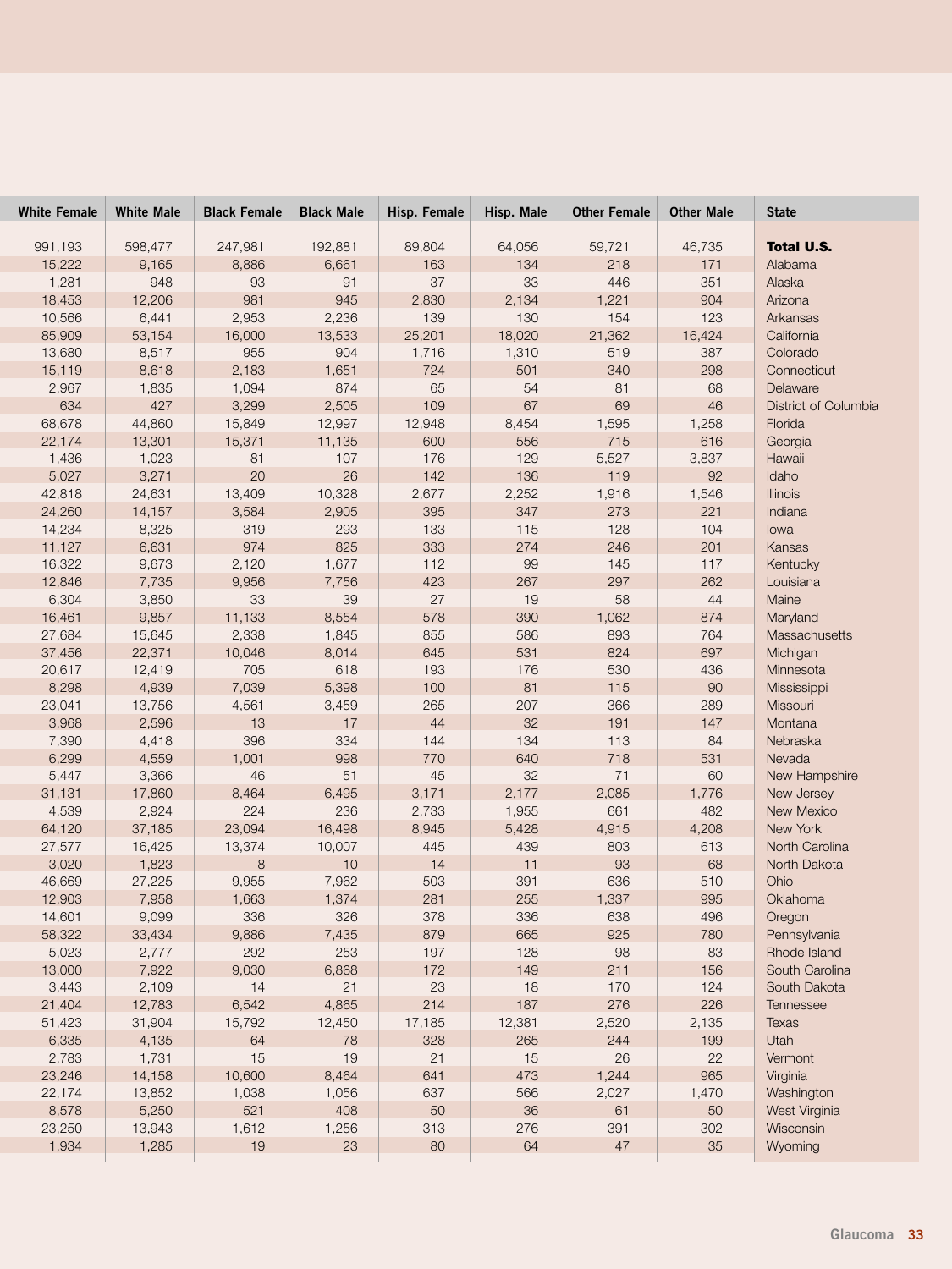| White Female | White Male | Black Female | Black Male | Hisp. Female | Hisp. Male | Other Female | Other Male | State |
|---|---|---|---|---|---|---|---|---|
| 991,193 | 598,477 | 247,981 | 192,881 | 89,804 | 64,056 | 59,721 | 46,735 | **Total U.S.** |
| 15,222 | 9,165 | 8,886 | 6,661 | 163 | 134 | 218 | 171 | Alabama |
| 1,281 | 948 | 93 | 91 | 37 | 33 | 446 | 351 | Alaska |
| 18,453 | 12,206 | 981 | 945 | 2,830 | 2,134 | 1,221 | 904 | Arizona |
| 10,566 | 6,441 | 2,953 | 2,236 | 139 | 130 | 154 | 123 | Arkansas |
| 85,909 | 53,154 | 16,000 | 13,533 | 25,201 | 18,020 | 21,362 | 16,424 | California |
| 13,680 | 8,517 | 955 | 904 | 1,716 | 1,310 | 519 | 387 | Colorado |
| 15,119 | 8,618 | 2,183 | 1,651 | 724 | 501 | 340 | 298 | Connecticut |
| 2,967 | 1,835 | 1,094 | 874 | 65 | 54 | 81 | 68 | Delaware |
| 634 | 427 | 3,299 | 2,505 | 109 | 67 | 69 | 46 | District of Columbia |
| 68,678 | 44,860 | 15,849 | 12,997 | 12,948 | 8,454 | 1,595 | 1,258 | Florida |
| 22,174 | 13,301 | 15,371 | 11,135 | 600 | 556 | 715 | 616 | Georgia |
| 1,436 | 1,023 | 81 | 107 | 176 | 129 | 5,527 | 3,837 | Hawaii |
| 5,027 | 3,271 | 20 | 26 | 142 | 136 | 119 | 92 | Idaho |
| 42,818 | 24,631 | 13,409 | 10,328 | 2,677 | 2,252 | 1,916 | 1,546 | Illinois |
| 24,260 | 14,157 | 3,584 | 2,905 | 395 | 347 | 273 | 221 | Indiana |
| 14,234 | 8,325 | 319 | 293 | 133 | 115 | 128 | 104 | Iowa |
| 11,127 | 6,631 | 974 | 825 | 333 | 274 | 246 | 201 | Kansas |
| 16,322 | 9,673 | 2,120 | 1,677 | 112 | 99 | 145 | 117 | Kentucky |
| 12,846 | 7,735 | 9,956 | 7,756 | 423 | 267 | 297 | 262 | Louisiana |
| 6,304 | 3,850 | 33 | 39 | 27 | 19 | 58 | 44 | Maine |
| 16,461 | 9,857 | 11,133 | 8,554 | 578 | 390 | 1,062 | 874 | Maryland |
| 27,684 | 15,645 | 2,338 | 1,845 | 855 | 586 | 893 | 764 | Massachusetts |
| 37,456 | 22,371 | 10,046 | 8,014 | 645 | 531 | 824 | 697 | Michigan |
| 20,617 | 12,419 | 705 | 618 | 193 | 176 | 530 | 436 | Minnesota |
| 8,298 | 4,939 | 7,039 | 5,398 | 100 | 81 | 115 | 90 | Mississippi |
| 23,041 | 13,756 | 4,561 | 3,459 | 265 | 207 | 366 | 289 | Missouri |
| 3,968 | 2,596 | 13 | 17 | 44 | 32 | 191 | 147 | Montana |
| 7,390 | 4,418 | 396 | 334 | 144 | 134 | 113 | 84 | Nebraska |
| 6,299 | 4,559 | 1,001 | 998 | 770 | 640 | 718 | 531 | Nevada |
| 5,447 | 3,366 | 46 | 51 | 45 | 32 | 71 | 60 | New Hampshire |
| 31,131 | 17,860 | 8,464 | 6,495 | 3,171 | 2,177 | 2,085 | 1,776 | New Jersey |
| 4,539 | 2,924 | 224 | 236 | 2,733 | 1,955 | 661 | 482 | New Mexico |
| 64,120 | 37,185 | 23,094 | 16,498 | 8,945 | 5,428 | 4,915 | 4,208 | New York |
| 27,577 | 16,425 | 13,374 | 10,007 | 445 | 439 | 803 | 613 | North Carolina |
| 3,020 | 1,823 | 8 | 10 | 14 | 11 | 93 | 68 | North Dakota |
| 46,669 | 27,225 | 9,955 | 7,962 | 503 | 391 | 636 | 510 | Ohio |
| 12,903 | 7,958 | 1,663 | 1,374 | 281 | 255 | 1,337 | 995 | Oklahoma |
| 14,601 | 9,099 | 336 | 326 | 378 | 336 | 638 | 496 | Oregon |
| 58,322 | 33,434 | 9,886 | 7,435 | 879 | 665 | 925 | 780 | Pennsylvania |
| 5,023 | 2,777 | 292 | 253 | 197 | 128 | 98 | 83 | Rhode Island |
| 13,000 | 7,922 | 9,030 | 6,868 | 172 | 149 | 211 | 156 | South Carolina |
| 3,443 | 2,109 | 14 | 21 | 23 | 18 | 170 | 124 | South Dakota |
| 21,404 | 12,783 | 6,542 | 4,865 | 214 | 187 | 276 | 226 | Tennessee |
| 51,423 | 31,904 | 15,792 | 12,450 | 17,185 | 12,381 | 2,520 | 2,135 | Texas |
| 6,335 | 4,135 | 64 | 78 | 328 | 265 | 244 | 199 | Utah |
| 2,783 | 1,731 | 15 | 19 | 21 | 15 | 26 | 22 | Vermont |
| 23,246 | 14,158 | 10,600 | 8,464 | 641 | 473 | 1,244 | 965 | Virginia |
| 22,174 | 13,852 | 1,038 | 1,056 | 637 | 566 | 2,027 | 1,470 | Washington |
| 8,578 | 5,250 | 521 | 408 | 50 | 36 | 61 | 50 | West Virginia |
| 23,250 | 13,943 | 1,612 | 1,256 | 313 | 276 | 391 | 302 | Wisconsin |
| 1,934 | 1,285 | 19 | 23 | 80 | 64 | 47 | 35 | Wyoming |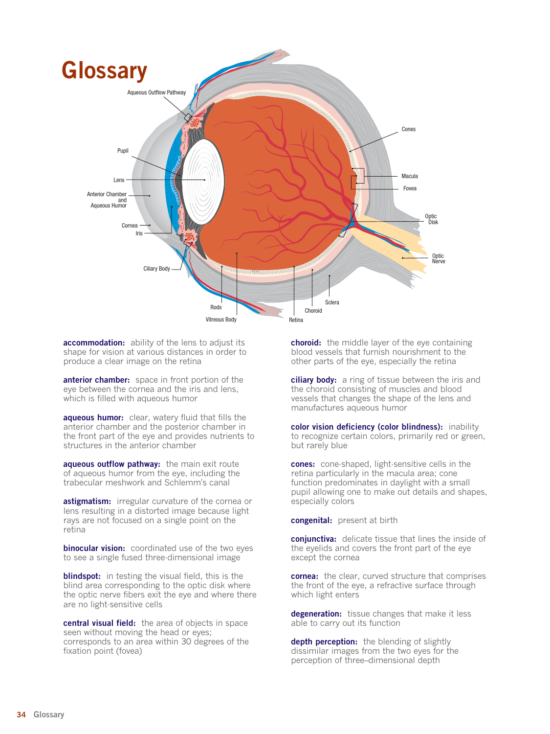# Glossary

**accommodation:** ability of the lens to adjust its shape for vision at various distances in order to produce a clear image on the retina

**anterior chamber:** space in front portion of the eye between the cornea and the iris and lens, which is filled with aqueous humor

**aqueous humor:** clear, watery fluid that fills the anterior chamber and the posterior chamber in the front part of the eye and provides nutrients to structures in the anterior chamber

**aqueous outflow pathway:** the main exit route of aqueous humor from the eye, including the trabecular meshwork and Schlemm's canal

**astigmatism:** irregular curvature of the cornea or lens resulting in a distorted image because light rays are not focused on a single point on the retina

**binocular vision:** coordinated use of the two eyes to see a single fused three-dimensional image

**blindspot:** in testing the visual field, this is the blind area corresponding to the optic disk where the optic nerve fibers exit the eye and where there are no light-sensitive cells

**central visual field:** the area of objects in space seen without moving the head or eyes; corresponds to an area within 30 degrees of the fixation point (fovea)

**choroid:** the middle layer of the eye containing blood vessels that furnish nourishment to the other parts of the eye, especially the retina

**ciliary body:** a ring of tissue between the iris and the choroid consisting of muscles and blood vessels that changes the shape of the lens and manufactures aqueous humor

**color vision deficiency (color blindness):** inability to recognize certain colors, primarily red or green, but rarely blue

**cones:** cone-shaped, light-sensitive cells in the retina particularly in the macula area; cone function predominates in daylight with a small pupil allowing one to make out details and shapes, especially colors

**congenital:** present at birth

**conjunctiva:** delicate tissue that lines the inside of the eyelids and covers the front part of the eye except the cornea

**cornea:** the clear, curved structure that comprises the front of the eye, a refractive surface through which light enters

**degeneration:** tissue changes that make it less able to carry out its function

**depth perception:** the blending of slightly dissimilar images from the two eyes for the perception of three–dimensional depth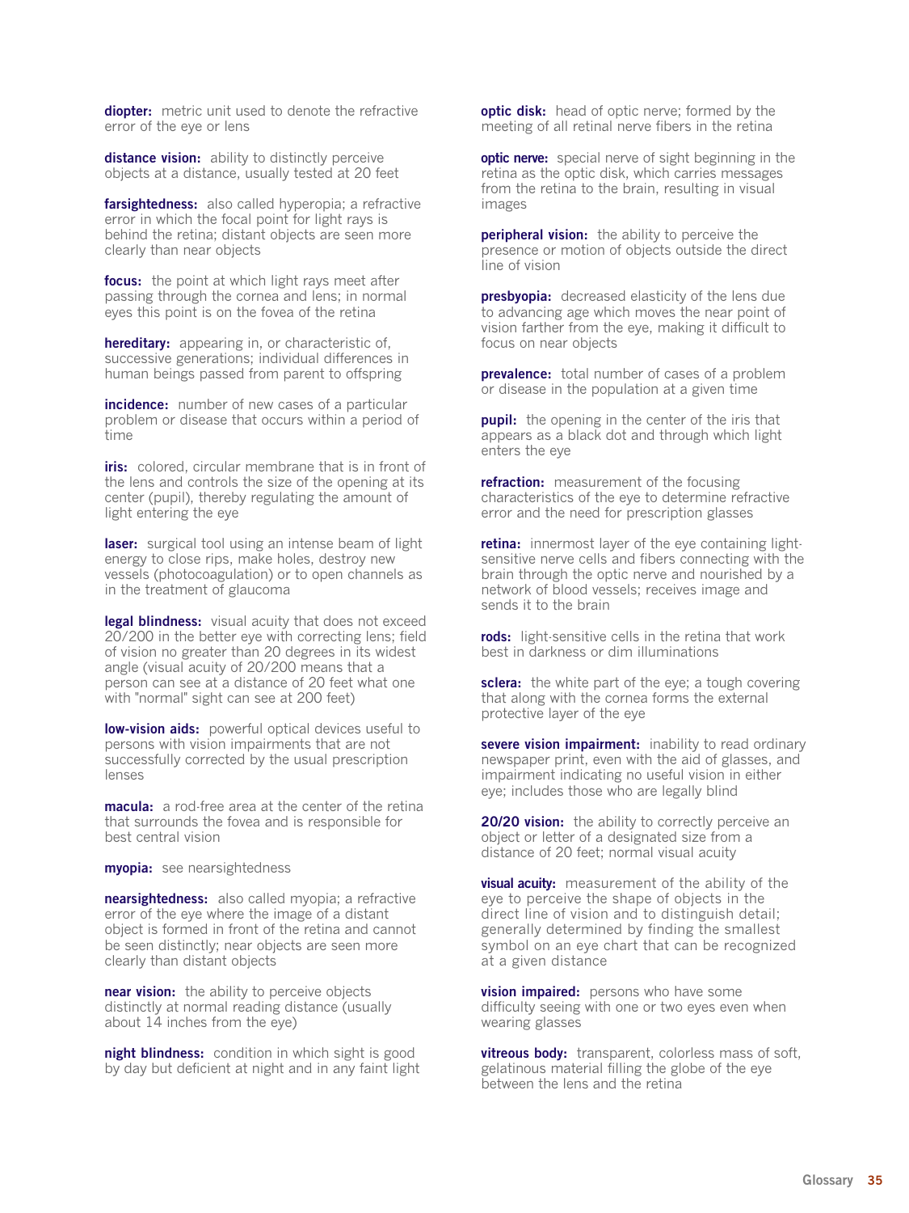**diopter:** metric unit used to denote the refractive error of the eye or lens

**distance vision:** ability to distinctly perceive objects at a distance, usually tested at 20 feet

**farsightedness:** also called hyperopia; a refractive error in which the focal point for light rays is behind the retina; distant objects are seen more clearly than near objects

**focus:** the point at which light rays meet after passing through the cornea and lens; in normal eyes this point is on the fovea of the retina

**hereditary:** appearing in, or characteristic of, successive generations; individual differences in human beings passed from parent to offspring

**incidence:** number of new cases of a particular problem or disease that occurs within a period of time

**iris:** colored, circular membrane that is in front of the lens and controls the size of the opening at its center (pupil), thereby regulating the amount of light entering the eye

**laser:** surgical tool using an intense beam of light energy to close rips, make holes, destroy new vessels (photocoagulation) or to open channels as in the treatment of glaucoma

**legal blindness:** visual acuity that does not exceed 20/200 in the better eye with correcting lens; field of vision no greater than 20 degrees in its widest angle (visual acuity of 20/200 means that a person can see at a distance of 20 feet what one with "normal" sight can see at 200 feet)

**low-vision aids:** powerful optical devices useful to persons with vision impairments that are not successfully corrected by the usual prescription lenses

**macula:** a rod-free area at the center of the retina that surrounds the fovea and is responsible for best central vision

**myopia:** see nearsightedness

**nearsightedness:** also called myopia; a refractive error of the eye where the image of a distant object is formed in front of the retina and cannot be seen distinctly; near objects are seen more clearly than distant objects

**near vision:** the ability to perceive objects distinctly at normal reading distance (usually about 14 inches from the eye)

**night blindness:** condition in which sight is good by day but deficient at night and in any faint light

**optic disk:** head of optic nerve; formed by the meeting of all retinal nerve fibers in the retina

**optic nerve:** special nerve of sight beginning in the retina as the optic disk, which carries messages from the retina to the brain, resulting in visual images

**peripheral vision:** the ability to perceive the presence or motion of objects outside the direct line of vision

**presbyopia:** decreased elasticity of the lens due to advancing age which moves the near point of vision farther from the eye, making it difficult to focus on near objects

**prevalence:** total number of cases of a problem or disease in the population at a given time

**pupil:** the opening in the center of the iris that appears as a black dot and through which light enters the eye

**refraction:** measurement of the focusing characteristics of the eye to determine refractive error and the need for prescription glasses

**retina:** innermost layer of the eye containing light-sensitive nerve cells and fibers connecting with the brain through the optic nerve and nourished by a network of blood vessels; receives image and sends it to the brain

**rods:** light-sensitive cells in the retina that work best in darkness or dim illuminations

**sclera:** the white part of the eye; a tough covering that along with the cornea forms the external protective layer of the eye

**severe vision impairment:** inability to read ordinary newspaper print, even with the aid of glasses, and impairment indicating no useful vision in either eye; includes those who are legally blind

**20/20 vision:** the ability to correctly perceive an object or letter of a designated size from a distance of 20 feet; normal visual acuity

**visual acuity:** measurement of the ability of the eye to perceive the shape of objects in the direct line of vision and to distinguish detail; generally determined by finding the smallest symbol on an eye chart that can be recognized at a given distance

**vision impaired:** persons who have some difficulty seeing with one or two eyes even when wearing glasses

**vitreous body:** transparent, colorless mass of soft, gelatinous material filling the globe of the eye between the lens and the retina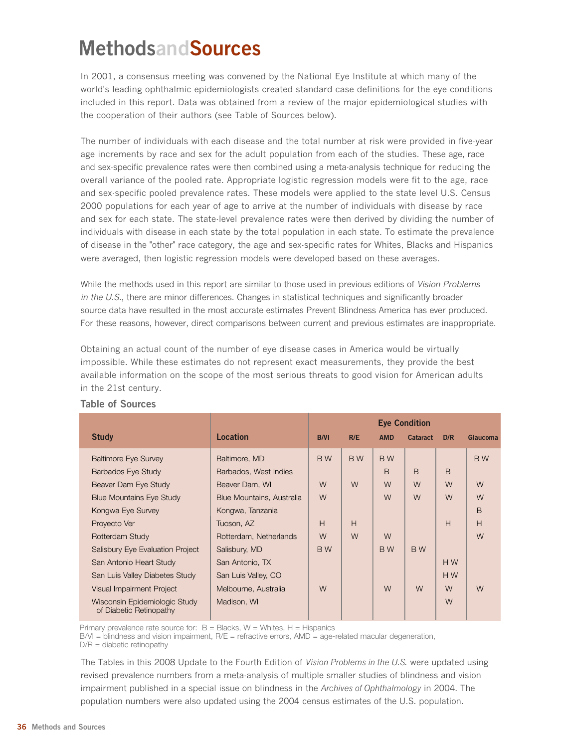# Methods and Sources

In 2001, a consensus meeting was convened by the National Eye Institute at which many of the world's leading ophthalmic epidemiologists created standard case definitions for the eye conditions included in this report. Data was obtained from a review of the major epidemiological studies with the cooperation of their authors (see Table of Sources below).

The number of individuals with each disease and the total number at risk were provided in five-year age increments by race and sex for the adult population from each of the studies. These age, race and sex-specific prevalence rates were then combined using a meta-analysis technique for reducing the overall variance of the pooled rate. Appropriate logistic regression models were fit to the age, race and sex-specific pooled prevalence rates. These models were applied to the state level U.S. Census 2000 populations for each year of age to arrive at the number of individuals with disease by race and sex for each state. The state-level prevalence rates were then derived by dividing the number of individuals with disease in each state by the total population in each state. To estimate the prevalence of disease in the "other" race category, the age and sex-specific rates for Whites, Blacks and Hispanics were averaged, then logistic regression models were developed based on these averages.

While the methods used in this report are similar to those used in previous editions of *Vision Problems in the U.S.*, there are minor differences. Changes in statistical techniques and significantly broader source data have resulted in the most accurate estimates Prevent Blindness America has ever produced. For these reasons, however, direct comparisons between current and previous estimates are inappropriate.

Obtaining an actual count of the number of eye disease cases in America would be virtually impossible. While these estimates do not represent exact measurements, they provide the best available information on the scope of the most serious threats to good vision for American adults in the 21st century.

## Table of Sources

| Study | Location | Eye Condition | | | | | |
|---|---|---|---|---|---|---|---|
| | | B/VI | R/E | AMD | Cataract | D/R | Glaucoma |
| Baltimore Eye Survey | Baltimore, MD | B W | B W | B W | | | B W |
| Barbados Eye Study | Barbados, West Indies | | | B | B | B | |
| Beaver Dam Eye Study | Beaver Dam, WI | W | W | W | W | W | W |
| Blue Mountains Eye Study | Blue Mountains, Australia | W | | W | W | W | W |
| Kongwa Eye Survey | Kongwa, Tanzania | | | | | | B |
| Proyecto Ver | Tucson, AZ | H | H | | | H | H |
| Rotterdam Study | Rotterdam, Netherlands | W | W | W | | | W |
| Salisbury Eye Evaluation Project | Salisbury, MD | B W | | B W | B W | | |
| San Antonio Heart Study | San Antonio, TX | | | | | H W | |
| San Luis Valley Diabetes Study | San Luis Valley, CO | | | | | H W | |
| Visual Impairment Project | Melbourne, Australia | W | | W | W | W | W |
| Wisconsin Epidemiologic Study of Diabetic Retinopathy | Madison, WI | | | | | W | |

Primary prevalence rate source for: B = Blacks, W = Whites, H = Hispanics
B/VI = blindness and vision impairment, R/E = refractive errors, AMD = age-related macular degeneration, D/R = diabetic retinopathy

The Tables in this 2008 Update to the Fourth Edition of *Vision Problems in the U.S.* were updated using revised prevalence numbers from a meta-analysis of multiple smaller studies of blindness and vision impairment published in a special issue on blindness in the *Archives of Ophthalmology* in 2004. The population numbers were also updated using the 2004 census estimates of the U.S. population.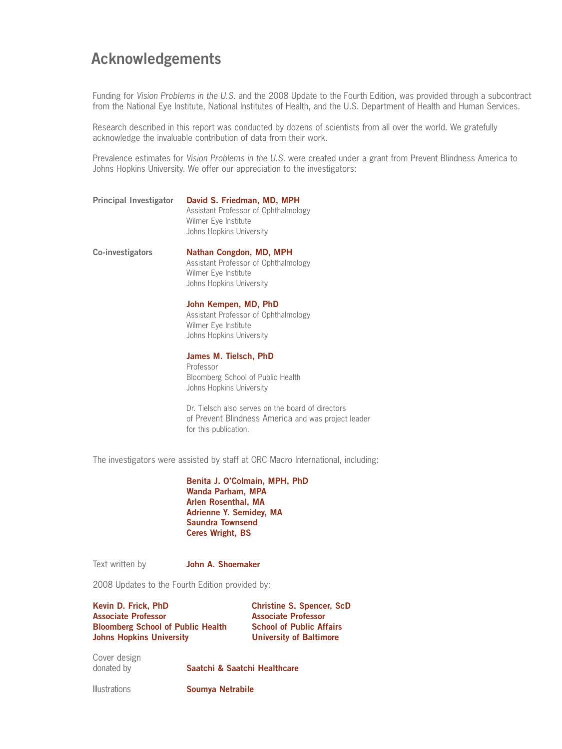# Acknowledgements

Funding for *Vision Problems in the U.S.* and the 2008 Update to the Fourth Edition, was provided through a subcontract from the National Eye Institute, National Institutes of Health, and the U.S. Department of Health and Human Services.

Research described in this report was conducted by dozens of scientists from all over the world. We gratefully acknowledge the invaluable contribution of data from their work.

Prevalence estimates for *Vision Problems in the U.S.* were created under a grant from Prevent Blindness America to Johns Hopkins University. We offer our appreciation to the investigators:

**Principal Investigator**

**David S. Friedman, MD, MPH**
Assistant Professor of Ophthalmology
Wilmer Eye Institute
Johns Hopkins University

**Co-investigators**

**Nathan Congdon, MD, MPH**
Assistant Professor of Ophthalmology
Wilmer Eye Institute
Johns Hopkins University

**John Kempen, MD, PhD**
Assistant Professor of Ophthalmology
Wilmer Eye Institute
Johns Hopkins University

**James M. Tielsch, PhD**
Professor
Bloomberg School of Public Health
Johns Hopkins University

Dr. Tielsch also serves on the board of directors of Prevent Blindness America and was project leader for this publication.

The investigators were assisted by staff at ORC Macro International, including:

**Benita J. O'Colmain, MPH, PhD**
**Wanda Parham, MPA**
**Arlen Rosenthal, MA**
**Adrienne Y. Semidey, MA**
**Saundra Townsend**
**Ceres Wright, BS**

Text written by **John A. Shoemaker**

2008 Updates to the Fourth Edition provided by:

**Kevin D. Frick, PhD**
**Associate Professor**
**Bloomberg School of Public Health**
**Johns Hopkins University**

**Christine S. Spencer, ScD**
**Associate Professor**
**School of Public Affairs**
**University of Baltimore**

Cover design donated by **Saatchi & Saatchi Healthcare**

Illustrations **Soumya Netrabile**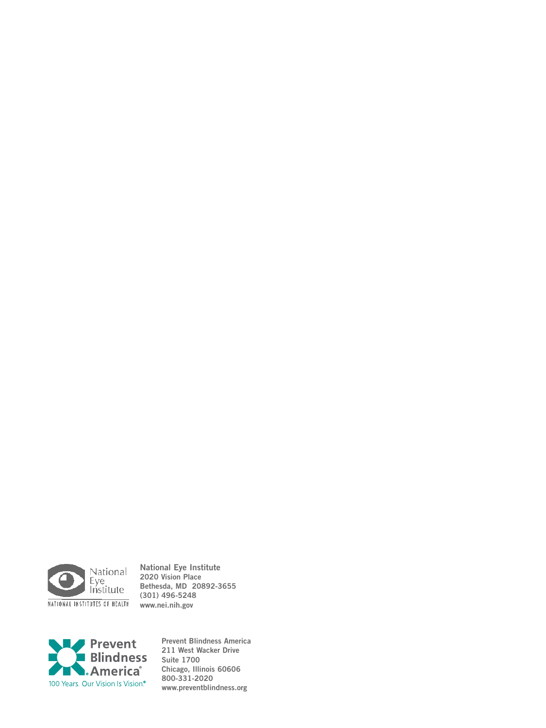National Eye Institute
NATIONAL INSTITUTES OF HEALTH

**National Eye Institute**
**2020 Vision Place**
**Bethesda, MD 20892-3655**
**(301) 496-5248**
**www.nei.nih.gov**

Prevent Blindness America
100 Years. Our Vision Is Vision.®

**Prevent Blindness America**
**211 West Wacker Drive**
**Suite 1700**
**Chicago, Illinois 60606**
**800-331-2020**
**www.preventblindness.org**